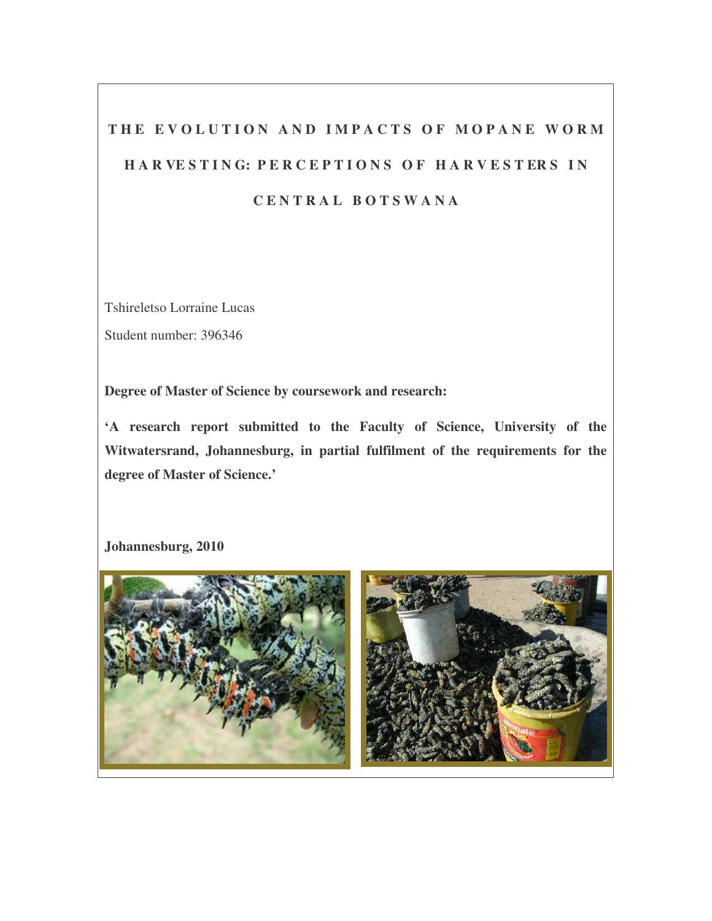# THE EVOLUTION AND IMPACTS OF MOPANE WORM HARVESTING: PERCEPTIONS OF HARVESTERS IN CENTRAL BOTSWANA

Tshireletso Lorraine Lucas

Student number: 396346

**Degree of Master of Science by coursework and research:**

**'A research report submitted to the Faculty of Science, University of the Witwatersrand, Johannesburg, in partial fulfilment of the requirements for the degree of Master of Science.'**

**Johannesburg, 2010**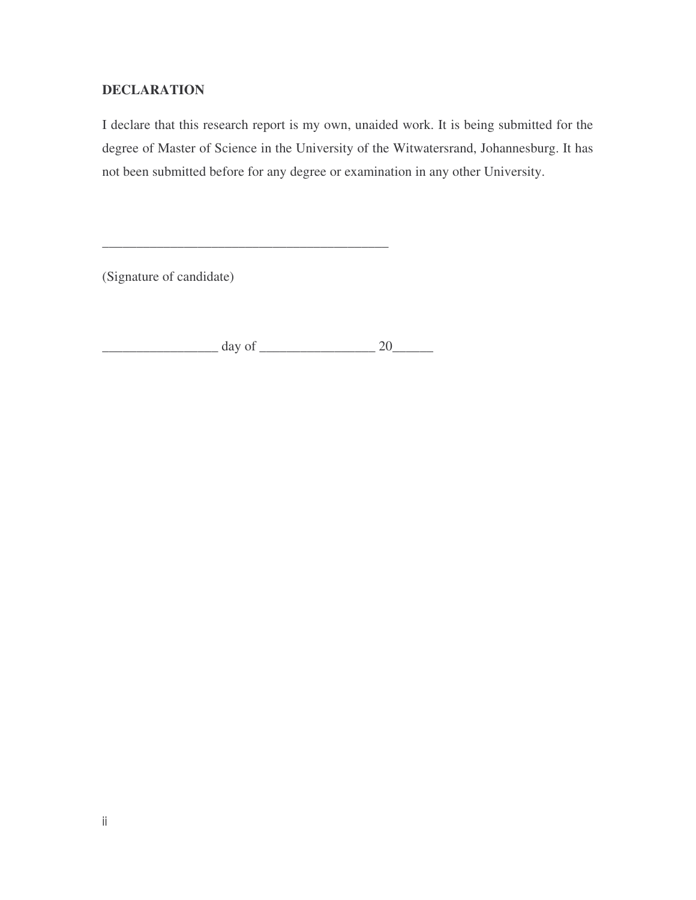## DECLARATION

I declare that this research report is my own, unaided work. It is being submitted for the degree of Master of Science in the University of the Witwatersrand, Johannesburg. It has not been submitted before for any degree or examination in any other University.

__________________________________________

(Signature of candidate)

_________________ day of _________________ 20______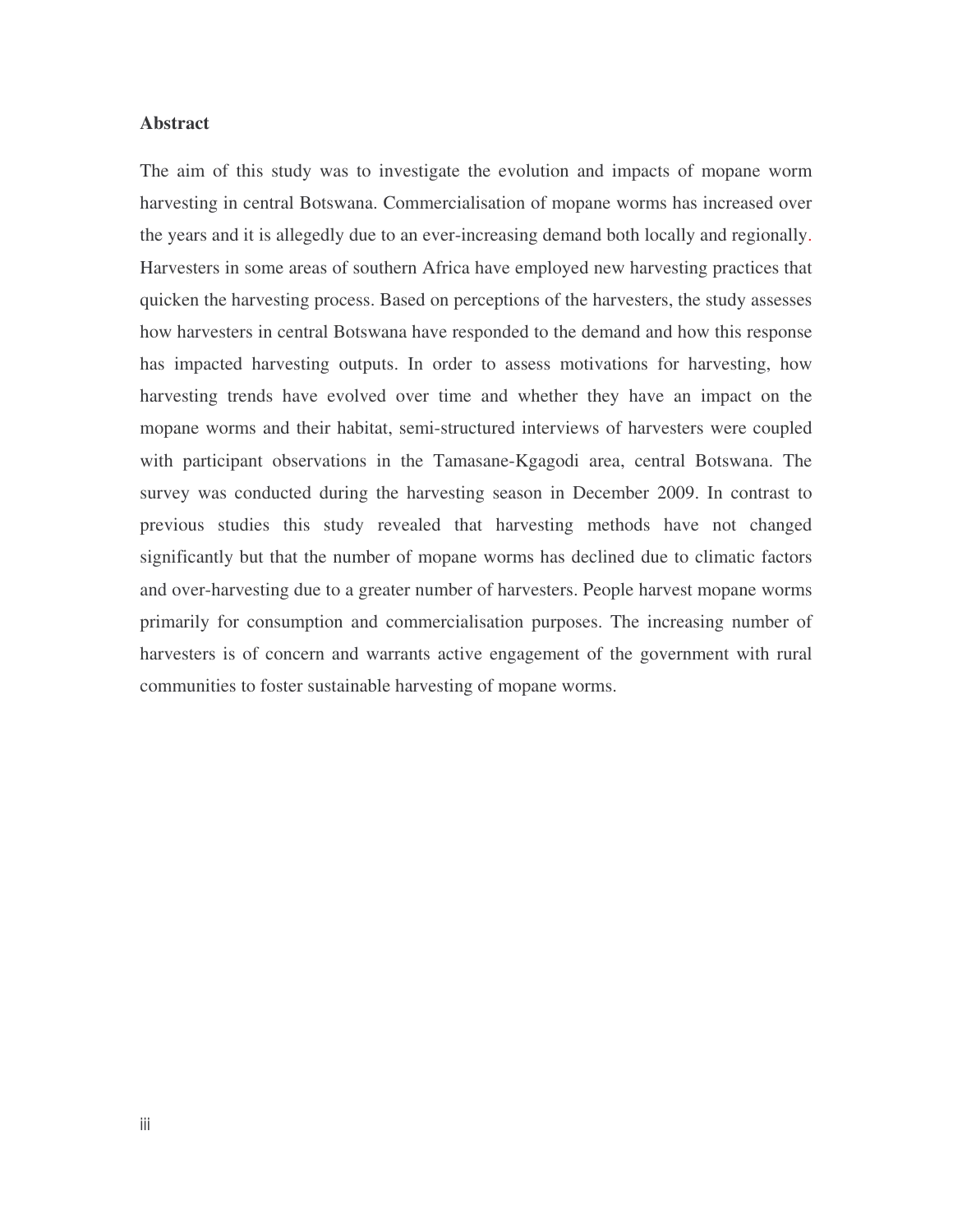## Abstract

The aim of this study was to investigate the evolution and impacts of mopane worm harvesting in central Botswana. Commercialisation of mopane worms has increased over the years and it is allegedly due to an ever-increasing demand both locally and regionally. Harvesters in some areas of southern Africa have employed new harvesting practices that quicken the harvesting process. Based on perceptions of the harvesters, the study assesses how harvesters in central Botswana have responded to the demand and how this response has impacted harvesting outputs. In order to assess motivations for harvesting, how harvesting trends have evolved over time and whether they have an impact on the mopane worms and their habitat, semi-structured interviews of harvesters were coupled with participant observations in the Tamasane-Kgagodi area, central Botswana. The survey was conducted during the harvesting season in December 2009. In contrast to previous studies this study revealed that harvesting methods have not changed significantly but that the number of mopane worms has declined due to climatic factors and over-harvesting due to a greater number of harvesters. People harvest mopane worms primarily for consumption and commercialisation purposes. The increasing number of harvesters is of concern and warrants active engagement of the government with rural communities to foster sustainable harvesting of mopane worms.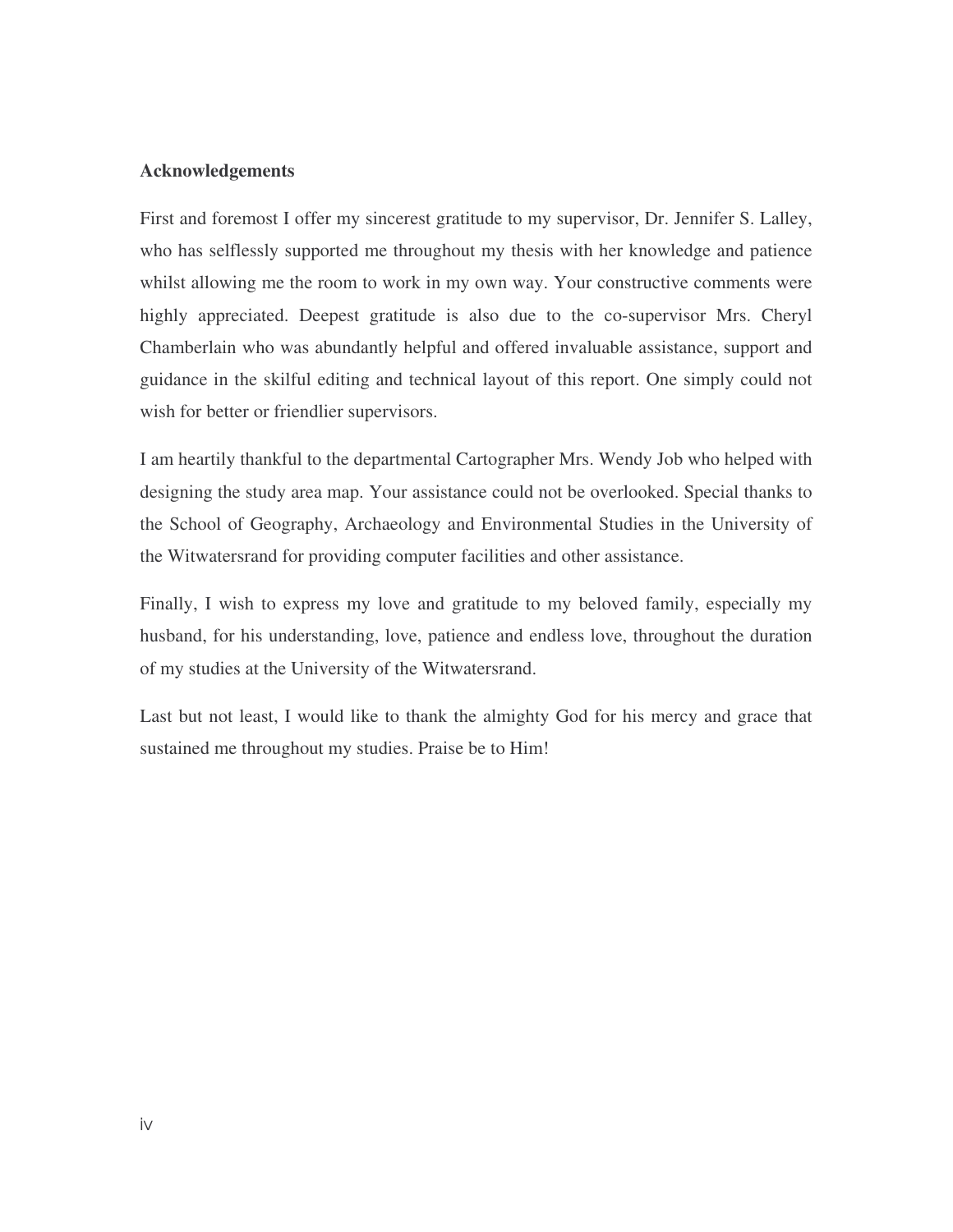## Acknowledgements

First and foremost I offer my sincerest gratitude to my supervisor, Dr. Jennifer S. Lalley, who has selflessly supported me throughout my thesis with her knowledge and patience whilst allowing me the room to work in my own way. Your constructive comments were highly appreciated. Deepest gratitude is also due to the co-supervisor Mrs. Cheryl Chamberlain who was abundantly helpful and offered invaluable assistance, support and guidance in the skilful editing and technical layout of this report. One simply could not wish for better or friendlier supervisors.

I am heartily thankful to the departmental Cartographer Mrs. Wendy Job who helped with designing the study area map. Your assistance could not be overlooked. Special thanks to the School of Geography, Archaeology and Environmental Studies in the University of the Witwatersrand for providing computer facilities and other assistance.

Finally, I wish to express my love and gratitude to my beloved family, especially my husband, for his understanding, love, patience and endless love, throughout the duration of my studies at the University of the Witwatersrand.

Last but not least, I would like to thank the almighty God for his mercy and grace that sustained me throughout my studies. Praise be to Him!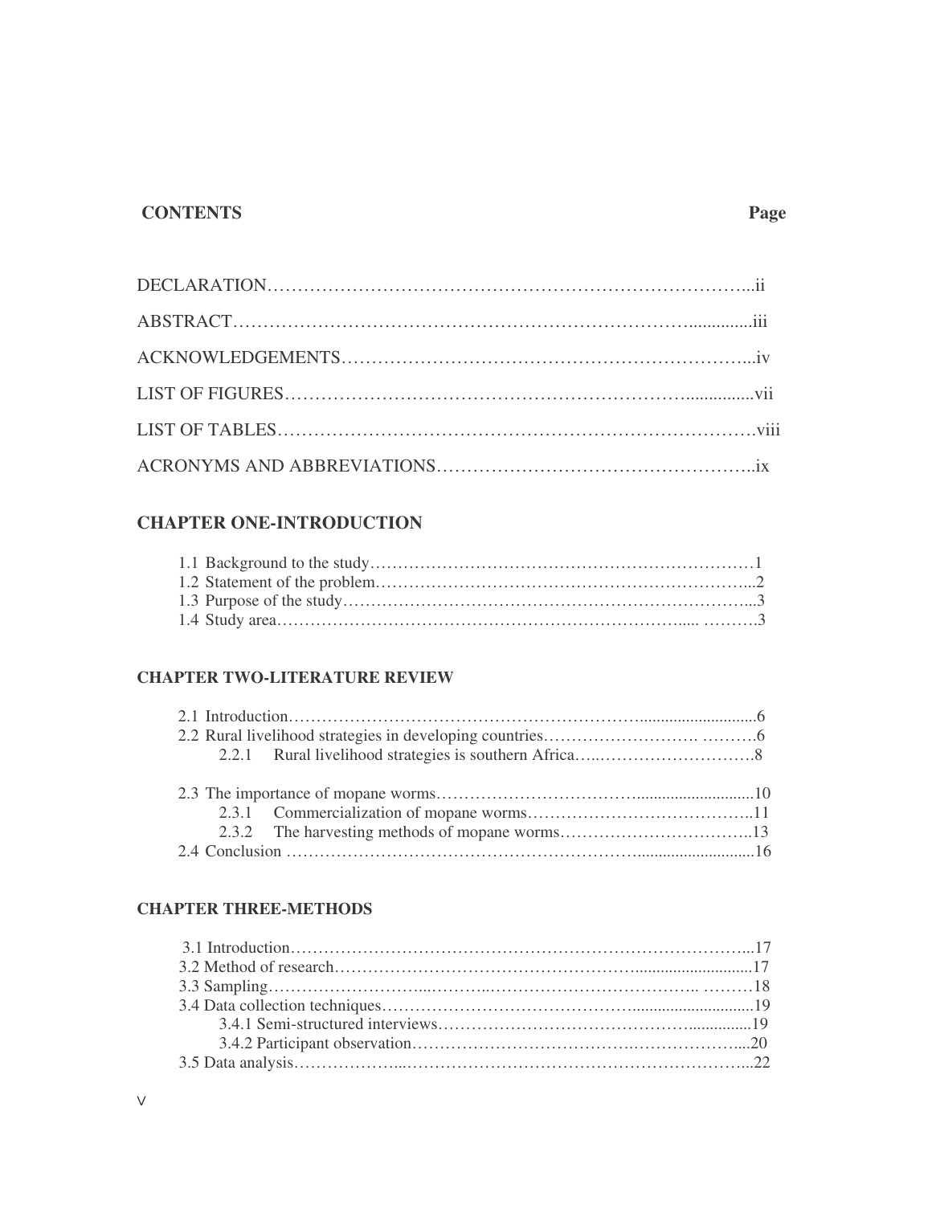**CONTENTS** **Page**

DECLARATION……………………………………………………………………...ii

ABSTRACT…………………………………………………………………..............iii

ACKNOWLEDGEMENTS…………………………………………………………...iv

LIST OF FIGURES………………………………………………………...............vii

LIST OF TABLES…………………………………………………………………….viii

ACRONYMS AND ABBREVIATIONS……………………………………………..ix

## CHAPTER ONE-INTRODUCTION

1.1 Background to the study……………………………………………………………1
1.2 Statement of the problem…………………………………………………………...2
1.3 Purpose of the study………………………………………………………………...3
1.4 Study area…………………………………………………………….... ……….3

## CHAPTER TWO-LITERATURE REVIEW

2.1 Introduction…………………………………………………….............................6
2.2 Rural livelihood strategies in developing countries………………………. ……….6
  2.2.1 Rural livelihood strategies is southern Africa…..……………………….8

2.3 The importance of mopane worms…………………………….............................10
  2.3.1 Commercialization of mopane worms…………………………………..11
  2.3.2 The harvesting methods of mopane worms……………………………..13
2.4 Conclusion …………………………………………………….............................16

## CHAPTER THREE-METHODS

3.1 Introduction………………………………………………………………………...17
3.2 Method of research……………………………………………............................17
3.3 Sampling……………………...………..…………………………….. ………18
3.4 Data collection techniques……………………………………..............................19
  3.4.1 Semi-structured interviews………………………………………..............19
  3.4.2 Participant observation………………………………….………………...20
3.5 Data analysis………………...………………………………………………………...22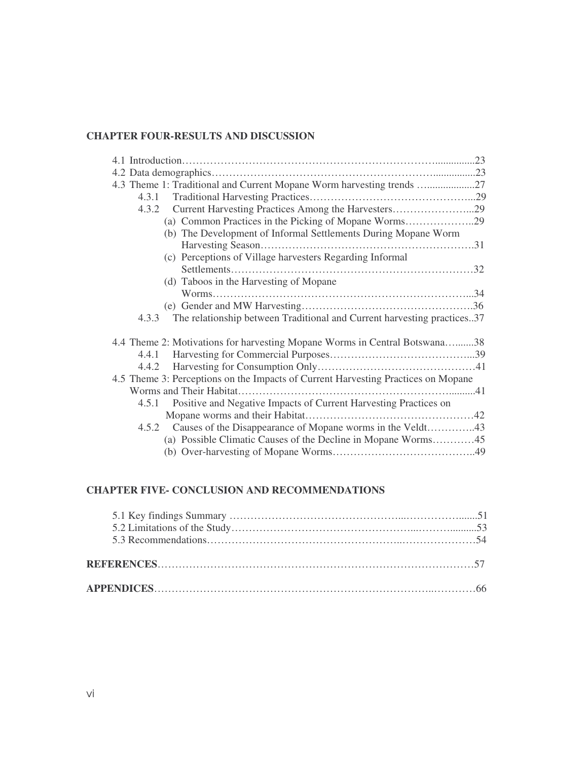**CHAPTER FOUR-RESULTS AND DISCUSSION**

4.1 Introduction……………………………………………………………………...............23
4.2 Data demographics……………………………………………………………................23
4.3 Theme 1: Traditional and Current Mopane Worm harvesting trends …..................27
    4.3.1 Traditional Harvesting Practices………………………………………...29
    4.3.2 Current Harvesting Practices Among the Harvesters…………………...29
        (a) Common Practices in the Picking of Mopane Worms………………..29
        (b) The Development of Informal Settlements During Mopane Worm Harvesting Season…………………………………………………….31
        (c) Perceptions of Village harvesters Regarding Informal Settlements……………………………………………………………32
        (d) Taboos in the Harvesting of Mopane Worms…………………………………………………………...34
        (e) Gender and MW Harvesting………………………………………….36
    4.3.3 The relationship between Traditional and Current harvesting practices..37

4.4 Theme 2: Motivations for harvesting Mopane Worms in Central Botswana…........38
    4.4.1 Harvesting for Commercial Purposes…………………………………...39
    4.4.2 Harvesting for Consumption Only………………………………………41
4.5 Theme 3: Perceptions on the Impacts of Current Harvesting Practices on Mopane Worms and Their Habitat…………………………………………………..........41
    4.5.1 Positive and Negative Impacts of Current Harvesting Practices on Mopane worms and their Habitat…………………………………………42
    4.5.2 Causes of the Disappearance of Mopane worms in the Veldt…………..43
        (a) Possible Climatic Causes of the Decline in Mopane Worms…………45
        (b) Over-harvesting of Mopane Worms…………………………………..49

**CHAPTER FIVE- CONCLUSION AND RECOMMENDATIONS**

5.1 Key findings Summary ………………………………………...……………........51
5.2 Limitations of the Study…………………………………………...……….........53
5.3 Recommendations…………………………………………..…………………54

**REFERENCES**……………………………………………………………………………57

**APPENDICES**…………………………………………………………………..…………66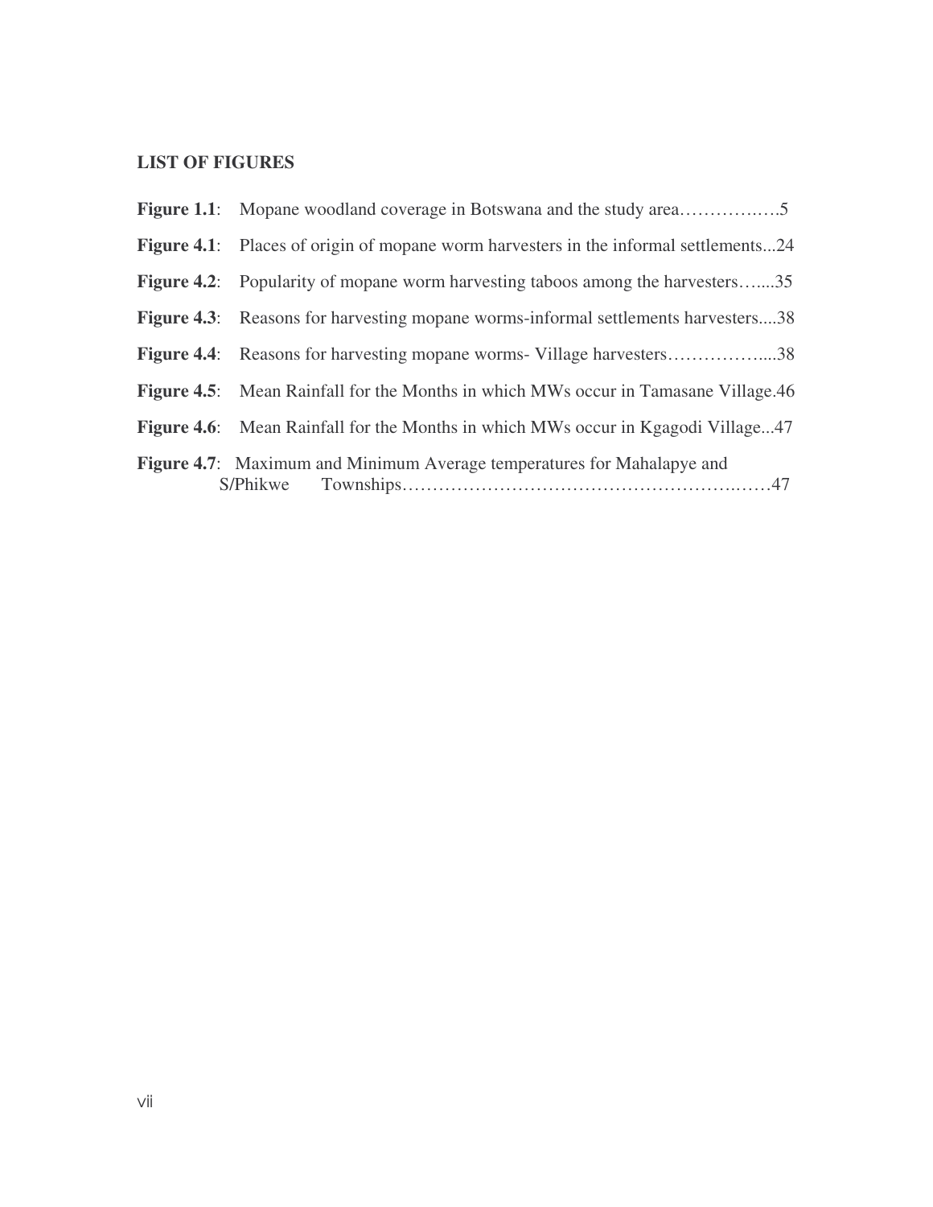## LIST OF FIGURES

**Figure 1.1**: Mopane woodland coverage in Botswana and the study area…………….….5

**Figure 4.1**: Places of origin of mopane worm harvesters in the informal settlements...24

**Figure 4.2**: Popularity of mopane worm harvesting taboos among the harvesters…....35

**Figure 4.3**: Reasons for harvesting mopane worms-informal settlements harvesters....38

**Figure 4.4**: Reasons for harvesting mopane worms- Village harvesters……………....38

**Figure 4.5**: Mean Rainfall for the Months in which MWs occur in Tamasane Village.46

**Figure 4.6**: Mean Rainfall for the Months in which MWs occur in Kgagodi Village...47

**Figure 4.7**: Maximum and Minimum Average temperatures for Mahalapye and S/Phikwe Townships……………………………………………….……47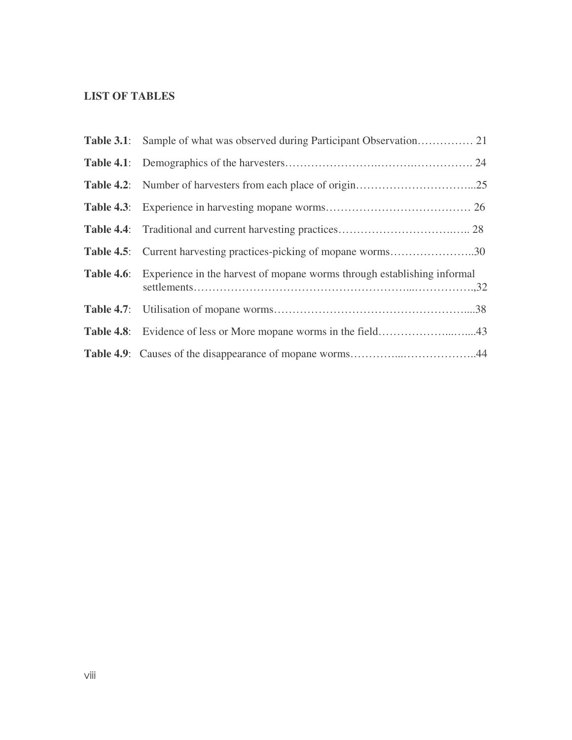## LIST OF TABLES

**Table 3.1**: Sample of what was observed during Participant Observation…………… 21

**Table 4.1**: Demographics of the harvesters……………………………………………. 24

**Table 4.2**: Number of harvesters from each place of origin…………………………...25

**Table 4.3**: Experience in harvesting mopane worms………………………………… 26

**Table 4.4**: Traditional and current harvesting practices…………………………….. 28

**Table 4.5**: Current harvesting practices-picking of mopane worms…………………..30

**Table 4.6**: Experience in the harvest of mopane worms through establishing informal settlements…………………………………………………………………,32

**Table 4.7**: Utilisation of mopane worms……………………………………………....38

**Table 4.8**: Evidence of less or More mopane worms in the field…………………......43

**Table 4.9**: Causes of the disappearance of mopane worms………………………………..44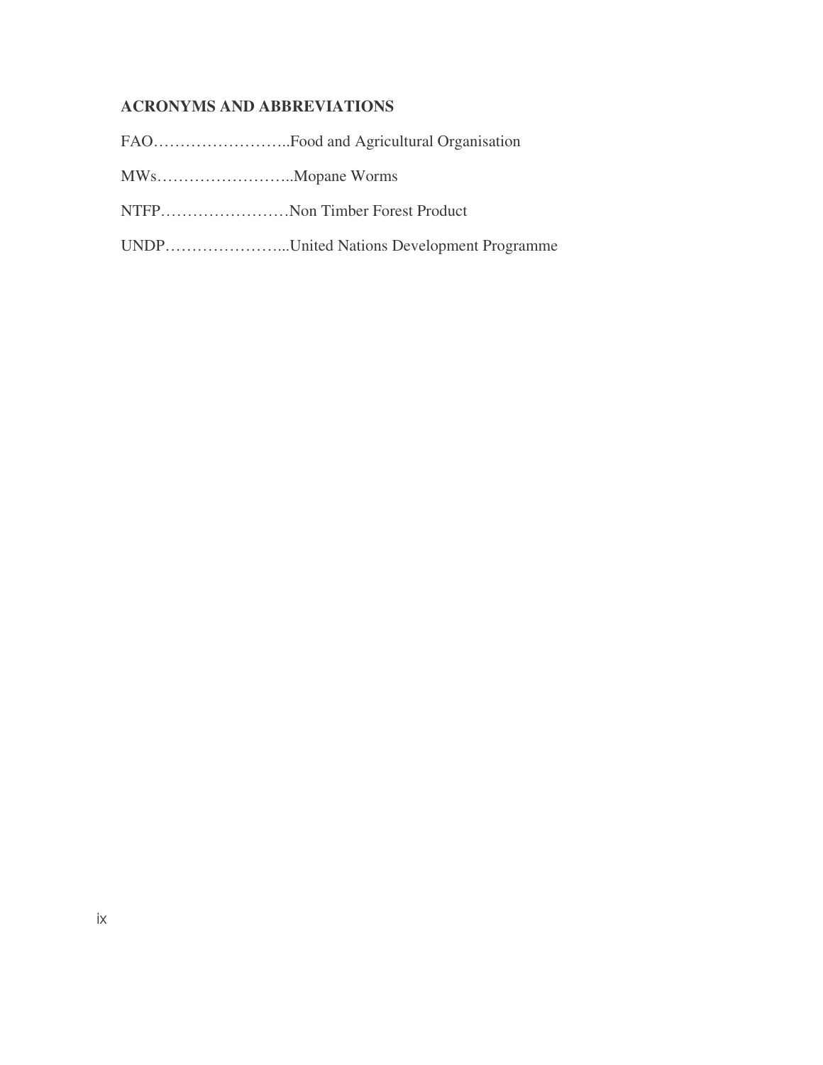## ACRONYMS AND ABBREVIATIONS

FAO……………………..Food and Agricultural Organisation

MWs……………………..Mopane Worms

NTFP……………………Non Timber Forest Product

UNDP…………………...United Nations Development Programme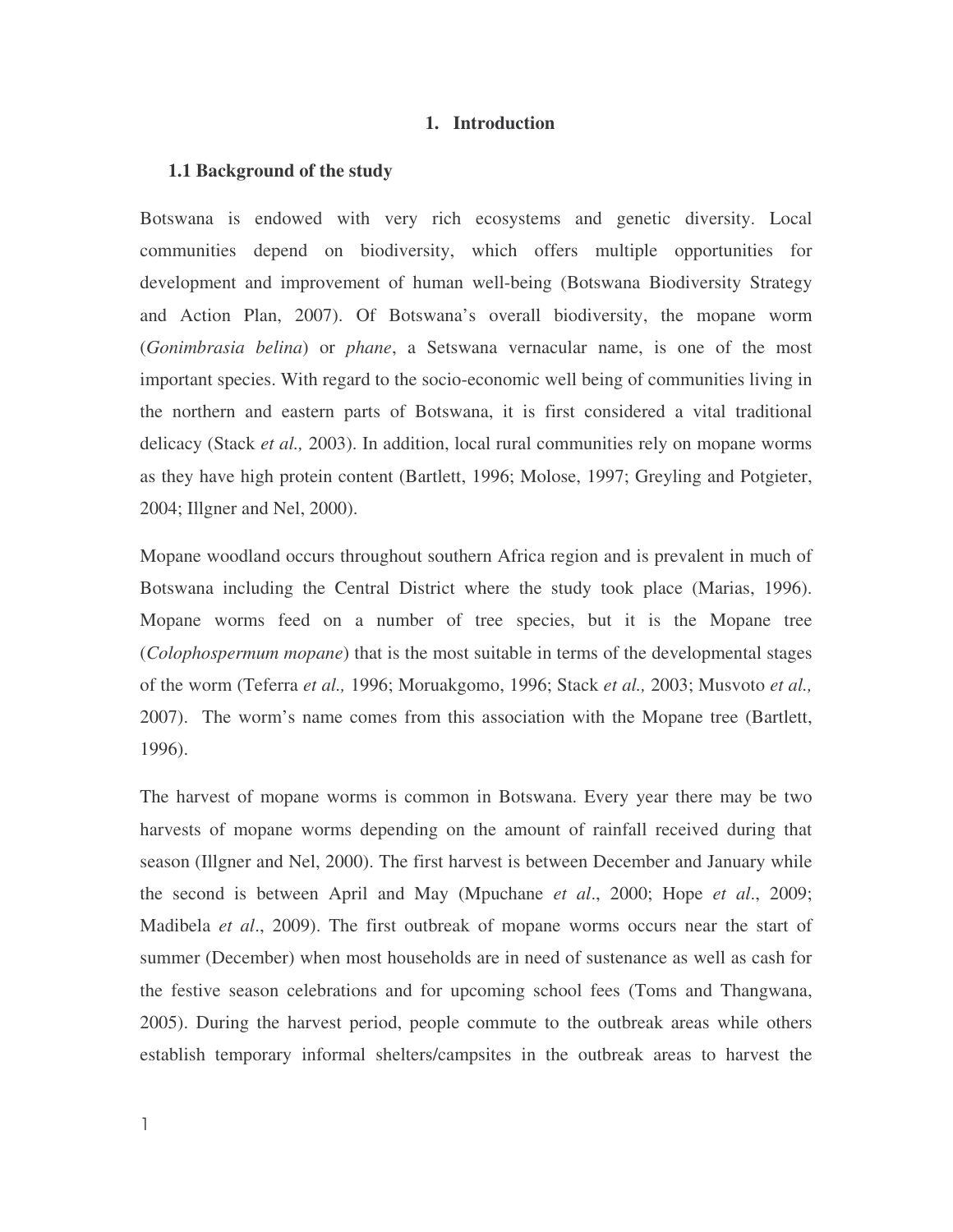# 1. Introduction

## 1.1 Background of the study

Botswana is endowed with very rich ecosystems and genetic diversity. Local communities depend on biodiversity, which offers multiple opportunities for development and improvement of human well-being (Botswana Biodiversity Strategy and Action Plan, 2007). Of Botswana's overall biodiversity, the mopane worm (*Gonimbrasia belina*) or *phane*, a Setswana vernacular name, is one of the most important species. With regard to the socio-economic well being of communities living in the northern and eastern parts of Botswana, it is first considered a vital traditional delicacy (Stack *et al.,* 2003). In addition, local rural communities rely on mopane worms as they have high protein content (Bartlett, 1996; Molose, 1997; Greyling and Potgieter, 2004; Illgner and Nel, 2000).

Mopane woodland occurs throughout southern Africa region and is prevalent in much of Botswana including the Central District where the study took place (Marias, 1996). Mopane worms feed on a number of tree species, but it is the Mopane tree (*Colophospermum mopane*) that is the most suitable in terms of the developmental stages of the worm (Teferra *et al.,* 1996; Moruakgomo, 1996; Stack *et al.,* 2003; Musvoto *et al.,* 2007). The worm's name comes from this association with the Mopane tree (Bartlett, 1996).

The harvest of mopane worms is common in Botswana. Every year there may be two harvests of mopane worms depending on the amount of rainfall received during that season (Illgner and Nel, 2000). The first harvest is between December and January while the second is between April and May (Mpuchane *et al*., 2000; Hope *et al*., 2009; Madibela *et al*., 2009). The first outbreak of mopane worms occurs near the start of summer (December) when most households are in need of sustenance as well as cash for the festive season celebrations and for upcoming school fees (Toms and Thangwana, 2005). During the harvest period, people commute to the outbreak areas while others establish temporary informal shelters/campsites in the outbreak areas to harvest the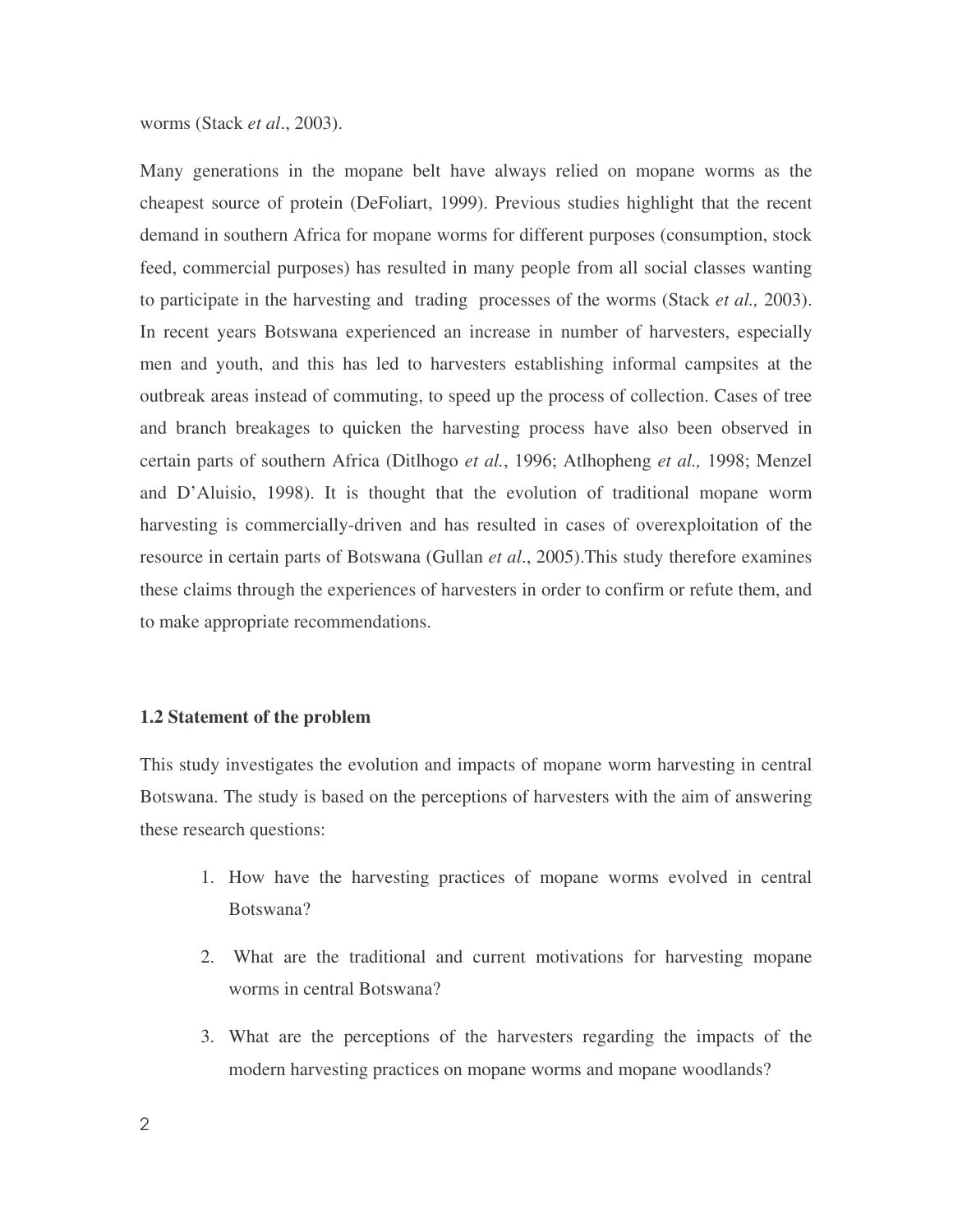worms (Stack *et al*., 2003).

Many generations in the mopane belt have always relied on mopane worms as the cheapest source of protein (DeFoliart, 1999). Previous studies highlight that the recent demand in southern Africa for mopane worms for different purposes (consumption, stock feed, commercial purposes) has resulted in many people from all social classes wanting to participate in the harvesting and trading processes of the worms (Stack *et al.,* 2003). In recent years Botswana experienced an increase in number of harvesters, especially men and youth, and this has led to harvesters establishing informal campsites at the outbreak areas instead of commuting, to speed up the process of collection. Cases of tree and branch breakages to quicken the harvesting process have also been observed in certain parts of southern Africa (Ditlhogo *et al.*, 1996; Atlhopheng *et al.,* 1998; Menzel and D'Aluisio, 1998). It is thought that the evolution of traditional mopane worm harvesting is commercially-driven and has resulted in cases of overexploitation of the resource in certain parts of Botswana (Gullan *et al*., 2005).This study therefore examines these claims through the experiences of harvesters in order to confirm or refute them, and to make appropriate recommendations.

### 1.2 Statement of the problem

This study investigates the evolution and impacts of mopane worm harvesting in central Botswana. The study is based on the perceptions of harvesters with the aim of answering these research questions:

1. How have the harvesting practices of mopane worms evolved in central Botswana?
2. What are the traditional and current motivations for harvesting mopane worms in central Botswana?
3. What are the perceptions of the harvesters regarding the impacts of the modern harvesting practices on mopane worms and mopane woodlands?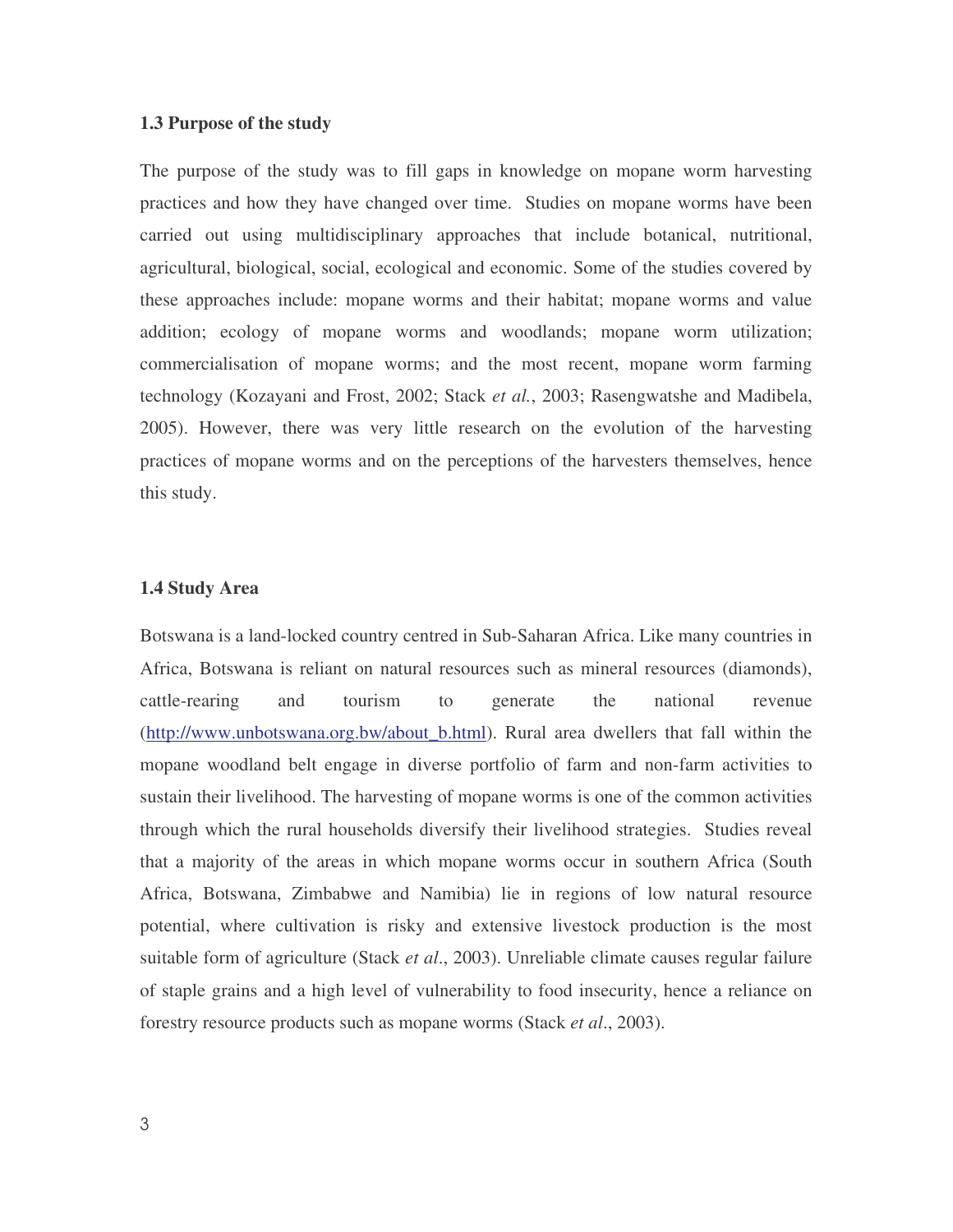### 1.3 Purpose of the study

The purpose of the study was to fill gaps in knowledge on mopane worm harvesting practices and how they have changed over time. Studies on mopane worms have been carried out using multidisciplinary approaches that include botanical, nutritional, agricultural, biological, social, ecological and economic. Some of the studies covered by these approaches include: mopane worms and their habitat; mopane worms and value addition; ecology of mopane worms and woodlands; mopane worm utilization; commercialisation of mopane worms; and the most recent, mopane worm farming technology (Kozayani and Frost, 2002; Stack *et al.*, 2003; Rasengwatshe and Madibela, 2005). However, there was very little research on the evolution of the harvesting practices of mopane worms and on the perceptions of the harvesters themselves, hence this study.

### 1.4 Study Area

Botswana is a land-locked country centred in Sub-Saharan Africa. Like many countries in Africa, Botswana is reliant on natural resources such as mineral resources (diamonds), cattle-rearing and tourism to generate the national revenue (http://www.unbotswana.org.bw/about_b.html). Rural area dwellers that fall within the mopane woodland belt engage in diverse portfolio of farm and non-farm activities to sustain their livelihood. The harvesting of mopane worms is one of the common activities through which the rural households diversify their livelihood strategies. Studies reveal that a majority of the areas in which mopane worms occur in southern Africa (South Africa, Botswana, Zimbabwe and Namibia) lie in regions of low natural resource potential, where cultivation is risky and extensive livestock production is the most suitable form of agriculture (Stack *et al*., 2003). Unreliable climate causes regular failure of staple grains and a high level of vulnerability to food insecurity, hence a reliance on forestry resource products such as mopane worms (Stack *et al*., 2003).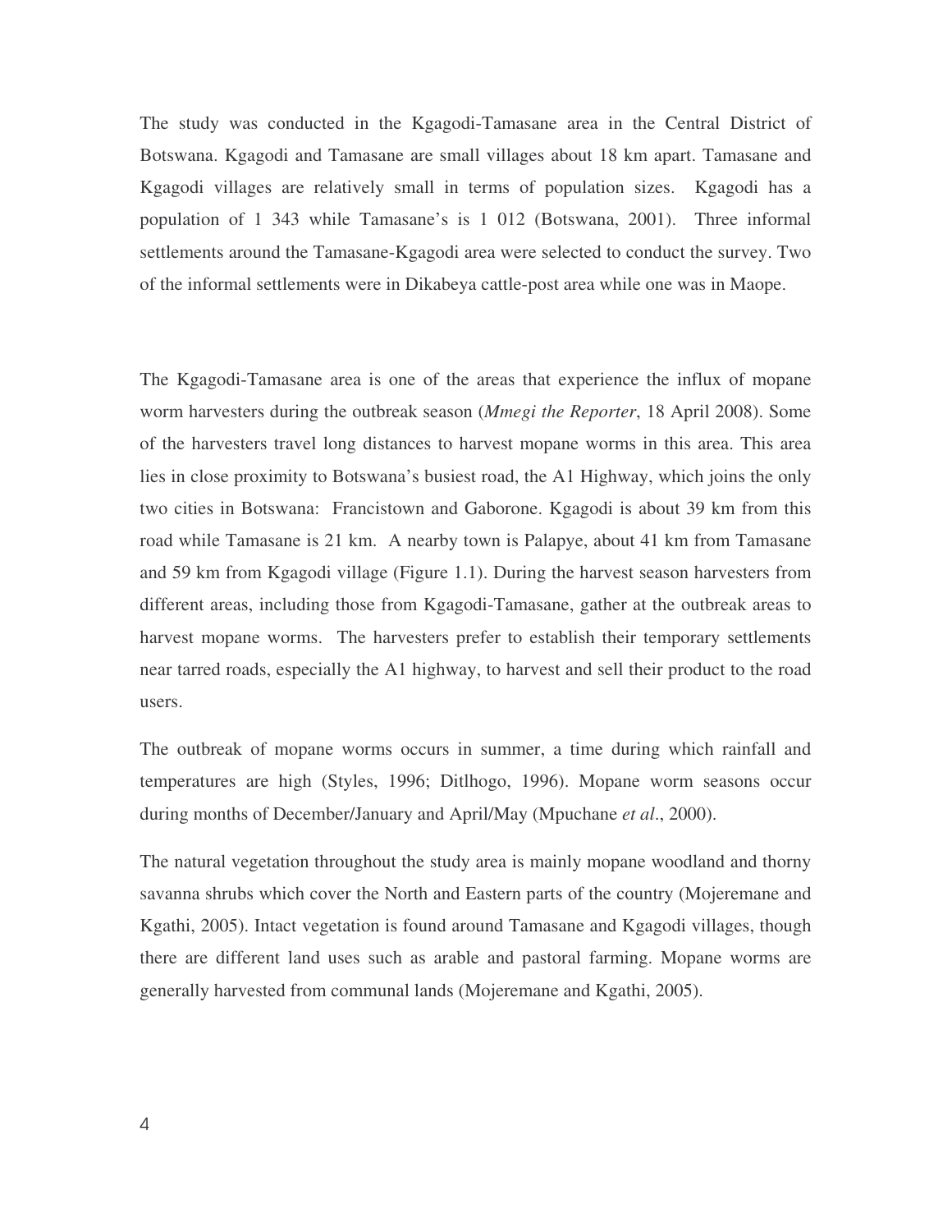The study was conducted in the Kgagodi-Tamasane area in the Central District of Botswana. Kgagodi and Tamasane are small villages about 18 km apart. Tamasane and Kgagodi villages are relatively small in terms of population sizes. Kgagodi has a population of 1 343 while Tamasane's is 1 012 (Botswana, 2001). Three informal settlements around the Tamasane-Kgagodi area were selected to conduct the survey. Two of the informal settlements were in Dikabeya cattle-post area while one was in Maope.

The Kgagodi-Tamasane area is one of the areas that experience the influx of mopane worm harvesters during the outbreak season (*Mmegi the Reporter*, 18 April 2008). Some of the harvesters travel long distances to harvest mopane worms in this area. This area lies in close proximity to Botswana's busiest road, the A1 Highway, which joins the only two cities in Botswana: Francistown and Gaborone. Kgagodi is about 39 km from this road while Tamasane is 21 km. A nearby town is Palapye, about 41 km from Tamasane and 59 km from Kgagodi village (Figure 1.1). During the harvest season harvesters from different areas, including those from Kgagodi-Tamasane, gather at the outbreak areas to harvest mopane worms. The harvesters prefer to establish their temporary settlements near tarred roads, especially the A1 highway, to harvest and sell their product to the road users.

The outbreak of mopane worms occurs in summer, a time during which rainfall and temperatures are high (Styles, 1996; Ditlhogo, 1996). Mopane worm seasons occur during months of December/January and April/May (Mpuchane *et al*., 2000).

The natural vegetation throughout the study area is mainly mopane woodland and thorny savanna shrubs which cover the North and Eastern parts of the country (Mojeremane and Kgathi, 2005). Intact vegetation is found around Tamasane and Kgagodi villages, though there are different land uses such as arable and pastoral farming. Mopane worms are generally harvested from communal lands (Mojeremane and Kgathi, 2005).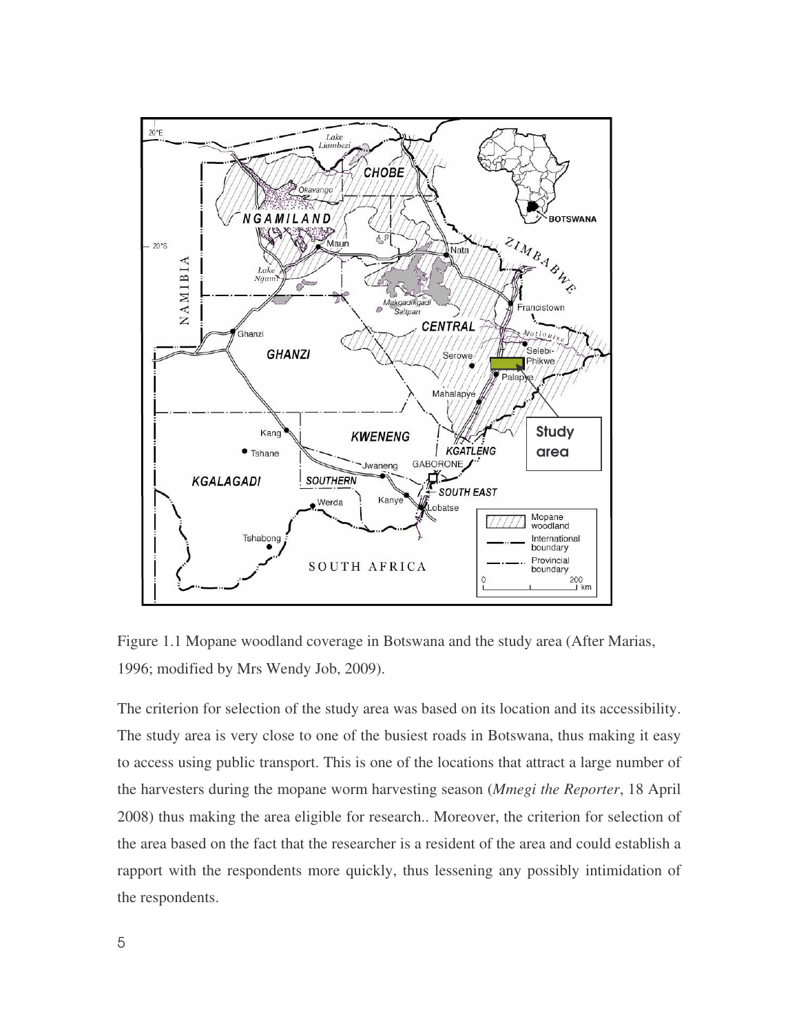Figure 1.1 Mopane woodland coverage in Botswana and the study area (After Marias, 1996; modified by Mrs Wendy Job, 2009).

The criterion for selection of the study area was based on its location and its accessibility. The study area is very close to one of the busiest roads in Botswana, thus making it easy to access using public transport. This is one of the locations that attract a large number of the harvesters during the mopane worm harvesting season (*Mmegi the Reporter*, 18 April 2008) thus making the area eligible for research.. Moreover, the criterion for selection of the area based on the fact that the researcher is a resident of the area and could establish a rapport with the respondents more quickly, thus lessening any possibly intimidation of the respondents.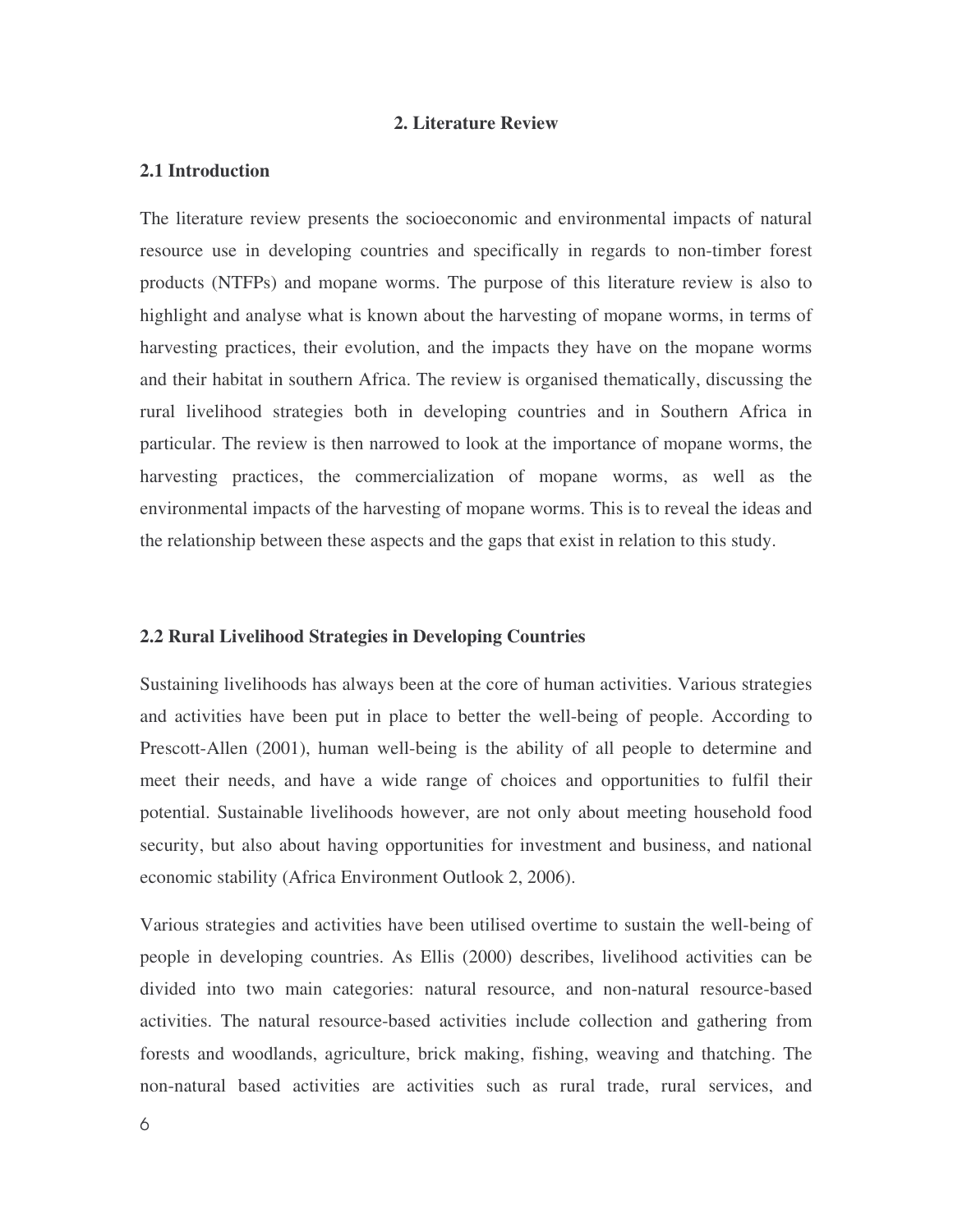# 2. Literature Review

## 2.1 Introduction

The literature review presents the socioeconomic and environmental impacts of natural resource use in developing countries and specifically in regards to non-timber forest products (NTFPs) and mopane worms. The purpose of this literature review is also to highlight and analyse what is known about the harvesting of mopane worms, in terms of harvesting practices, their evolution, and the impacts they have on the mopane worms and their habitat in southern Africa. The review is organised thematically, discussing the rural livelihood strategies both in developing countries and in Southern Africa in particular. The review is then narrowed to look at the importance of mopane worms, the harvesting practices, the commercialization of mopane worms, as well as the environmental impacts of the harvesting of mopane worms. This is to reveal the ideas and the relationship between these aspects and the gaps that exist in relation to this study.

## 2.2 Rural Livelihood Strategies in Developing Countries

Sustaining livelihoods has always been at the core of human activities. Various strategies and activities have been put in place to better the well-being of people. According to Prescott-Allen (2001), human well-being is the ability of all people to determine and meet their needs, and have a wide range of choices and opportunities to fulfil their potential. Sustainable livelihoods however, are not only about meeting household food security, but also about having opportunities for investment and business, and national economic stability (Africa Environment Outlook 2, 2006).

Various strategies and activities have been utilised overtime to sustain the well-being of people in developing countries. As Ellis (2000) describes, livelihood activities can be divided into two main categories: natural resource, and non-natural resource-based activities. The natural resource-based activities include collection and gathering from forests and woodlands, agriculture, brick making, fishing, weaving and thatching. The non-natural based activities are activities such as rural trade, rural services, and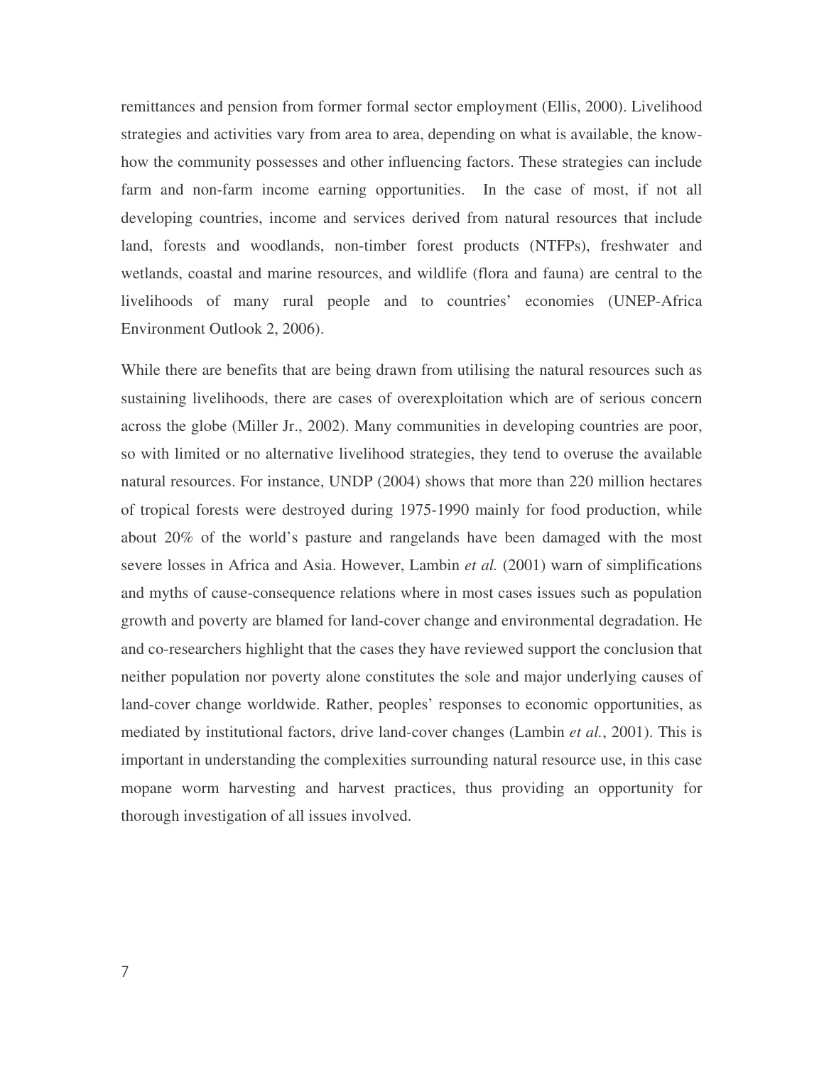remittances and pension from former formal sector employment (Ellis, 2000). Livelihood strategies and activities vary from area to area, depending on what is available, the know-how the community possesses and other influencing factors. These strategies can include farm and non-farm income earning opportunities. In the case of most, if not all developing countries, income and services derived from natural resources that include land, forests and woodlands, non-timber forest products (NTFPs), freshwater and wetlands, coastal and marine resources, and wildlife (flora and fauna) are central to the livelihoods of many rural people and to countries' economies (UNEP-Africa Environment Outlook 2, 2006).

While there are benefits that are being drawn from utilising the natural resources such as sustaining livelihoods, there are cases of overexploitation which are of serious concern across the globe (Miller Jr., 2002). Many communities in developing countries are poor, so with limited or no alternative livelihood strategies, they tend to overuse the available natural resources. For instance, UNDP (2004) shows that more than 220 million hectares of tropical forests were destroyed during 1975-1990 mainly for food production, while about 20% of the world's pasture and rangelands have been damaged with the most severe losses in Africa and Asia. However, Lambin *et al.* (2001) warn of simplifications and myths of cause-consequence relations where in most cases issues such as population growth and poverty are blamed for land-cover change and environmental degradation. He and co-researchers highlight that the cases they have reviewed support the conclusion that neither population nor poverty alone constitutes the sole and major underlying causes of land-cover change worldwide. Rather, peoples' responses to economic opportunities, as mediated by institutional factors, drive land-cover changes (Lambin *et al.*, 2001). This is important in understanding the complexities surrounding natural resource use, in this case mopane worm harvesting and harvest practices, thus providing an opportunity for thorough investigation of all issues involved.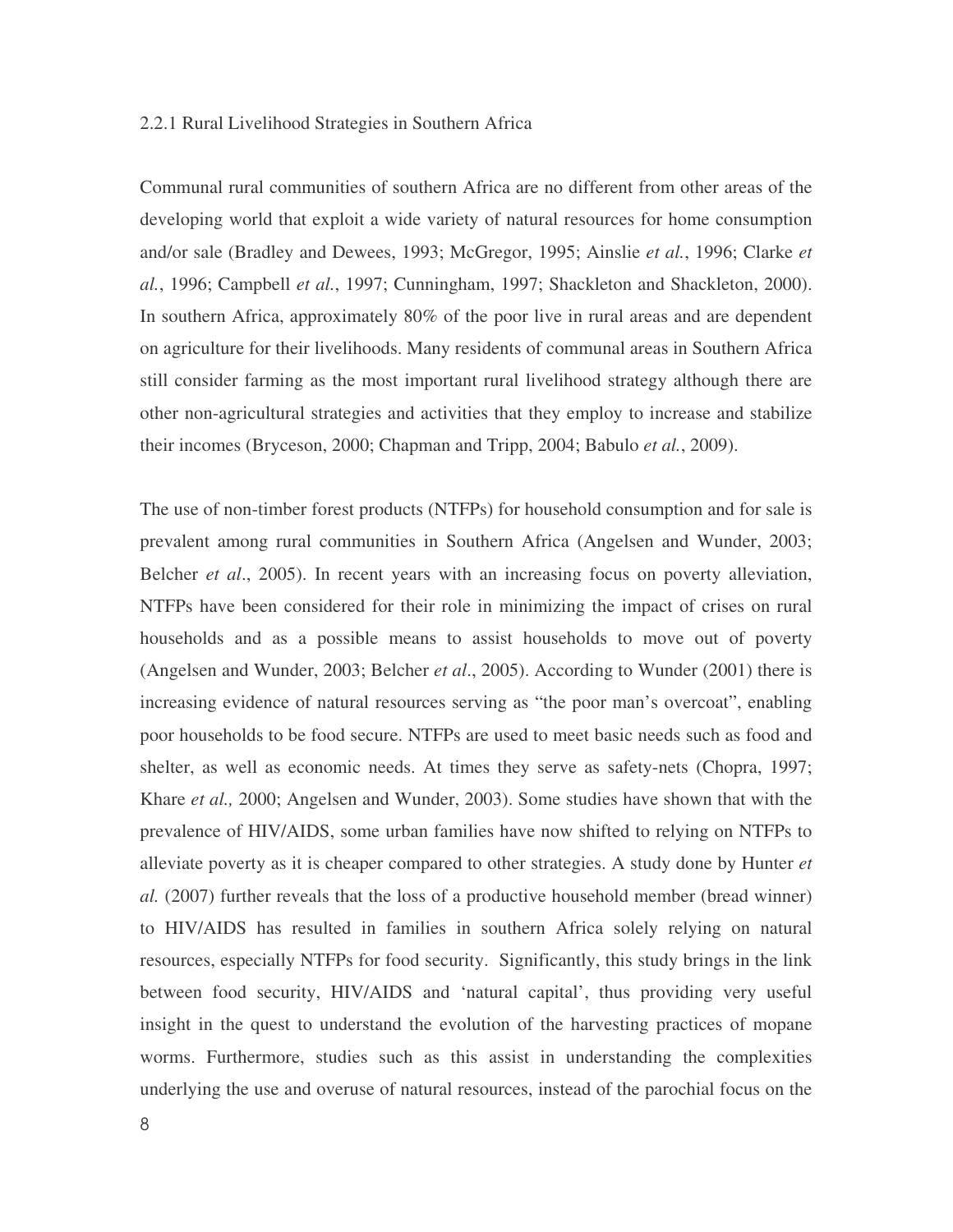### 2.2.1 Rural Livelihood Strategies in Southern Africa

Communal rural communities of southern Africa are no different from other areas of the developing world that exploit a wide variety of natural resources for home consumption and/or sale (Bradley and Dewees, 1993; McGregor, 1995; Ainslie *et al.*, 1996; Clarke *et al.*, 1996; Campbell *et al.*, 1997; Cunningham, 1997; Shackleton and Shackleton, 2000). In southern Africa, approximately 80% of the poor live in rural areas and are dependent on agriculture for their livelihoods. Many residents of communal areas in Southern Africa still consider farming as the most important rural livelihood strategy although there are other non-agricultural strategies and activities that they employ to increase and stabilize their incomes (Bryceson, 2000; Chapman and Tripp, 2004; Babulo *et al.*, 2009).

The use of non-timber forest products (NTFPs) for household consumption and for sale is prevalent among rural communities in Southern Africa (Angelsen and Wunder, 2003; Belcher *et al*., 2005). In recent years with an increasing focus on poverty alleviation, NTFPs have been considered for their role in minimizing the impact of crises on rural households and as a possible means to assist households to move out of poverty (Angelsen and Wunder, 2003; Belcher *et al*., 2005). According to Wunder (2001) there is increasing evidence of natural resources serving as "the poor man's overcoat", enabling poor households to be food secure. NTFPs are used to meet basic needs such as food and shelter, as well as economic needs. At times they serve as safety-nets (Chopra, 1997; Khare *et al.,* 2000; Angelsen and Wunder, 2003). Some studies have shown that with the prevalence of HIV/AIDS, some urban families have now shifted to relying on NTFPs to alleviate poverty as it is cheaper compared to other strategies. A study done by Hunter *et al.* (2007) further reveals that the loss of a productive household member (bread winner) to HIV/AIDS has resulted in families in southern Africa solely relying on natural resources, especially NTFPs for food security. Significantly, this study brings in the link between food security, HIV/AIDS and 'natural capital', thus providing very useful insight in the quest to understand the evolution of the harvesting practices of mopane worms. Furthermore, studies such as this assist in understanding the complexities underlying the use and overuse of natural resources, instead of the parochial focus on the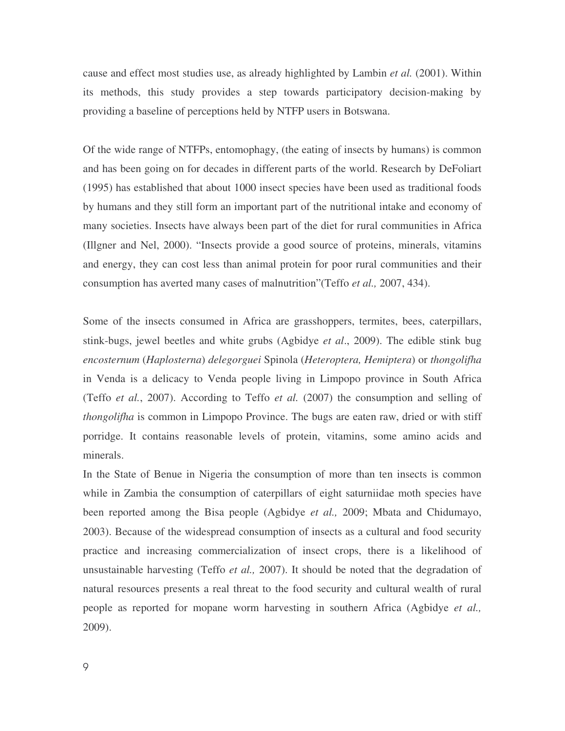cause and effect most studies use, as already highlighted by Lambin *et al.* (2001). Within its methods, this study provides a step towards participatory decision-making by providing a baseline of perceptions held by NTFP users in Botswana.

Of the wide range of NTFPs, entomophagy, (the eating of insects by humans) is common and has been going on for decades in different parts of the world. Research by DeFoliart (1995) has established that about 1000 insect species have been used as traditional foods by humans and they still form an important part of the nutritional intake and economy of many societies. Insects have always been part of the diet for rural communities in Africa (Illgner and Nel, 2000). "Insects provide a good source of proteins, minerals, vitamins and energy, they can cost less than animal protein for poor rural communities and their consumption has averted many cases of malnutrition"(Teffo *et al.,* 2007, 434).

Some of the insects consumed in Africa are grasshoppers, termites, bees, caterpillars, stink-bugs, jewel beetles and white grubs (Agbidye *et al*., 2009). The edible stink bug *encosternum* (*Haplosterna*) *delegorguei* Spinola (*Heteroptera, Hemiptera*) or *thongolifha* in Venda is a delicacy to Venda people living in Limpopo province in South Africa (Teffo *et al.*, 2007). According to Teffo *et al.* (2007) the consumption and selling of *thongolifha* is common in Limpopo Province. The bugs are eaten raw, dried or with stiff porridge. It contains reasonable levels of protein, vitamins, some amino acids and minerals.

In the State of Benue in Nigeria the consumption of more than ten insects is common while in Zambia the consumption of caterpillars of eight saturniidae moth species have been reported among the Bisa people (Agbidye *et al.,* 2009; Mbata and Chidumayo, 2003). Because of the widespread consumption of insects as a cultural and food security practice and increasing commercialization of insect crops, there is a likelihood of unsustainable harvesting (Teffo *et al.,* 2007). It should be noted that the degradation of natural resources presents a real threat to the food security and cultural wealth of rural people as reported for mopane worm harvesting in southern Africa (Agbidye *et al.,* 2009).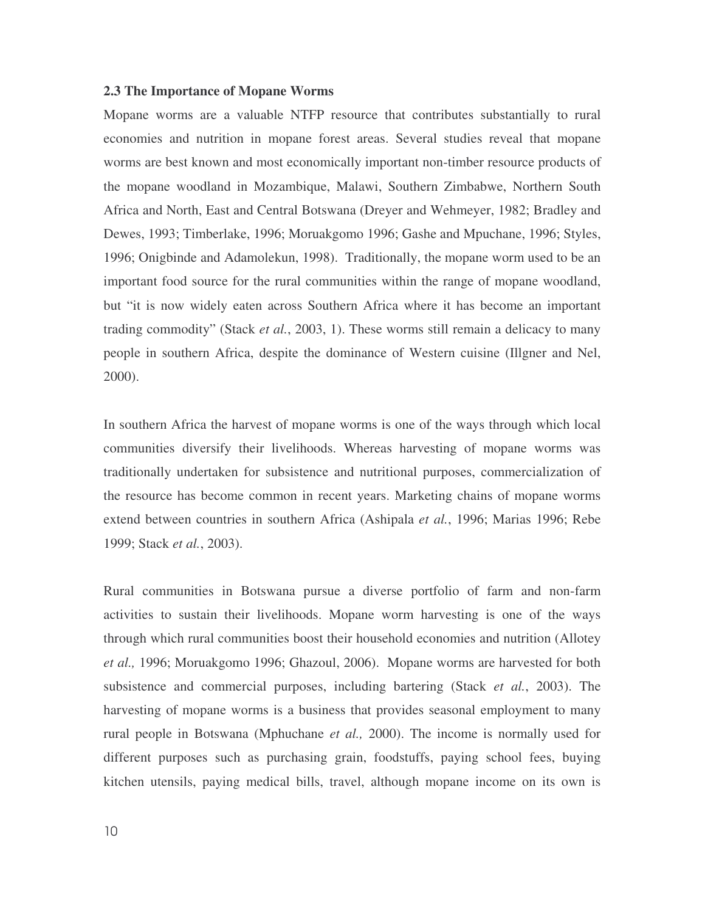### 2.3 The Importance of Mopane Worms

Mopane worms are a valuable NTFP resource that contributes substantially to rural economies and nutrition in mopane forest areas. Several studies reveal that mopane worms are best known and most economically important non-timber resource products of the mopane woodland in Mozambique, Malawi, Southern Zimbabwe, Northern South Africa and North, East and Central Botswana (Dreyer and Wehmeyer, 1982; Bradley and Dewes, 1993; Timberlake, 1996; Moruakgomo 1996; Gashe and Mpuchane, 1996; Styles, 1996; Onigbinde and Adamolekun, 1998). Traditionally, the mopane worm used to be an important food source for the rural communities within the range of mopane woodland, but "it is now widely eaten across Southern Africa where it has become an important trading commodity" (Stack *et al.*, 2003, 1). These worms still remain a delicacy to many people in southern Africa, despite the dominance of Western cuisine (Illgner and Nel, 2000).

In southern Africa the harvest of mopane worms is one of the ways through which local communities diversify their livelihoods. Whereas harvesting of mopane worms was traditionally undertaken for subsistence and nutritional purposes, commercialization of the resource has become common in recent years. Marketing chains of mopane worms extend between countries in southern Africa (Ashipala *et al.*, 1996; Marias 1996; Rebe 1999; Stack *et al.*, 2003).

Rural communities in Botswana pursue a diverse portfolio of farm and non-farm activities to sustain their livelihoods. Mopane worm harvesting is one of the ways through which rural communities boost their household economies and nutrition (Allotey *et al.,* 1996; Moruakgomo 1996; Ghazoul, 2006). Mopane worms are harvested for both subsistence and commercial purposes, including bartering (Stack *et al.*, 2003). The harvesting of mopane worms is a business that provides seasonal employment to many rural people in Botswana (Mphuchane *et al.,* 2000). The income is normally used for different purposes such as purchasing grain, foodstuffs, paying school fees, buying kitchen utensils, paying medical bills, travel, although mopane income on its own is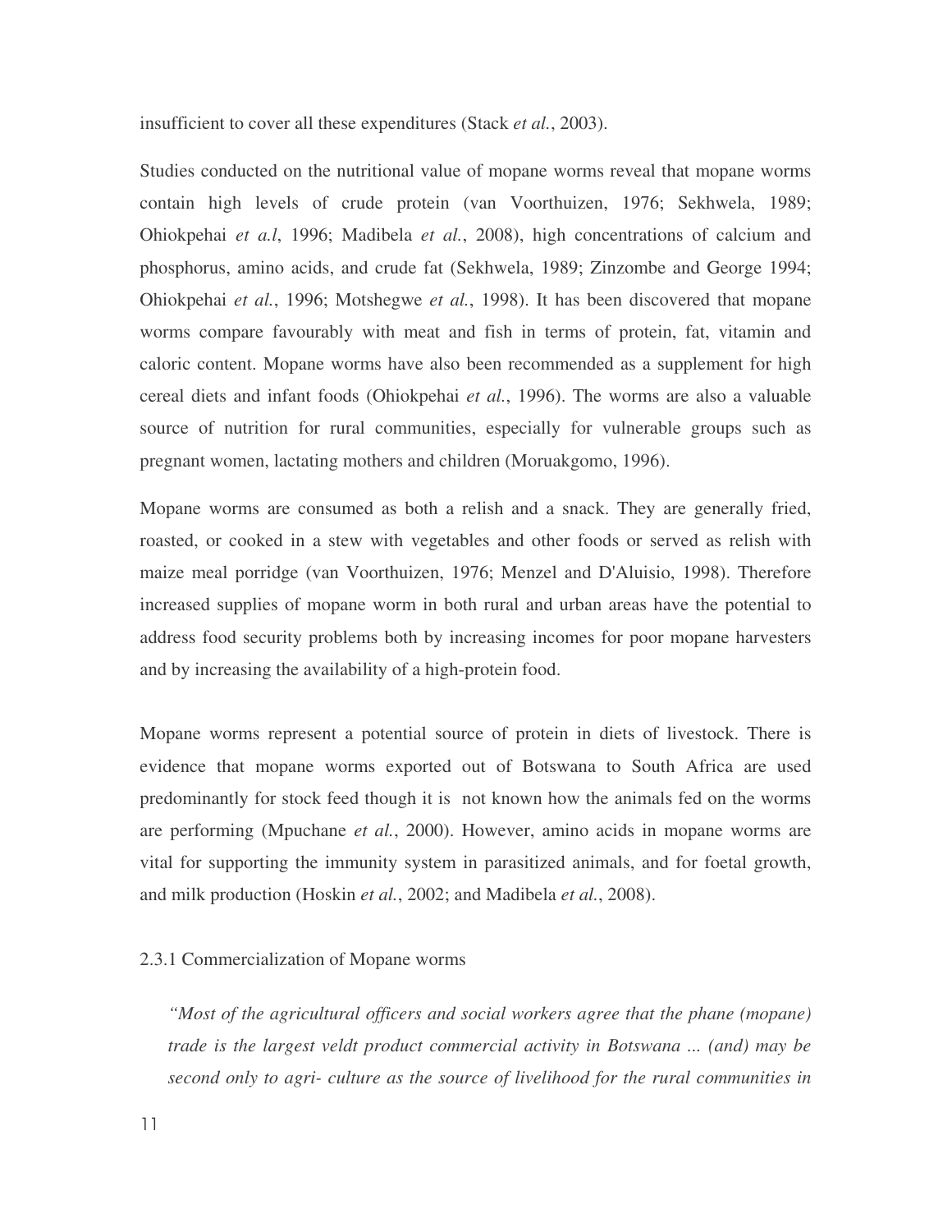insufficient to cover all these expenditures (Stack *et al.*, 2003).

Studies conducted on the nutritional value of mopane worms reveal that mopane worms contain high levels of crude protein (van Voorthuizen, 1976; Sekhwela, 1989; Ohiokpehai *et a.l*, 1996; Madibela *et al.*, 2008), high concentrations of calcium and phosphorus, amino acids, and crude fat (Sekhwela, 1989; Zinzombe and George 1994; Ohiokpehai *et al.*, 1996; Motshegwe *et al.*, 1998). It has been discovered that mopane worms compare favourably with meat and fish in terms of protein, fat, vitamin and caloric content. Mopane worms have also been recommended as a supplement for high cereal diets and infant foods (Ohiokpehai *et al.*, 1996). The worms are also a valuable source of nutrition for rural communities, especially for vulnerable groups such as pregnant women, lactating mothers and children (Moruakgomo, 1996).

Mopane worms are consumed as both a relish and a snack. They are generally fried, roasted, or cooked in a stew with vegetables and other foods or served as relish with maize meal porridge (van Voorthuizen, 1976; Menzel and D'Aluisio, 1998). Therefore increased supplies of mopane worm in both rural and urban areas have the potential to address food security problems both by increasing incomes for poor mopane harvesters and by increasing the availability of a high-protein food.

Mopane worms represent a potential source of protein in diets of livestock. There is evidence that mopane worms exported out of Botswana to South Africa are used predominantly for stock feed though it is not known how the animals fed on the worms are performing (Mpuchane *et al.*, 2000). However, amino acids in mopane worms are vital for supporting the immunity system in parasitized animals, and for foetal growth, and milk production (Hoskin *et al.*, 2002; and Madibela *et al.*, 2008).

### 2.3.1 Commercialization of Mopane worms

> *"Most of the agricultural officers and social workers agree that the phane (mopane) trade is the largest veldt product commercial activity in Botswana ... (and) may be second only to agri- culture as the source of livelihood for the rural communities in*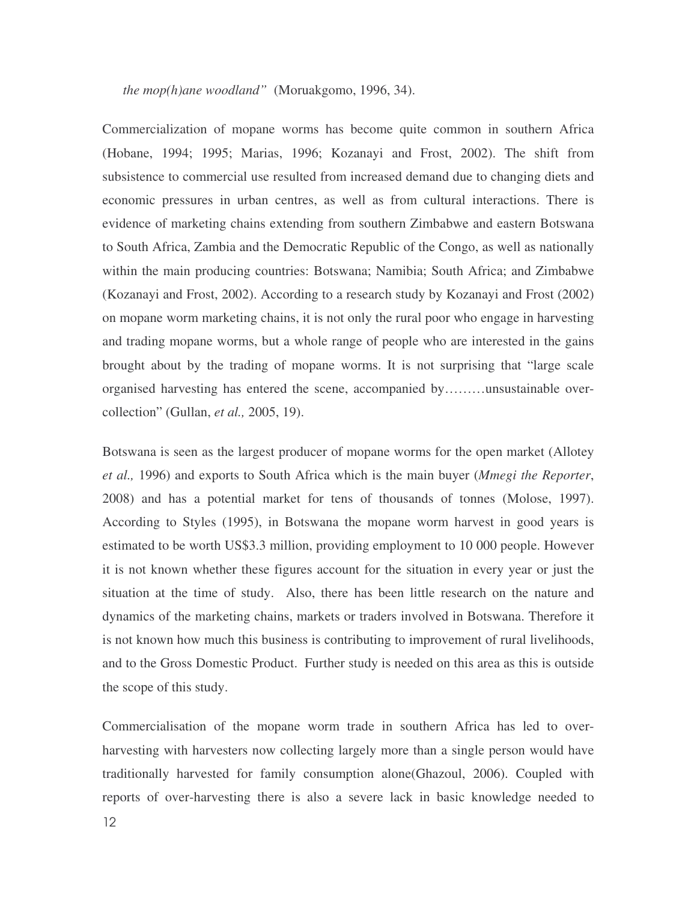*the mop(h)ane woodland"* (Moruakgomo, 1996, 34).

Commercialization of mopane worms has become quite common in southern Africa (Hobane, 1994; 1995; Marias, 1996; Kozanayi and Frost, 2002). The shift from subsistence to commercial use resulted from increased demand due to changing diets and economic pressures in urban centres, as well as from cultural interactions. There is evidence of marketing chains extending from southern Zimbabwe and eastern Botswana to South Africa, Zambia and the Democratic Republic of the Congo, as well as nationally within the main producing countries: Botswana; Namibia; South Africa; and Zimbabwe (Kozanayi and Frost, 2002). According to a research study by Kozanayi and Frost (2002) on mopane worm marketing chains, it is not only the rural poor who engage in harvesting and trading mopane worms, but a whole range of people who are interested in the gains brought about by the trading of mopane worms. It is not surprising that "large scale organised harvesting has entered the scene, accompanied by………unsustainable over-collection" (Gullan, *et al.,* 2005, 19).

Botswana is seen as the largest producer of mopane worms for the open market (Allotey *et al.,* 1996) and exports to South Africa which is the main buyer (*Mmegi the Reporter*, 2008) and has a potential market for tens of thousands of tonnes (Molose, 1997). According to Styles (1995), in Botswana the mopane worm harvest in good years is estimated to be worth US$3.3 million, providing employment to 10 000 people. However it is not known whether these figures account for the situation in every year or just the situation at the time of study. Also, there has been little research on the nature and dynamics of the marketing chains, markets or traders involved in Botswana. Therefore it is not known how much this business is contributing to improvement of rural livelihoods, and to the Gross Domestic Product. Further study is needed on this area as this is outside the scope of this study.

Commercialisation of the mopane worm trade in southern Africa has led to over-harvesting with harvesters now collecting largely more than a single person would have traditionally harvested for family consumption alone(Ghazoul, 2006). Coupled with reports of over-harvesting there is also a severe lack in basic knowledge needed to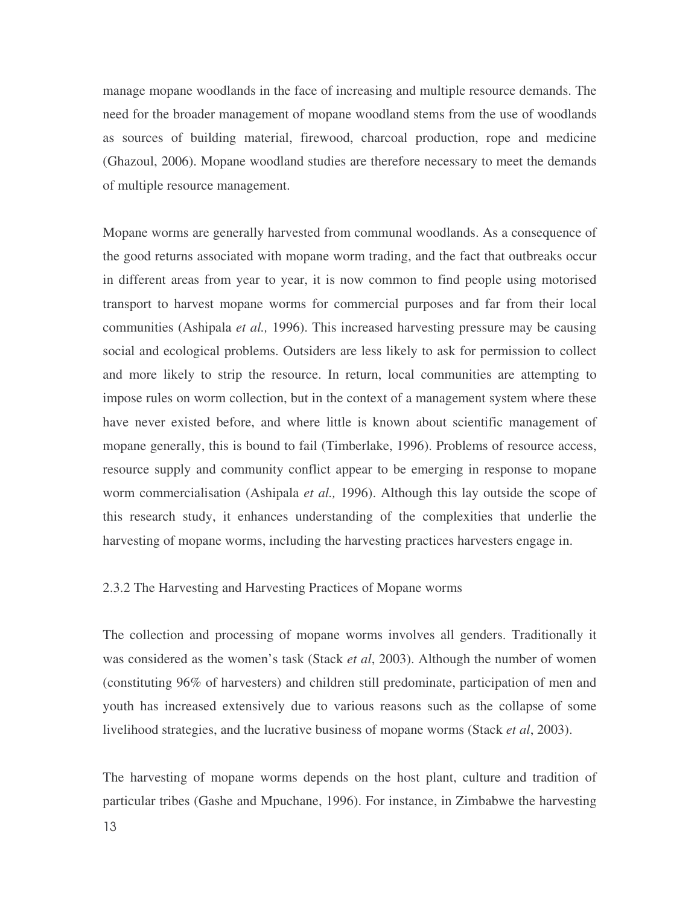manage mopane woodlands in the face of increasing and multiple resource demands. The need for the broader management of mopane woodland stems from the use of woodlands as sources of building material, firewood, charcoal production, rope and medicine (Ghazoul, 2006). Mopane woodland studies are therefore necessary to meet the demands of multiple resource management.

Mopane worms are generally harvested from communal woodlands. As a consequence of the good returns associated with mopane worm trading, and the fact that outbreaks occur in different areas from year to year, it is now common to find people using motorised transport to harvest mopane worms for commercial purposes and far from their local communities (Ashipala *et al.,* 1996). This increased harvesting pressure may be causing social and ecological problems. Outsiders are less likely to ask for permission to collect and more likely to strip the resource. In return, local communities are attempting to impose rules on worm collection, but in the context of a management system where these have never existed before, and where little is known about scientific management of mopane generally, this is bound to fail (Timberlake, 1996). Problems of resource access, resource supply and community conflict appear to be emerging in response to mopane worm commercialisation (Ashipala *et al.,* 1996). Although this lay outside the scope of this research study, it enhances understanding of the complexities that underlie the harvesting of mopane worms, including the harvesting practices harvesters engage in.

### 2.3.2 The Harvesting and Harvesting Practices of Mopane worms

The collection and processing of mopane worms involves all genders. Traditionally it was considered as the women's task (Stack *et al*, 2003). Although the number of women (constituting 96% of harvesters) and children still predominate, participation of men and youth has increased extensively due to various reasons such as the collapse of some livelihood strategies, and the lucrative business of mopane worms (Stack *et al*, 2003).

The harvesting of mopane worms depends on the host plant, culture and tradition of particular tribes (Gashe and Mpuchane, 1996). For instance, in Zimbabwe the harvesting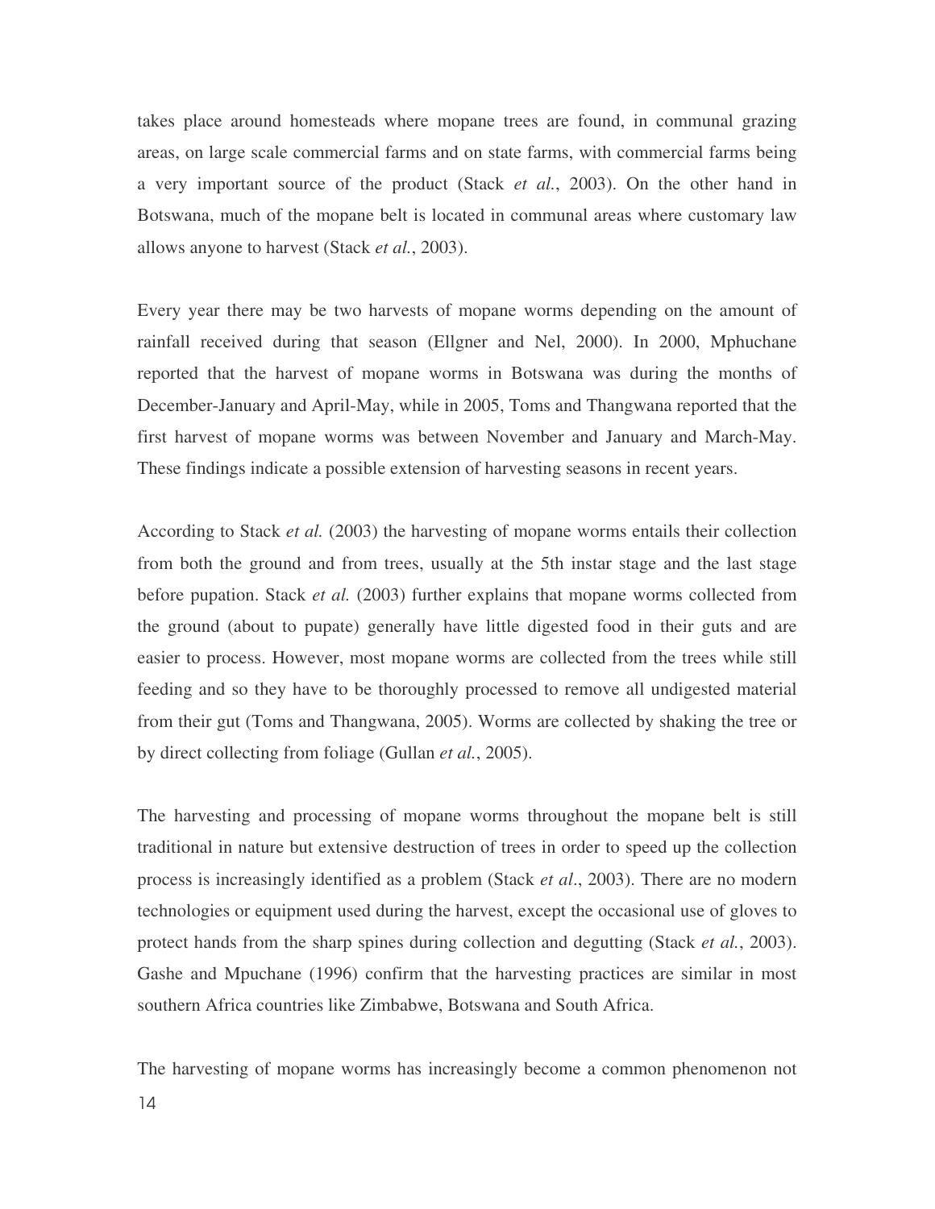takes place around homesteads where mopane trees are found, in communal grazing areas, on large scale commercial farms and on state farms, with commercial farms being a very important source of the product (Stack *et al.*, 2003). On the other hand in Botswana, much of the mopane belt is located in communal areas where customary law allows anyone to harvest (Stack *et al.*, 2003).

Every year there may be two harvests of mopane worms depending on the amount of rainfall received during that season (Ellgner and Nel, 2000). In 2000, Mphuchane reported that the harvest of mopane worms in Botswana was during the months of December-January and April-May, while in 2005, Toms and Thangwana reported that the first harvest of mopane worms was between November and January and March-May. These findings indicate a possible extension of harvesting seasons in recent years.

According to Stack *et al.* (2003) the harvesting of mopane worms entails their collection from both the ground and from trees, usually at the 5th instar stage and the last stage before pupation. Stack *et al.* (2003) further explains that mopane worms collected from the ground (about to pupate) generally have little digested food in their guts and are easier to process. However, most mopane worms are collected from the trees while still feeding and so they have to be thoroughly processed to remove all undigested material from their gut (Toms and Thangwana, 2005). Worms are collected by shaking the tree or by direct collecting from foliage (Gullan *et al.*, 2005).

The harvesting and processing of mopane worms throughout the mopane belt is still traditional in nature but extensive destruction of trees in order to speed up the collection process is increasingly identified as a problem (Stack *et al*., 2003). There are no modern technologies or equipment used during the harvest, except the occasional use of gloves to protect hands from the sharp spines during collection and degutting (Stack *et al.*, 2003). Gashe and Mpuchane (1996) confirm that the harvesting practices are similar in most southern Africa countries like Zimbabwe, Botswana and South Africa.

The harvesting of mopane worms has increasingly become a common phenomenon not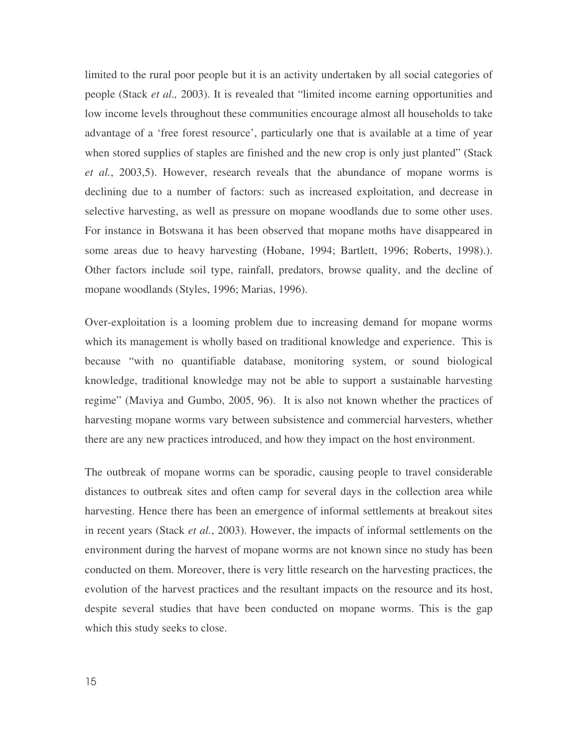limited to the rural poor people but it is an activity undertaken by all social categories of people (Stack *et al.,* 2003). It is revealed that "limited income earning opportunities and low income levels throughout these communities encourage almost all households to take advantage of a 'free forest resource', particularly one that is available at a time of year when stored supplies of staples are finished and the new crop is only just planted" (Stack *et al.*, 2003,5). However, research reveals that the abundance of mopane worms is declining due to a number of factors: such as increased exploitation, and decrease in selective harvesting, as well as pressure on mopane woodlands due to some other uses. For instance in Botswana it has been observed that mopane moths have disappeared in some areas due to heavy harvesting (Hobane, 1994; Bartlett, 1996; Roberts, 1998).). Other factors include soil type, rainfall, predators, browse quality, and the decline of mopane woodlands (Styles, 1996; Marias, 1996).

Over-exploitation is a looming problem due to increasing demand for mopane worms which its management is wholly based on traditional knowledge and experience. This is because "with no quantifiable database, monitoring system, or sound biological knowledge, traditional knowledge may not be able to support a sustainable harvesting regime" (Maviya and Gumbo, 2005, 96). It is also not known whether the practices of harvesting mopane worms vary between subsistence and commercial harvesters, whether there are any new practices introduced, and how they impact on the host environment.

The outbreak of mopane worms can be sporadic, causing people to travel considerable distances to outbreak sites and often camp for several days in the collection area while harvesting. Hence there has been an emergence of informal settlements at breakout sites in recent years (Stack *et al.*, 2003). However, the impacts of informal settlements on the environment during the harvest of mopane worms are not known since no study has been conducted on them. Moreover, there is very little research on the harvesting practices, the evolution of the harvest practices and the resultant impacts on the resource and its host, despite several studies that have been conducted on mopane worms. This is the gap which this study seeks to close.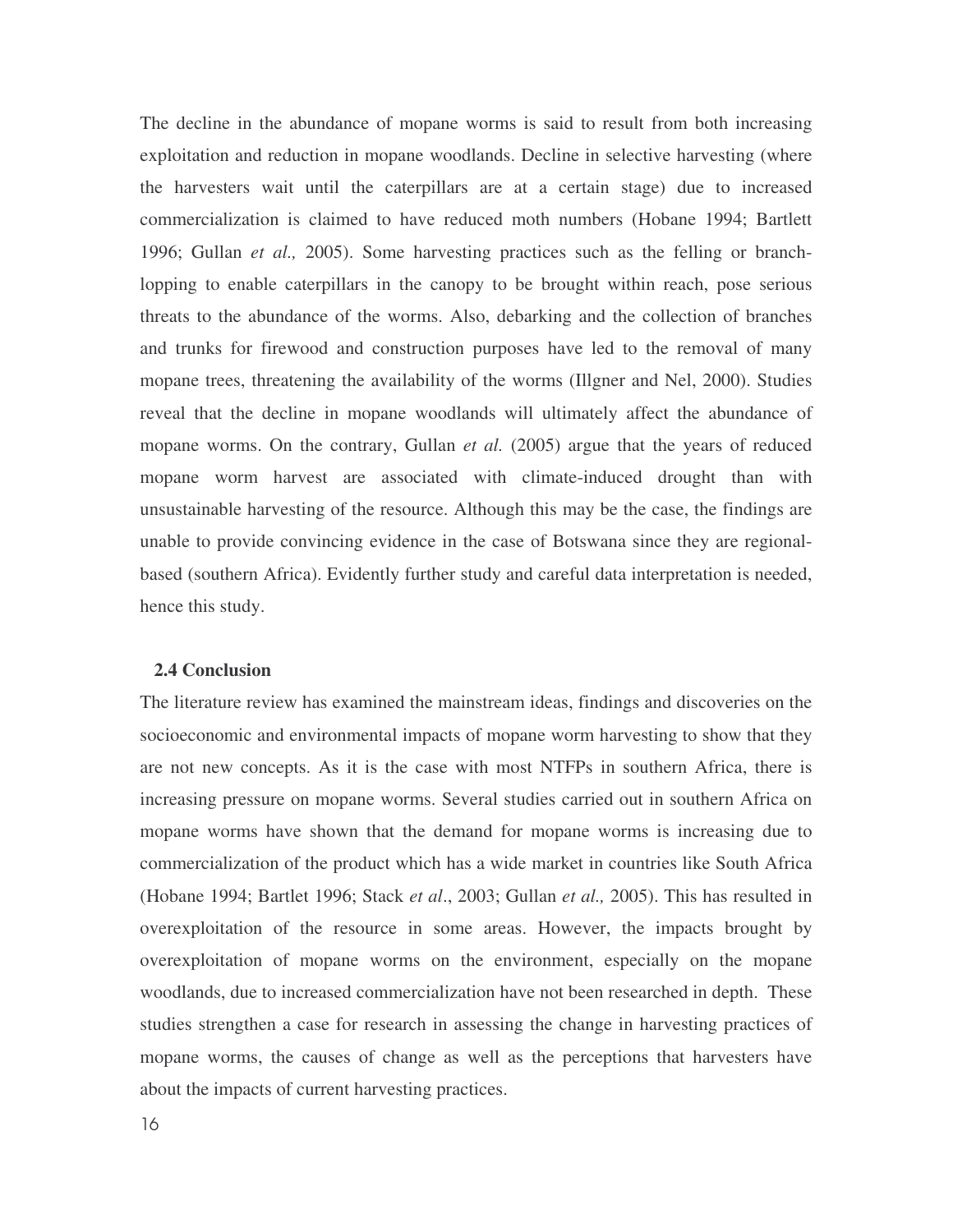The decline in the abundance of mopane worms is said to result from both increasing exploitation and reduction in mopane woodlands. Decline in selective harvesting (where the harvesters wait until the caterpillars are at a certain stage) due to increased commercialization is claimed to have reduced moth numbers (Hobane 1994; Bartlett 1996; Gullan *et al.,* 2005). Some harvesting practices such as the felling or branch-lopping to enable caterpillars in the canopy to be brought within reach, pose serious threats to the abundance of the worms. Also, debarking and the collection of branches and trunks for firewood and construction purposes have led to the removal of many mopane trees, threatening the availability of the worms (Illgner and Nel, 2000). Studies reveal that the decline in mopane woodlands will ultimately affect the abundance of mopane worms. On the contrary, Gullan *et al.* (2005) argue that the years of reduced mopane worm harvest are associated with climate-induced drought than with unsustainable harvesting of the resource. Although this may be the case, the findings are unable to provide convincing evidence in the case of Botswana since they are regional-based (southern Africa). Evidently further study and careful data interpretation is needed, hence this study.

### 2.4 Conclusion

The literature review has examined the mainstream ideas, findings and discoveries on the socioeconomic and environmental impacts of mopane worm harvesting to show that they are not new concepts. As it is the case with most NTFPs in southern Africa, there is increasing pressure on mopane worms. Several studies carried out in southern Africa on mopane worms have shown that the demand for mopane worms is increasing due to commercialization of the product which has a wide market in countries like South Africa (Hobane 1994; Bartlet 1996; Stack *et al*., 2003; Gullan *et al.,* 2005). This has resulted in overexploitation of the resource in some areas. However, the impacts brought by overexploitation of mopane worms on the environment, especially on the mopane woodlands, due to increased commercialization have not been researched in depth. These studies strengthen a case for research in assessing the change in harvesting practices of mopane worms, the causes of change as well as the perceptions that harvesters have about the impacts of current harvesting practices.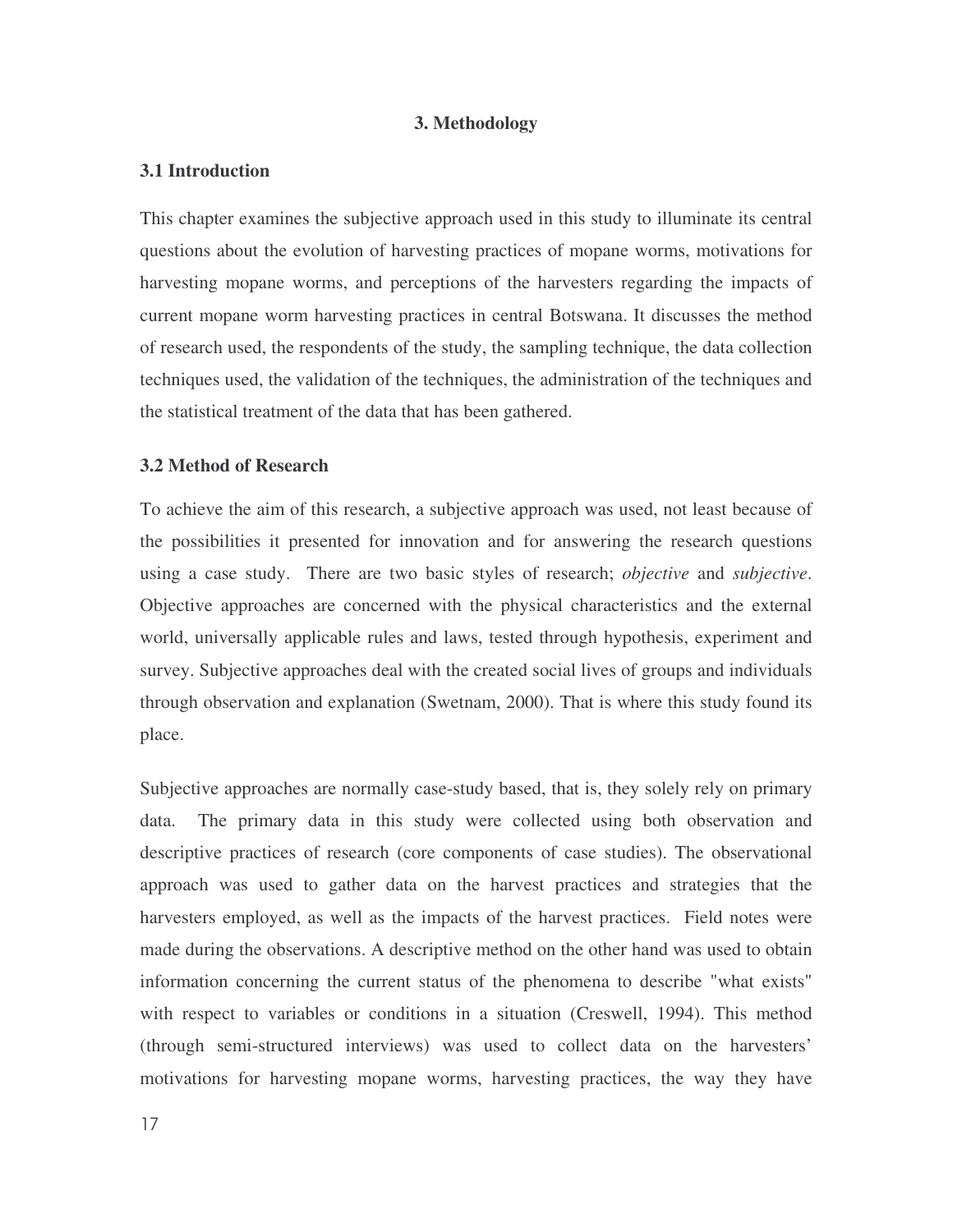## 3. Methodology

### 3.1 Introduction

This chapter examines the subjective approach used in this study to illuminate its central questions about the evolution of harvesting practices of mopane worms, motivations for harvesting mopane worms, and perceptions of the harvesters regarding the impacts of current mopane worm harvesting practices in central Botswana. It discusses the method of research used, the respondents of the study, the sampling technique, the data collection techniques used, the validation of the techniques, the administration of the techniques and the statistical treatment of the data that has been gathered.

### 3.2 Method of Research

To achieve the aim of this research, a subjective approach was used, not least because of the possibilities it presented for innovation and for answering the research questions using a case study. There are two basic styles of research; *objective* and *subjective*. Objective approaches are concerned with the physical characteristics and the external world, universally applicable rules and laws, tested through hypothesis, experiment and survey. Subjective approaches deal with the created social lives of groups and individuals through observation and explanation (Swetnam, 2000). That is where this study found its place.

Subjective approaches are normally case-study based, that is, they solely rely on primary data. The primary data in this study were collected using both observation and descriptive practices of research (core components of case studies). The observational approach was used to gather data on the harvest practices and strategies that the harvesters employed, as well as the impacts of the harvest practices. Field notes were made during the observations. A descriptive method on the other hand was used to obtain information concerning the current status of the phenomena to describe "what exists" with respect to variables or conditions in a situation (Creswell, 1994). This method (through semi-structured interviews) was used to collect data on the harvesters' motivations for harvesting mopane worms, harvesting practices, the way they have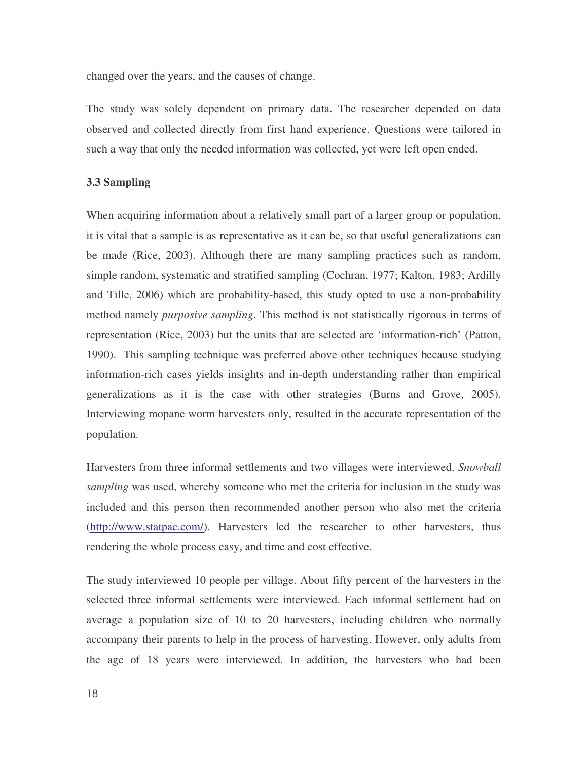changed over the years, and the causes of change.

The study was solely dependent on primary data. The researcher depended on data observed and collected directly from first hand experience. Questions were tailored in such a way that only the needed information was collected, yet were left open ended.

### 3.3 Sampling

When acquiring information about a relatively small part of a larger group or population, it is vital that a sample is as representative as it can be, so that useful generalizations can be made (Rice, 2003). Although there are many sampling practices such as random, simple random, systematic and stratified sampling (Cochran, 1977; Kalton, 1983; Ardilly and Tille, 2006) which are probability-based, this study opted to use a non-probability method namely *purposive sampling*. This method is not statistically rigorous in terms of representation (Rice, 2003) but the units that are selected are 'information-rich' (Patton, 1990). This sampling technique was preferred above other techniques because studying information-rich cases yields insights and in-depth understanding rather than empirical generalizations as it is the case with other strategies (Burns and Grove, 2005). Interviewing mopane worm harvesters only, resulted in the accurate representation of the population.

Harvesters from three informal settlements and two villages were interviewed. *Snowball sampling* was used, whereby someone who met the criteria for inclusion in the study was included and this person then recommended another person who also met the criteria (http://www.statpac.com/). Harvesters led the researcher to other harvesters, thus rendering the whole process easy, and time and cost effective.

The study interviewed 10 people per village. About fifty percent of the harvesters in the selected three informal settlements were interviewed. Each informal settlement had on average a population size of 10 to 20 harvesters, including children who normally accompany their parents to help in the process of harvesting. However, only adults from the age of 18 years were interviewed. In addition, the harvesters who had been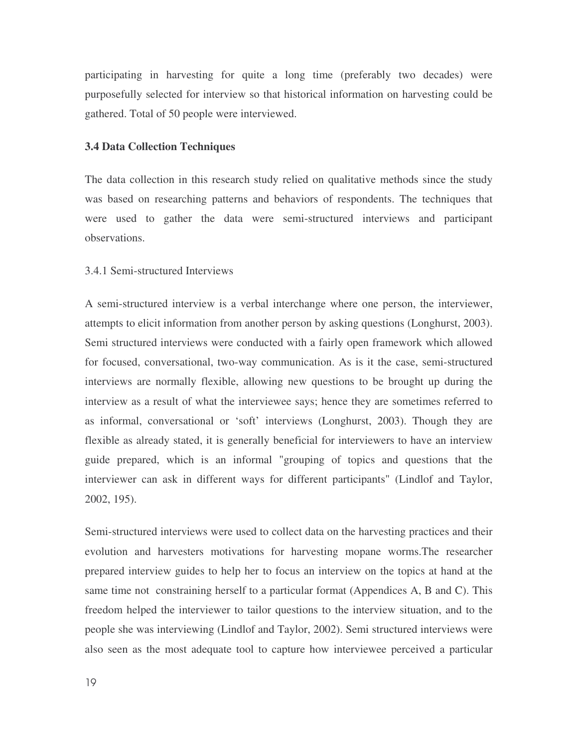participating in harvesting for quite a long time (preferably two decades) were purposefully selected for interview so that historical information on harvesting could be gathered. Total of 50 people were interviewed.

### 3.4 Data Collection Techniques

The data collection in this research study relied on qualitative methods since the study was based on researching patterns and behaviors of respondents. The techniques that were used to gather the data were semi-structured interviews and participant observations.

#### 3.4.1 Semi-structured Interviews

A semi-structured interview is a verbal interchange where one person, the interviewer, attempts to elicit information from another person by asking questions (Longhurst, 2003). Semi structured interviews were conducted with a fairly open framework which allowed for focused, conversational, two-way communication. As is it the case, semi-structured interviews are normally flexible, allowing new questions to be brought up during the interview as a result of what the interviewee says; hence they are sometimes referred to as informal, conversational or 'soft' interviews (Longhurst, 2003). Though they are flexible as already stated, it is generally beneficial for interviewers to have an interview guide prepared, which is an informal "grouping of topics and questions that the interviewer can ask in different ways for different participants" (Lindlof and Taylor, 2002, 195).

Semi-structured interviews were used to collect data on the harvesting practices and their evolution and harvesters motivations for harvesting mopane worms.The researcher prepared interview guides to help her to focus an interview on the topics at hand at the same time not constraining herself to a particular format (Appendices A, B and C). This freedom helped the interviewer to tailor questions to the interview situation, and to the people she was interviewing (Lindlof and Taylor, 2002). Semi structured interviews were also seen as the most adequate tool to capture how interviewee perceived a particular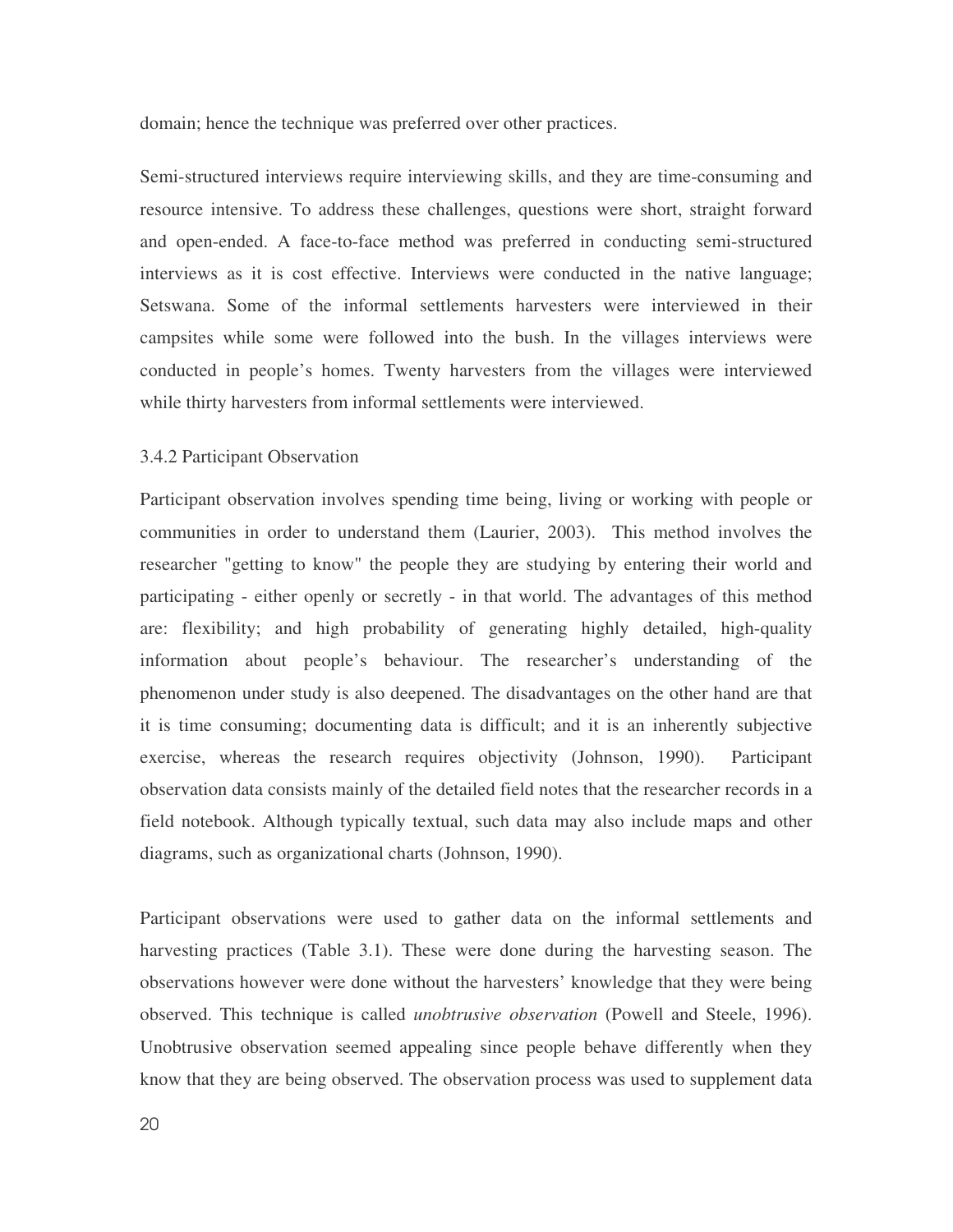domain; hence the technique was preferred over other practices.

Semi-structured interviews require interviewing skills, and they are time-consuming and resource intensive. To address these challenges, questions were short, straight forward and open-ended. A face-to-face method was preferred in conducting semi-structured interviews as it is cost effective. Interviews were conducted in the native language; Setswana. Some of the informal settlements harvesters were interviewed in their campsites while some were followed into the bush. In the villages interviews were conducted in people's homes. Twenty harvesters from the villages were interviewed while thirty harvesters from informal settlements were interviewed.

### 3.4.2 Participant Observation

Participant observation involves spending time being, living or working with people or communities in order to understand them (Laurier, 2003). This method involves the researcher "getting to know" the people they are studying by entering their world and participating - either openly or secretly - in that world. The advantages of this method are: flexibility; and high probability of generating highly detailed, high-quality information about people's behaviour. The researcher's understanding of the phenomenon under study is also deepened. The disadvantages on the other hand are that it is time consuming; documenting data is difficult; and it is an inherently subjective exercise, whereas the research requires objectivity (Johnson, 1990). Participant observation data consists mainly of the detailed field notes that the researcher records in a field notebook. Although typically textual, such data may also include maps and other diagrams, such as organizational charts (Johnson, 1990).

Participant observations were used to gather data on the informal settlements and harvesting practices (Table 3.1). These were done during the harvesting season. The observations however were done without the harvesters' knowledge that they were being observed. This technique is called *unobtrusive observation* (Powell and Steele, 1996). Unobtrusive observation seemed appealing since people behave differently when they know that they are being observed. The observation process was used to supplement data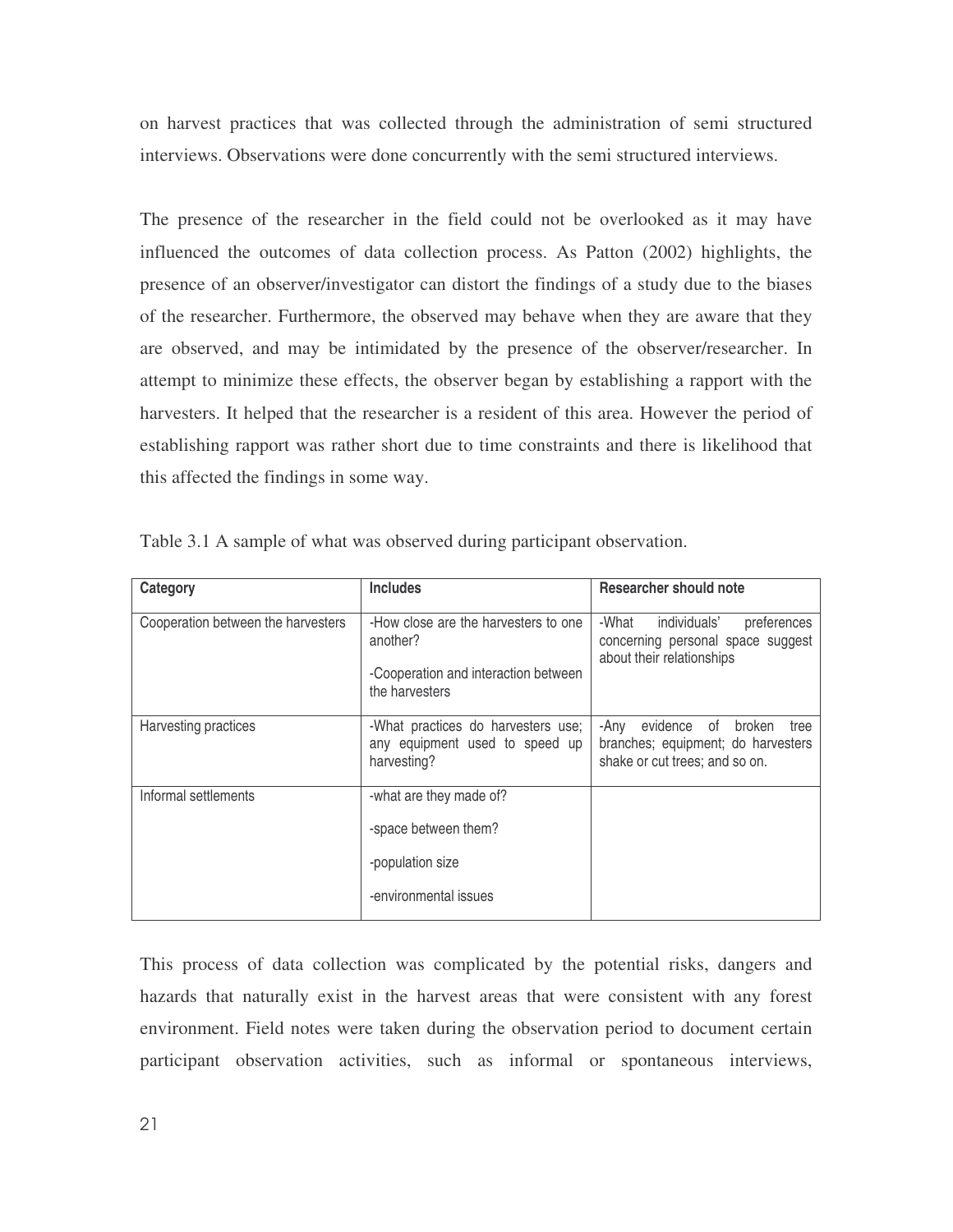on harvest practices that was collected through the administration of semi structured interviews. Observations were done concurrently with the semi structured interviews.

The presence of the researcher in the field could not be overlooked as it may have influenced the outcomes of data collection process. As Patton (2002) highlights, the presence of an observer/investigator can distort the findings of a study due to the biases of the researcher. Furthermore, the observed may behave when they are aware that they are observed, and may be intimidated by the presence of the observer/researcher. In attempt to minimize these effects, the observer began by establishing a rapport with the harvesters. It helped that the researcher is a resident of this area. However the period of establishing rapport was rather short due to time constraints and there is likelihood that this affected the findings in some way.

Table 3.1 A sample of what was observed during participant observation.

| Category | Includes | Researcher should note |
| --- | --- | --- |
| Cooperation between the harvesters | -How close are the harvesters to one another?<br>-Cooperation and interaction between the harvesters | -What individuals' preferences concerning personal space suggest about their relationships |
| Harvesting practices | -What practices do harvesters use; any equipment used to speed up harvesting? | -Any evidence of broken tree branches; equipment; do harvesters shake or cut trees; and so on. |
| Informal settlements | -what are they made of?<br>-space between them?<br>-population size<br>-environmental issues | |

This process of data collection was complicated by the potential risks, dangers and hazards that naturally exist in the harvest areas that were consistent with any forest environment. Field notes were taken during the observation period to document certain participant observation activities, such as informal or spontaneous interviews,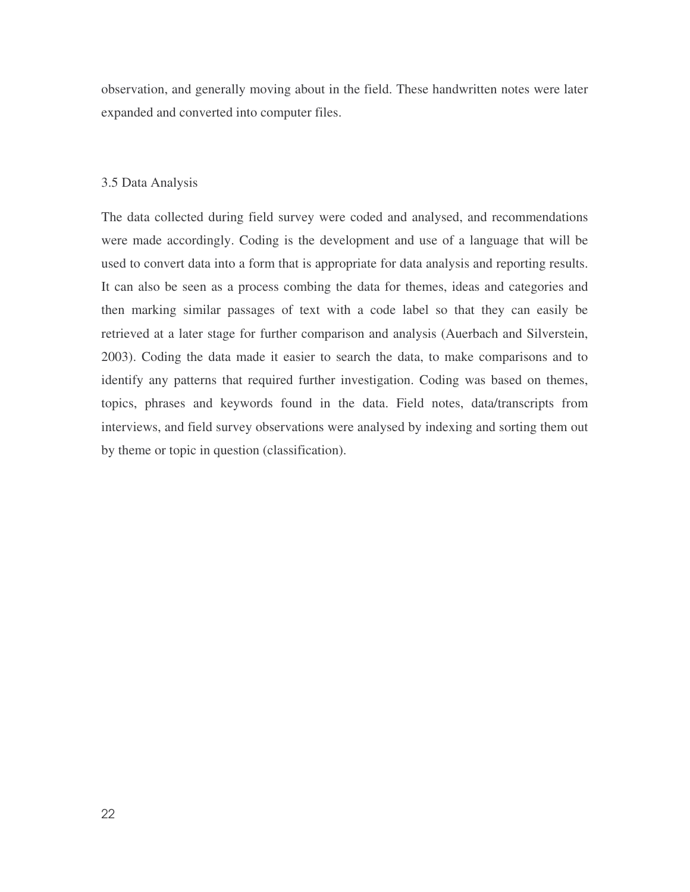observation, and generally moving about in the field. These handwritten notes were later expanded and converted into computer files.

## 3.5 Data Analysis

The data collected during field survey were coded and analysed, and recommendations were made accordingly. Coding is the development and use of a language that will be used to convert data into a form that is appropriate for data analysis and reporting results. It can also be seen as a process combing the data for themes, ideas and categories and then marking similar passages of text with a code label so that they can easily be retrieved at a later stage for further comparison and analysis (Auerbach and Silverstein, 2003). Coding the data made it easier to search the data, to make comparisons and to identify any patterns that required further investigation. Coding was based on themes, topics, phrases and keywords found in the data. Field notes, data/transcripts from interviews, and field survey observations were analysed by indexing and sorting them out by theme or topic in question (classification).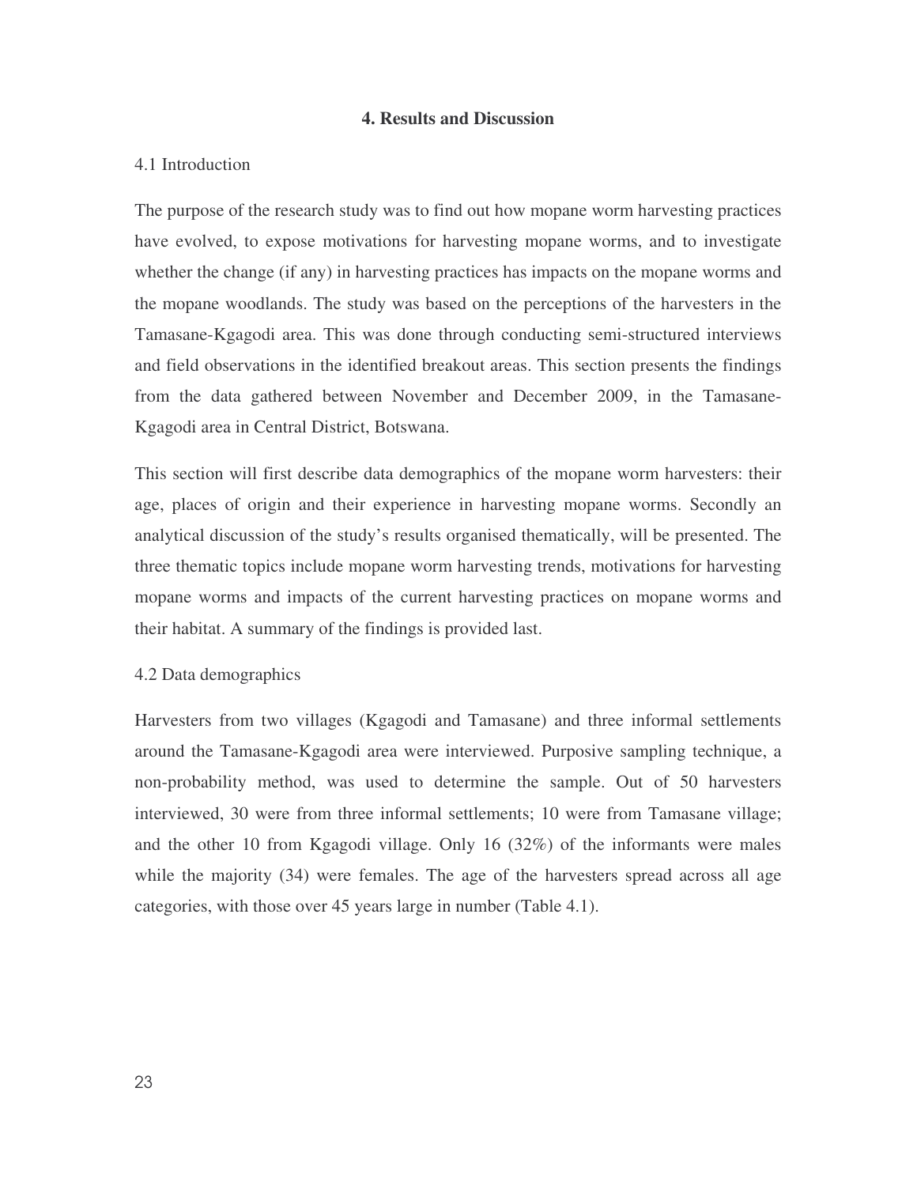# 4. Results and Discussion

## 4.1 Introduction

The purpose of the research study was to find out how mopane worm harvesting practices have evolved, to expose motivations for harvesting mopane worms, and to investigate whether the change (if any) in harvesting practices has impacts on the mopane worms and the mopane woodlands. The study was based on the perceptions of the harvesters in the Tamasane-Kgagodi area. This was done through conducting semi-structured interviews and field observations in the identified breakout areas. This section presents the findings from the data gathered between November and December 2009, in the Tamasane-Kgagodi area in Central District, Botswana.

This section will first describe data demographics of the mopane worm harvesters: their age, places of origin and their experience in harvesting mopane worms. Secondly an analytical discussion of the study's results organised thematically, will be presented. The three thematic topics include mopane worm harvesting trends, motivations for harvesting mopane worms and impacts of the current harvesting practices on mopane worms and their habitat. A summary of the findings is provided last.

## 4.2 Data demographics

Harvesters from two villages (Kgagodi and Tamasane) and three informal settlements around the Tamasane-Kgagodi area were interviewed. Purposive sampling technique, a non-probability method, was used to determine the sample. Out of 50 harvesters interviewed, 30 were from three informal settlements; 10 were from Tamasane village; and the other 10 from Kgagodi village. Only 16 (32%) of the informants were males while the majority (34) were females. The age of the harvesters spread across all age categories, with those over 45 years large in number (Table 4.1).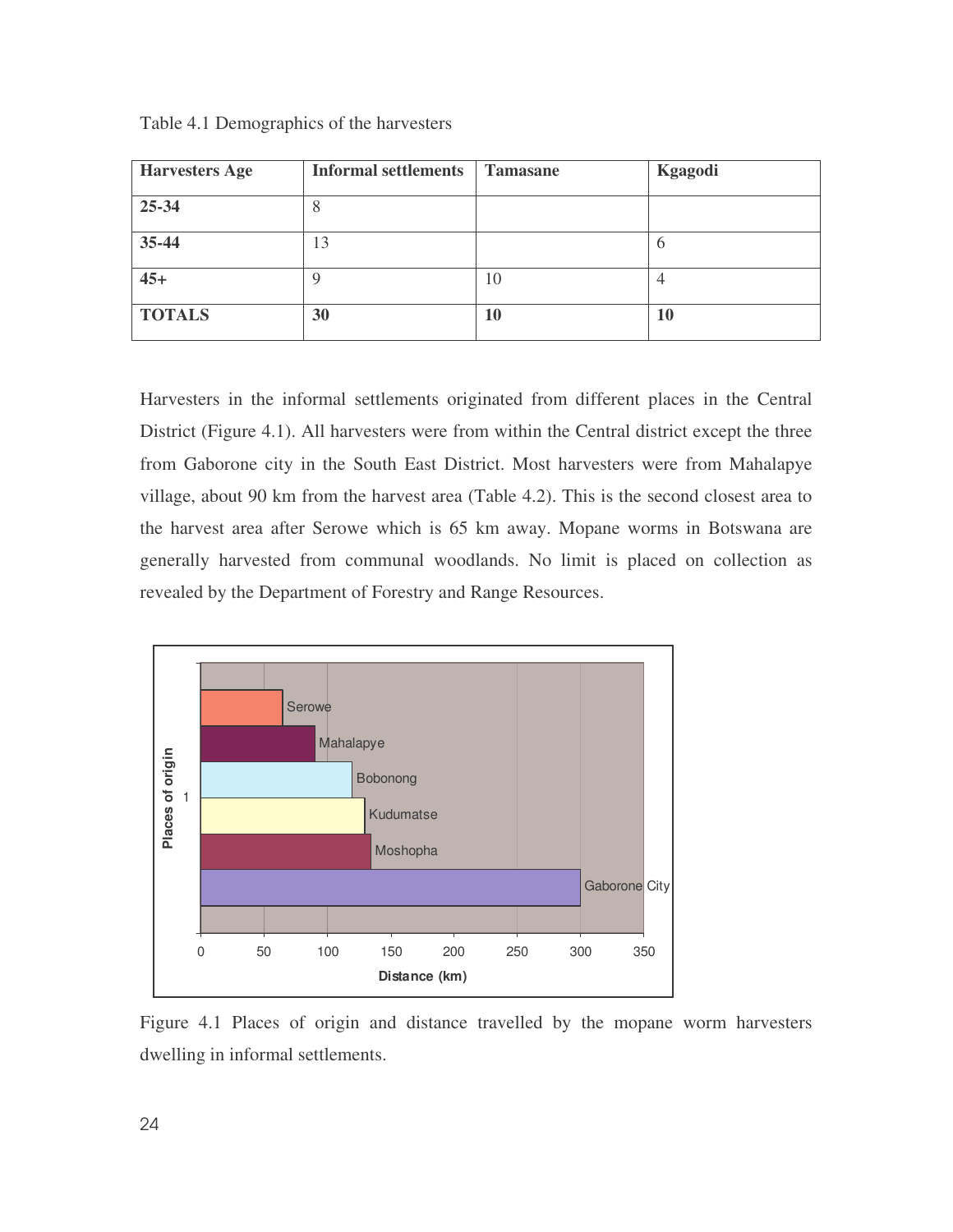Table 4.1 Demographics of the harvesters

| Harvesters Age | Informal settlements | Tamasane | Kgagodi |
|---|---|---|---|
| **25-34** | 8 | | |
| **35-44** | 13 | | 6 |
| **45+** | 9 | 10 | 4 |
| **TOTALS** | **30** | **10** | **10** |

Harvesters in the informal settlements originated from different places in the Central District (Figure 4.1). All harvesters were from within the Central district except the three from Gaborone city in the South East District. Most harvesters were from Mahalapye village, about 90 km from the harvest area (Table 4.2). This is the second closest area to the harvest area after Serowe which is 65 km away. Mopane worms in Botswana are generally harvested from communal woodlands. No limit is placed on collection as revealed by the Department of Forestry and Range Resources.

Figure 4.1 Places of origin and distance travelled by the mopane worm harvesters dwelling in informal settlements.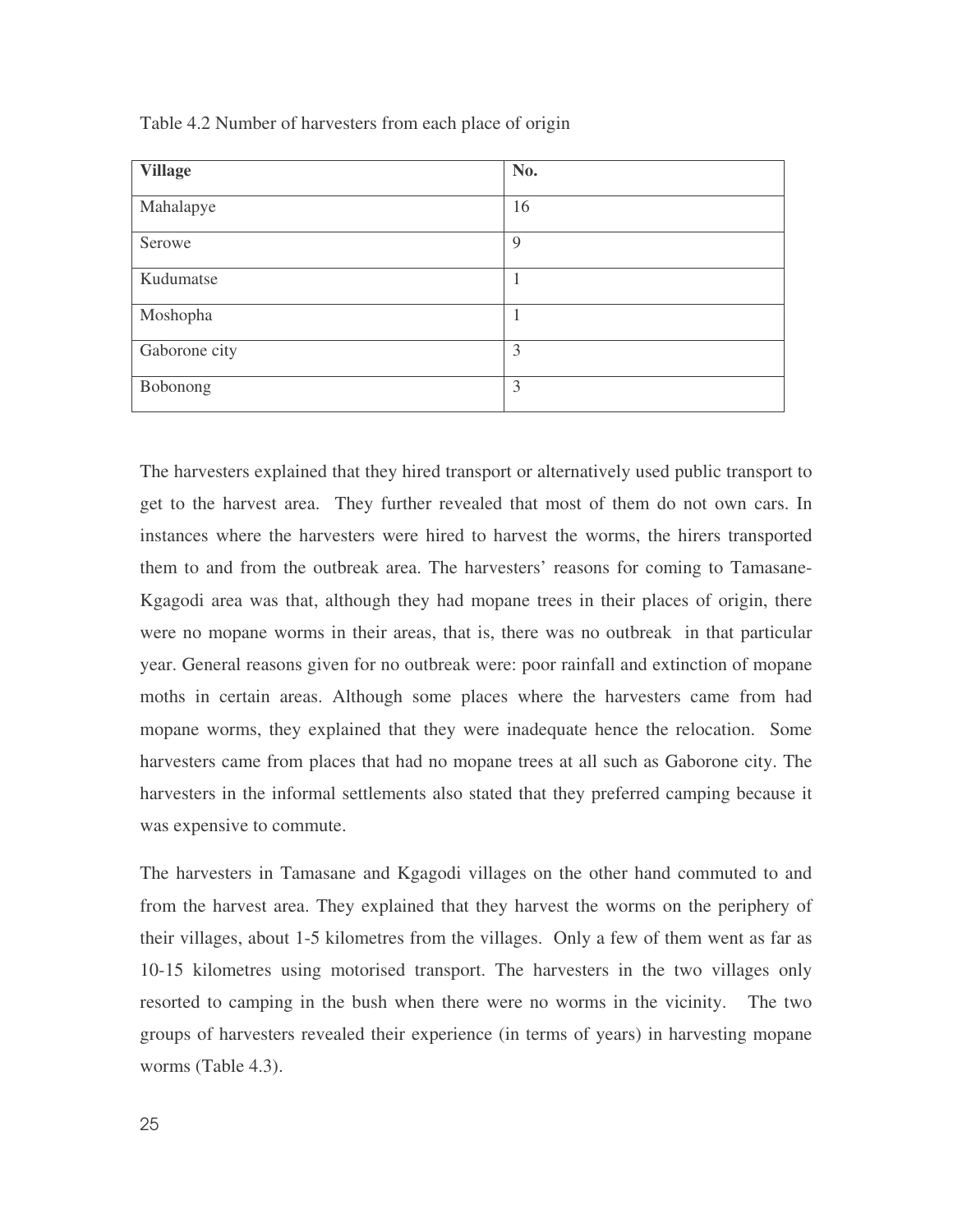Table 4.2 Number of harvesters from each place of origin

| **Village** | **No.** |
| --- | --- |
| Mahalapye | 16 |
| Serowe | 9 |
| Kudumatse | 1 |
| Moshopha | 1 |
| Gaborone city | 3 |
| Bobonong | 3 |

The harvesters explained that they hired transport or alternatively used public transport to get to the harvest area. They further revealed that most of them do not own cars. In instances where the harvesters were hired to harvest the worms, the hirers transported them to and from the outbreak area. The harvesters' reasons for coming to Tamasane-Kgagodi area was that, although they had mopane trees in their places of origin, there were no mopane worms in their areas, that is, there was no outbreak in that particular year. General reasons given for no outbreak were: poor rainfall and extinction of mopane moths in certain areas. Although some places where the harvesters came from had mopane worms, they explained that they were inadequate hence the relocation. Some harvesters came from places that had no mopane trees at all such as Gaborone city. The harvesters in the informal settlements also stated that they preferred camping because it was expensive to commute.

The harvesters in Tamasane and Kgagodi villages on the other hand commuted to and from the harvest area. They explained that they harvest the worms on the periphery of their villages, about 1-5 kilometres from the villages. Only a few of them went as far as 10-15 kilometres using motorised transport. The harvesters in the two villages only resorted to camping in the bush when there were no worms in the vicinity. The two groups of harvesters revealed their experience (in terms of years) in harvesting mopane worms (Table 4.3).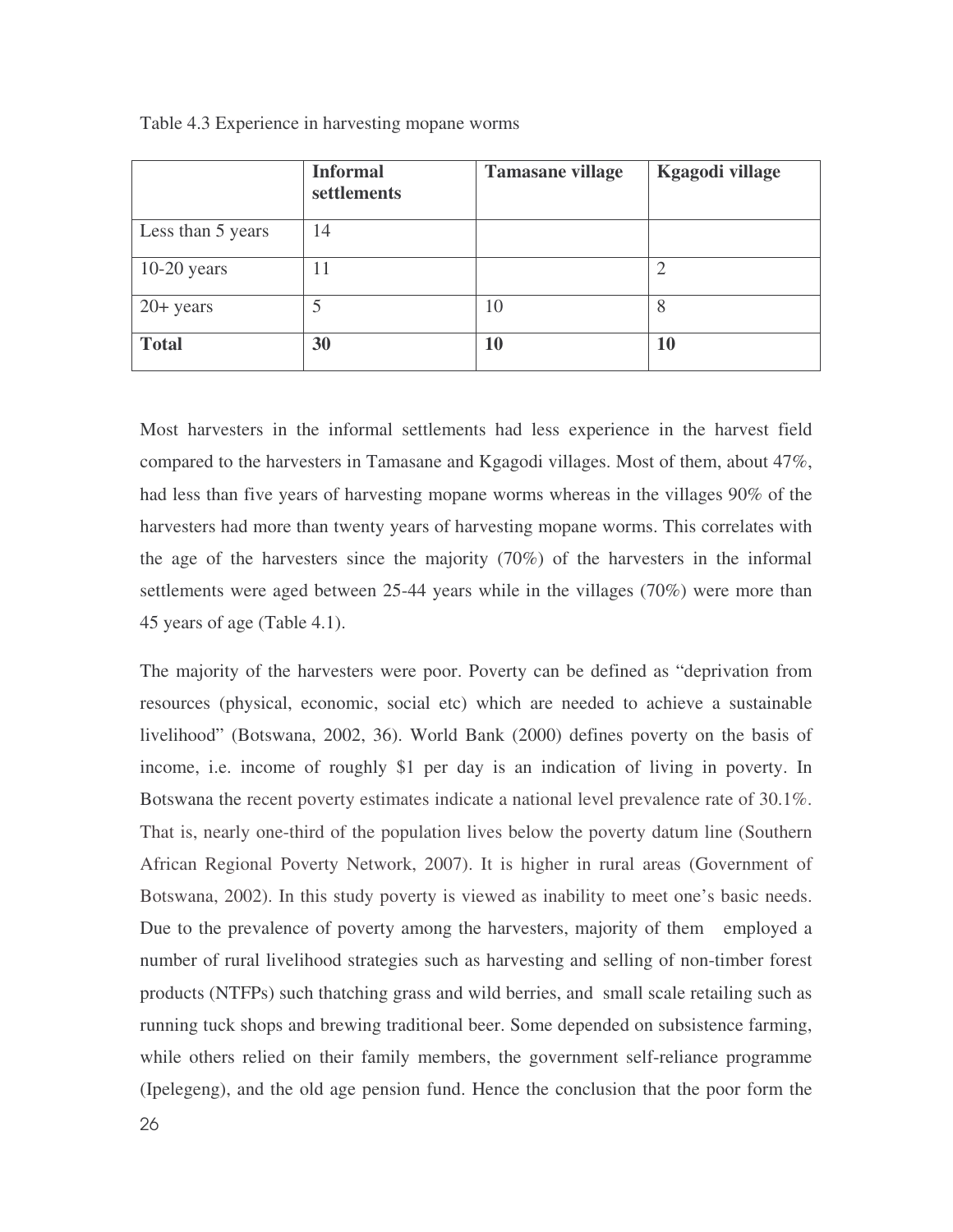Table 4.3 Experience in harvesting mopane worms

| | **Informal settlements** | **Tamasane village** | **Kgagodi village** |
|---|---|---|---|
| Less than 5 years | 14 | | |
| 10-20 years | 11 | | 2 |
| 20+ years | 5 | 10 | 8 |
| **Total** | **30** | **10** | **10** |

Most harvesters in the informal settlements had less experience in the harvest field compared to the harvesters in Tamasane and Kgagodi villages. Most of them, about 47%, had less than five years of harvesting mopane worms whereas in the villages 90% of the harvesters had more than twenty years of harvesting mopane worms. This correlates with the age of the harvesters since the majority (70%) of the harvesters in the informal settlements were aged between 25-44 years while in the villages (70%) were more than 45 years of age (Table 4.1).

The majority of the harvesters were poor. Poverty can be defined as "deprivation from resources (physical, economic, social etc) which are needed to achieve a sustainable livelihood" (Botswana, 2002, 36). World Bank (2000) defines poverty on the basis of income, i.e. income of roughly $1 per day is an indication of living in poverty. In Botswana the recent poverty estimates indicate a national level prevalence rate of 30.1%. That is, nearly one-third of the population lives below the poverty datum line (Southern African Regional Poverty Network, 2007). It is higher in rural areas (Government of Botswana, 2002). In this study poverty is viewed as inability to meet one's basic needs. Due to the prevalence of poverty among the harvesters, majority of them employed a number of rural livelihood strategies such as harvesting and selling of non-timber forest products (NTFPs) such thatching grass and wild berries, and small scale retailing such as running tuck shops and brewing traditional beer. Some depended on subsistence farming, while others relied on their family members, the government self-reliance programme (Ipelegeng), and the old age pension fund. Hence the conclusion that the poor form the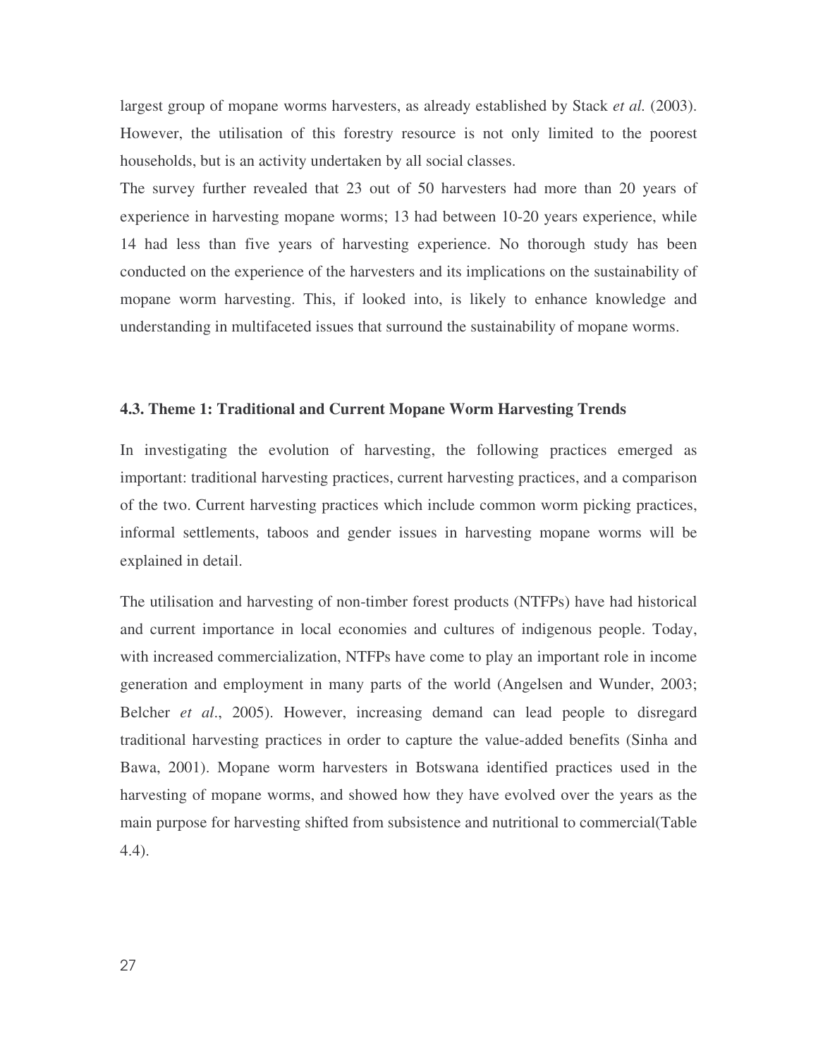largest group of mopane worms harvesters, as already established by Stack *et al.* (2003). However, the utilisation of this forestry resource is not only limited to the poorest households, but is an activity undertaken by all social classes.

The survey further revealed that 23 out of 50 harvesters had more than 20 years of experience in harvesting mopane worms; 13 had between 10-20 years experience, while 14 had less than five years of harvesting experience. No thorough study has been conducted on the experience of the harvesters and its implications on the sustainability of mopane worm harvesting. This, if looked into, is likely to enhance knowledge and understanding in multifaceted issues that surround the sustainability of mopane worms.

### 4.3. Theme 1: Traditional and Current Mopane Worm Harvesting Trends

In investigating the evolution of harvesting, the following practices emerged as important: traditional harvesting practices, current harvesting practices, and a comparison of the two. Current harvesting practices which include common worm picking practices, informal settlements, taboos and gender issues in harvesting mopane worms will be explained in detail.

The utilisation and harvesting of non-timber forest products (NTFPs) have had historical and current importance in local economies and cultures of indigenous people. Today, with increased commercialization, NTFPs have come to play an important role in income generation and employment in many parts of the world (Angelsen and Wunder, 2003; Belcher *et al*., 2005). However, increasing demand can lead people to disregard traditional harvesting practices in order to capture the value-added benefits (Sinha and Bawa, 2001). Mopane worm harvesters in Botswana identified practices used in the harvesting of mopane worms, and showed how they have evolved over the years as the main purpose for harvesting shifted from subsistence and nutritional to commercial(Table 4.4).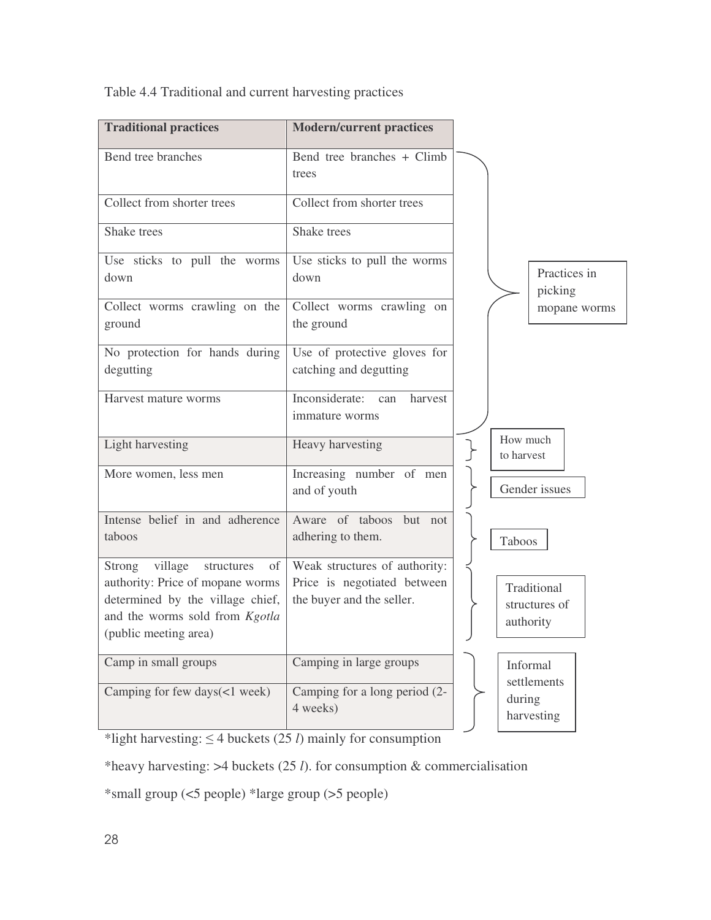Table 4.4 Traditional and current harvesting practices

| Traditional practices | Modern/current practices | |
|---|---|---|
| Bend tree branches | Bend tree branches + Climb trees | Practices in picking mopane worms |
| Collect from shorter trees | Collect from shorter trees | Practices in picking mopane worms |
| Shake trees | Shake trees | Practices in picking mopane worms |
| Use sticks to pull the worms down | Use sticks to pull the worms down | Practices in picking mopane worms |
| Collect worms crawling on the ground | Collect worms crawling on the ground | Practices in picking mopane worms |
| No protection for hands during degutting | Use of protective gloves for catching and degutting | Practices in picking mopane worms |
| Harvest mature worms | Inconsiderate: can harvest immature worms | Practices in picking mopane worms |
| Light harvesting | Heavy harvesting | How much to harvest |
| More women, less men | Increasing number of men and of youth | Gender issues |
| Intense belief in and adherence taboos | Aware of taboos but not adhering to them. | Taboos |
| Strong village structures of authority: Price of mopane worms determined by the village chief, and the worms sold from *Kgotla* (public meeting area) | Weak structures of authority: Price is negotiated between the buyer and the seller. | Traditional structures of authority |
| Camp in small groups | Camping in large groups | Informal settlements during harvesting |
| Camping for few days(<1 week) | Camping for a long period (2-4 weeks) | Informal settlements during harvesting |

*light harvesting: ≤ 4 buckets (25 *l*) mainly for consumption

*heavy harvesting: >4 buckets (25 *l*). for consumption & commercialisation

*small group (<5 people) *large group (>5 people)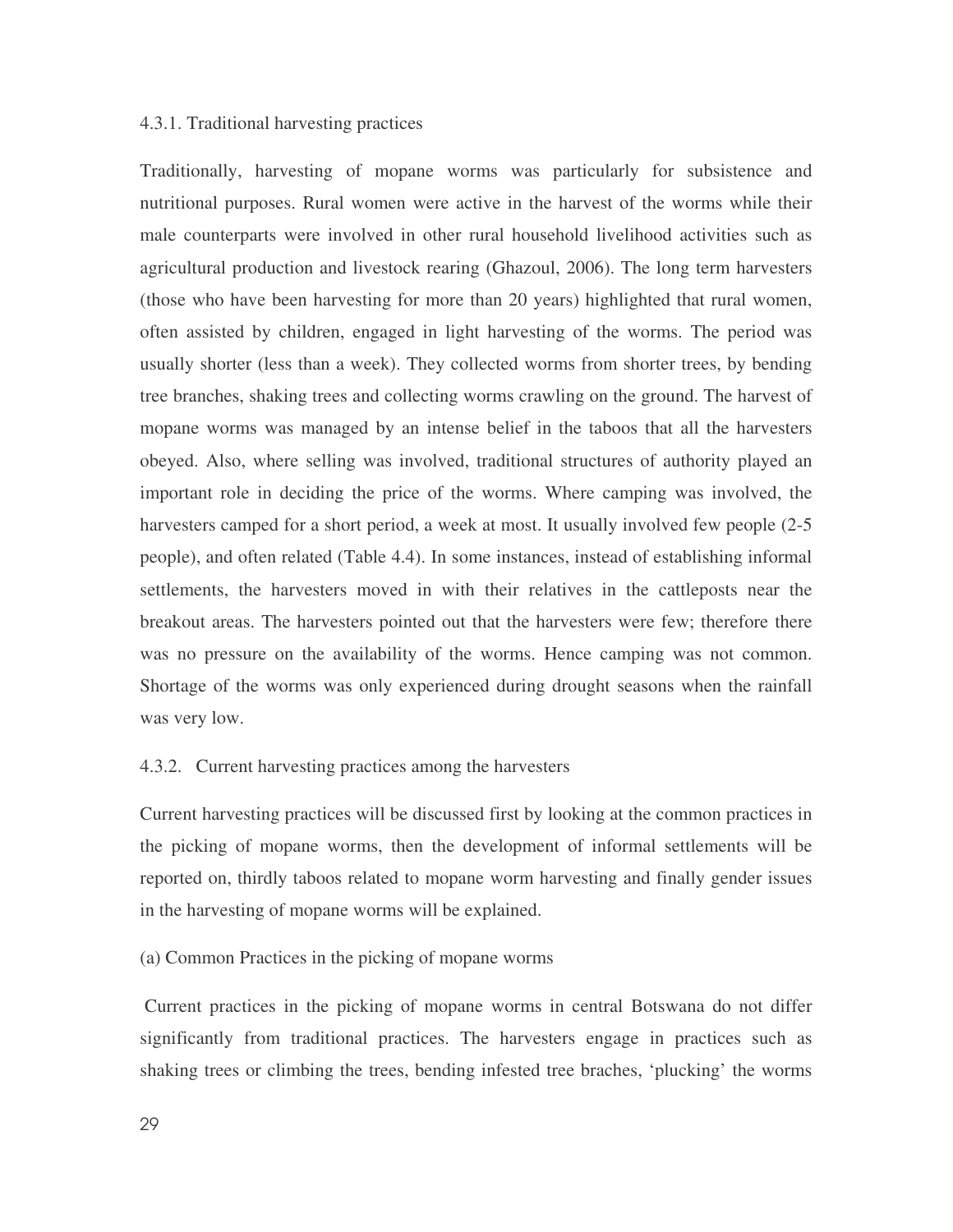#### 4.3.1. Traditional harvesting practices

Traditionally, harvesting of mopane worms was particularly for subsistence and nutritional purposes. Rural women were active in the harvest of the worms while their male counterparts were involved in other rural household livelihood activities such as agricultural production and livestock rearing (Ghazoul, 2006). The long term harvesters (those who have been harvesting for more than 20 years) highlighted that rural women, often assisted by children, engaged in light harvesting of the worms. The period was usually shorter (less than a week). They collected worms from shorter trees, by bending tree branches, shaking trees and collecting worms crawling on the ground. The harvest of mopane worms was managed by an intense belief in the taboos that all the harvesters obeyed. Also, where selling was involved, traditional structures of authority played an important role in deciding the price of the worms. Where camping was involved, the harvesters camped for a short period, a week at most. It usually involved few people (2-5 people), and often related (Table 4.4). In some instances, instead of establishing informal settlements, the harvesters moved in with their relatives in the cattleposts near the breakout areas. The harvesters pointed out that the harvesters were few; therefore there was no pressure on the availability of the worms. Hence camping was not common. Shortage of the worms was only experienced during drought seasons when the rainfall was very low.

#### 4.3.2. Current harvesting practices among the harvesters

Current harvesting practices will be discussed first by looking at the common practices in the picking of mopane worms, then the development of informal settlements will be reported on, thirdly taboos related to mopane worm harvesting and finally gender issues in the harvesting of mopane worms will be explained.

(a) Common Practices in the picking of mopane worms

Current practices in the picking of mopane worms in central Botswana do not differ significantly from traditional practices. The harvesters engage in practices such as shaking trees or climbing the trees, bending infested tree braches, 'plucking' the worms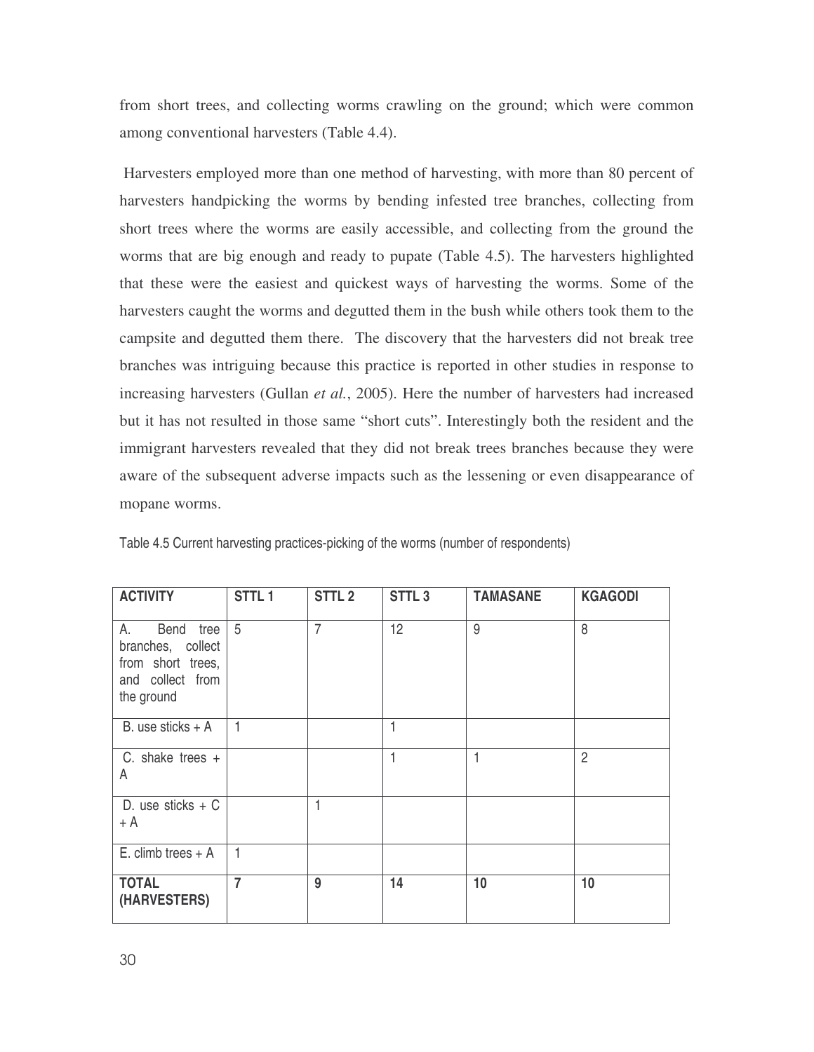from short trees, and collecting worms crawling on the ground; which were common among conventional harvesters (Table 4.4).

Harvesters employed more than one method of harvesting, with more than 80 percent of harvesters handpicking the worms by bending infested tree branches, collecting from short trees where the worms are easily accessible, and collecting from the ground the worms that are big enough and ready to pupate (Table 4.5). The harvesters highlighted that these were the easiest and quickest ways of harvesting the worms. Some of the harvesters caught the worms and degutted them in the bush while others took them to the campsite and degutted them there. The discovery that the harvesters did not break tree branches was intriguing because this practice is reported in other studies in response to increasing harvesters (Gullan *et al.*, 2005). Here the number of harvesters had increased but it has not resulted in those same "short cuts". Interestingly both the resident and the immigrant harvesters revealed that they did not break trees branches because they were aware of the subsequent adverse impacts such as the lessening or even disappearance of mopane worms.

Table 4.5 Current harvesting practices-picking of the worms (number of respondents)

| ACTIVITY | STTL 1 | STTL 2 | STTL 3 | TAMASANE | KGAGODI |
|---|---|---|---|---|---|
| A. Bend tree branches, collect from short trees, and collect from the ground | 5 | 7 | 12 | 9 | 8 |
| B. use sticks + A | 1 | | 1 | | |
| C. shake trees + A | | | 1 | 1 | 2 |
| D. use sticks + C + A | | 1 | | | |
| E. climb trees + A | 1 | | | | |
| **TOTAL (HARVESTERS)** | **7** | **9** | **14** | **10** | **10** |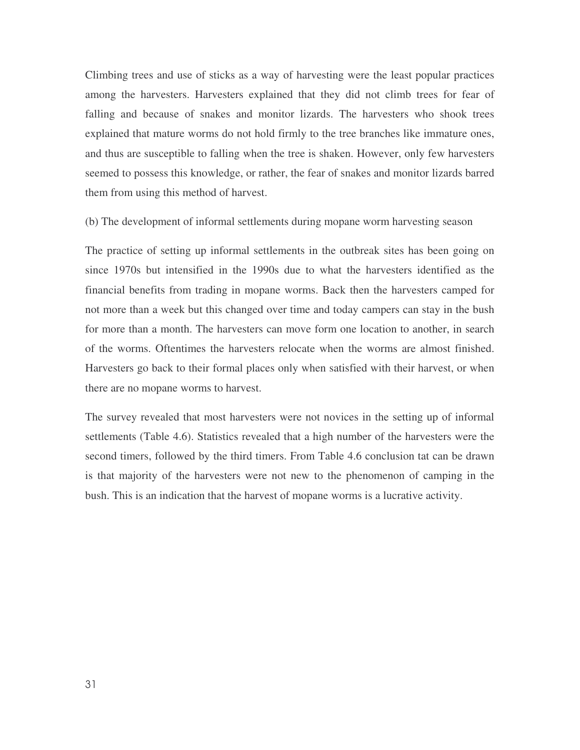Climbing trees and use of sticks as a way of harvesting were the least popular practices among the harvesters. Harvesters explained that they did not climb trees for fear of falling and because of snakes and monitor lizards. The harvesters who shook trees explained that mature worms do not hold firmly to the tree branches like immature ones, and thus are susceptible to falling when the tree is shaken. However, only few harvesters seemed to possess this knowledge, or rather, the fear of snakes and monitor lizards barred them from using this method of harvest.

(b) The development of informal settlements during mopane worm harvesting season

The practice of setting up informal settlements in the outbreak sites has been going on since 1970s but intensified in the 1990s due to what the harvesters identified as the financial benefits from trading in mopane worms. Back then the harvesters camped for not more than a week but this changed over time and today campers can stay in the bush for more than a month. The harvesters can move form one location to another, in search of the worms. Oftentimes the harvesters relocate when the worms are almost finished. Harvesters go back to their formal places only when satisfied with their harvest, or when there are no mopane worms to harvest.

The survey revealed that most harvesters were not novices in the setting up of informal settlements (Table 4.6). Statistics revealed that a high number of the harvesters were the second timers, followed by the third timers. From Table 4.6 conclusion tat can be drawn is that majority of the harvesters were not new to the phenomenon of camping in the bush. This is an indication that the harvest of mopane worms is a lucrative activity.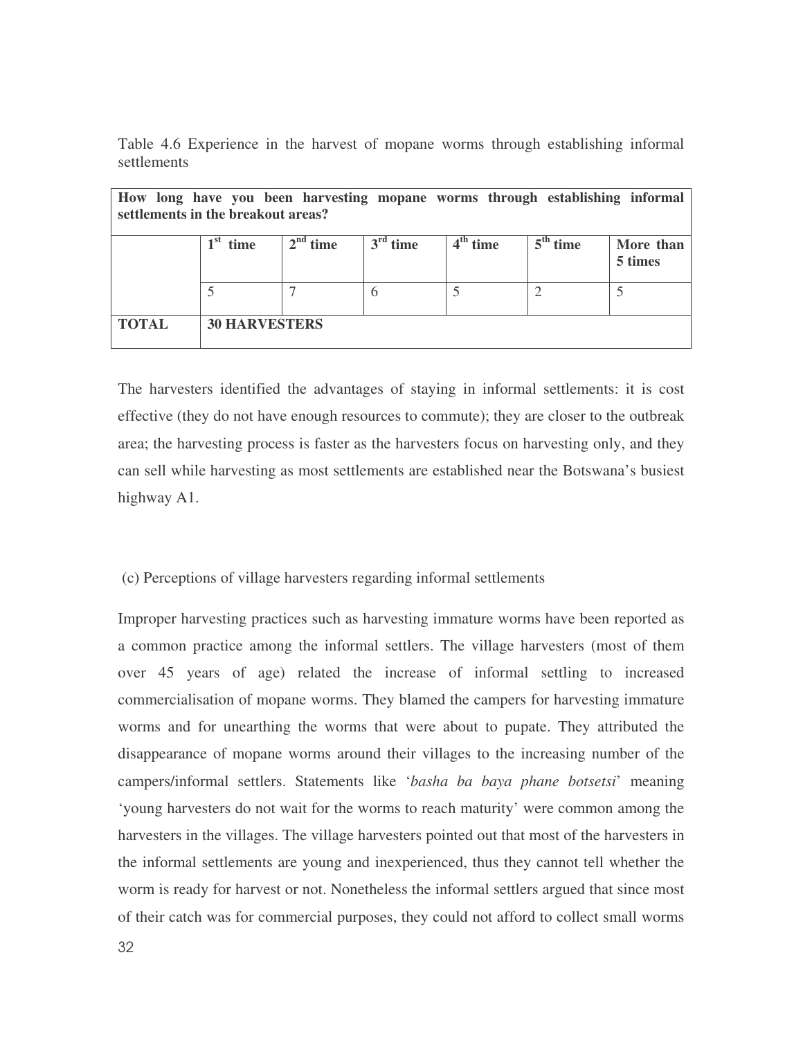Table 4.6 Experience in the harvest of mopane worms through establishing informal settlements

| **How long have you been harvesting mopane worms through establishing informal settlements in the breakout areas?** | | | | | | |
|---|---|---|---|---|---|---|
| | **1st time** | **2nd time** | **3rd time** | **4th time** | **5th time** | **More than 5 times** |
| | 5 | 7 | 6 | 5 | 2 | 5 |
| **TOTAL** | **30 HARVESTERS** | | | | | |

The harvesters identified the advantages of staying in informal settlements: it is cost effective (they do not have enough resources to commute); they are closer to the outbreak area; the harvesting process is faster as the harvesters focus on harvesting only, and they can sell while harvesting as most settlements are established near the Botswana's busiest highway A1.

(c) Perceptions of village harvesters regarding informal settlements

Improper harvesting practices such as harvesting immature worms have been reported as a common practice among the informal settlers. The village harvesters (most of them over 45 years of age) related the increase of informal settling to increased commercialisation of mopane worms. They blamed the campers for harvesting immature worms and for unearthing the worms that were about to pupate. They attributed the disappearance of mopane worms around their villages to the increasing number of the campers/informal settlers. Statements like '*basha ba baya phane botsetsi*' meaning 'young harvesters do not wait for the worms to reach maturity' were common among the harvesters in the villages. The village harvesters pointed out that most of the harvesters in the informal settlements are young and inexperienced, thus they cannot tell whether the worm is ready for harvest or not. Nonetheless the informal settlers argued that since most of their catch was for commercial purposes, they could not afford to collect small worms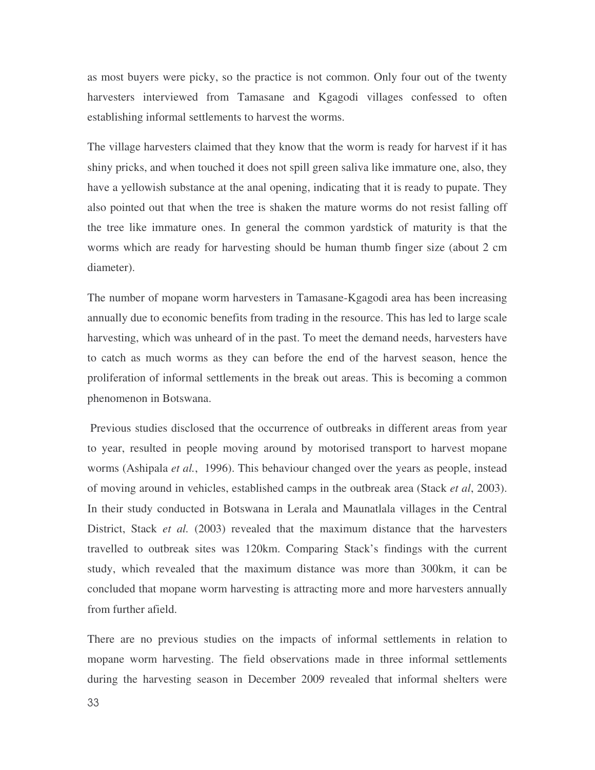as most buyers were picky, so the practice is not common. Only four out of the twenty harvesters interviewed from Tamasane and Kgagodi villages confessed to often establishing informal settlements to harvest the worms.

The village harvesters claimed that they know that the worm is ready for harvest if it has shiny pricks, and when touched it does not spill green saliva like immature one, also, they have a yellowish substance at the anal opening, indicating that it is ready to pupate. They also pointed out that when the tree is shaken the mature worms do not resist falling off the tree like immature ones. In general the common yardstick of maturity is that the worms which are ready for harvesting should be human thumb finger size (about 2 cm diameter).

The number of mopane worm harvesters in Tamasane-Kgagodi area has been increasing annually due to economic benefits from trading in the resource. This has led to large scale harvesting, which was unheard of in the past. To meet the demand needs, harvesters have to catch as much worms as they can before the end of the harvest season, hence the proliferation of informal settlements in the break out areas. This is becoming a common phenomenon in Botswana.

Previous studies disclosed that the occurrence of outbreaks in different areas from year to year, resulted in people moving around by motorised transport to harvest mopane worms (Ashipala *et al.*, 1996). This behaviour changed over the years as people, instead of moving around in vehicles, established camps in the outbreak area (Stack *et al*, 2003). In their study conducted in Botswana in Lerala and Maunatlala villages in the Central District, Stack *et al.* (2003) revealed that the maximum distance that the harvesters travelled to outbreak sites was 120km. Comparing Stack's findings with the current study, which revealed that the maximum distance was more than 300km, it can be concluded that mopane worm harvesting is attracting more and more harvesters annually from further afield.

There are no previous studies on the impacts of informal settlements in relation to mopane worm harvesting. The field observations made in three informal settlements during the harvesting season in December 2009 revealed that informal shelters were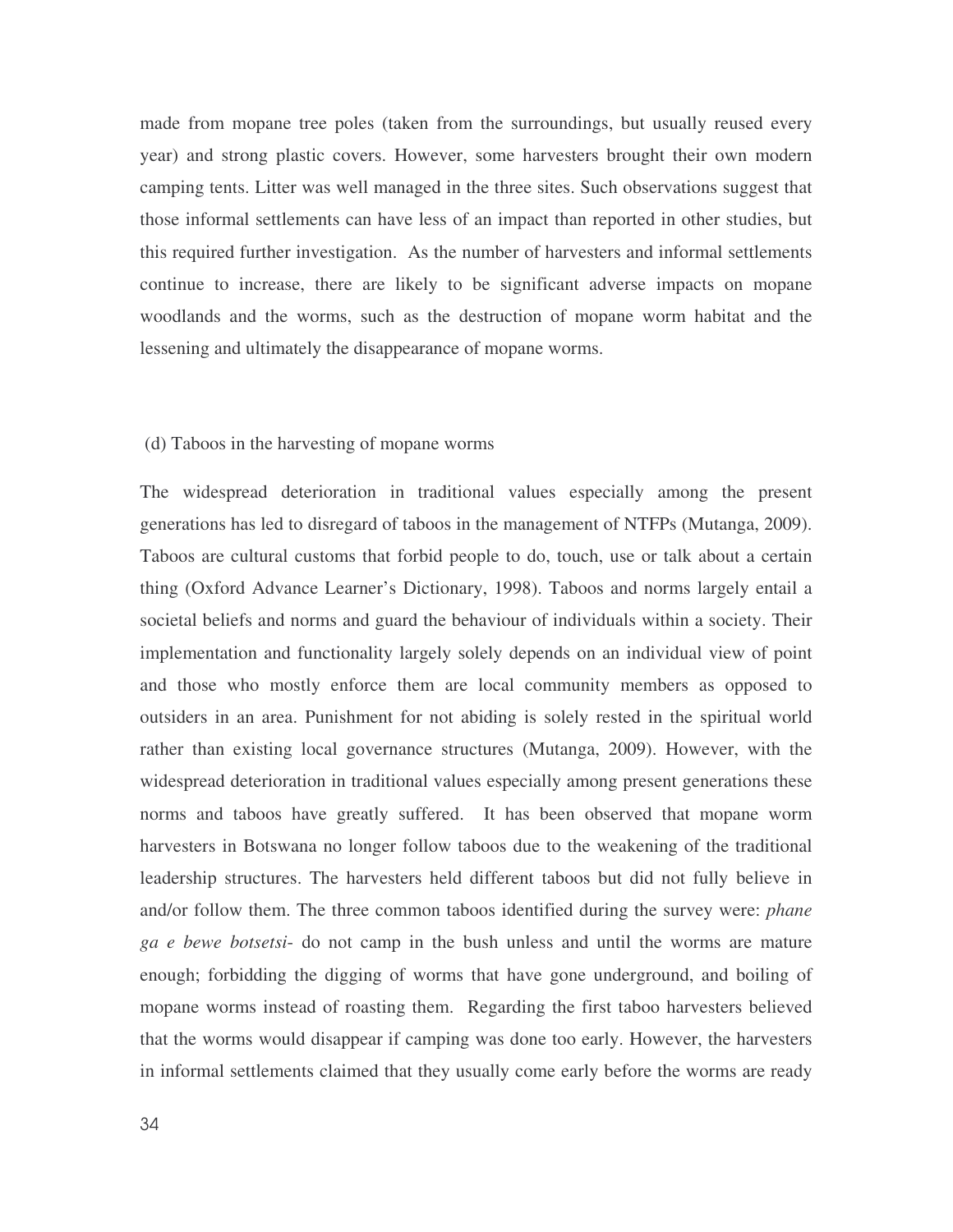made from mopane tree poles (taken from the surroundings, but usually reused every year) and strong plastic covers. However, some harvesters brought their own modern camping tents. Litter was well managed in the three sites. Such observations suggest that those informal settlements can have less of an impact than reported in other studies, but this required further investigation. As the number of harvesters and informal settlements continue to increase, there are likely to be significant adverse impacts on mopane woodlands and the worms, such as the destruction of mopane worm habitat and the lessening and ultimately the disappearance of mopane worms.

(d) Taboos in the harvesting of mopane worms

The widespread deterioration in traditional values especially among the present generations has led to disregard of taboos in the management of NTFPs (Mutanga, 2009). Taboos are cultural customs that forbid people to do, touch, use or talk about a certain thing (Oxford Advance Learner's Dictionary, 1998). Taboos and norms largely entail a societal beliefs and norms and guard the behaviour of individuals within a society. Their implementation and functionality largely solely depends on an individual view of point and those who mostly enforce them are local community members as opposed to outsiders in an area. Punishment for not abiding is solely rested in the spiritual world rather than existing local governance structures (Mutanga, 2009). However, with the widespread deterioration in traditional values especially among present generations these norms and taboos have greatly suffered. It has been observed that mopane worm harvesters in Botswana no longer follow taboos due to the weakening of the traditional leadership structures. The harvesters held different taboos but did not fully believe in and/or follow them. The three common taboos identified during the survey were: *phane ga e bewe botsetsi*- do not camp in the bush unless and until the worms are mature enough; forbidding the digging of worms that have gone underground, and boiling of mopane worms instead of roasting them. Regarding the first taboo harvesters believed that the worms would disappear if camping was done too early. However, the harvesters in informal settlements claimed that they usually come early before the worms are ready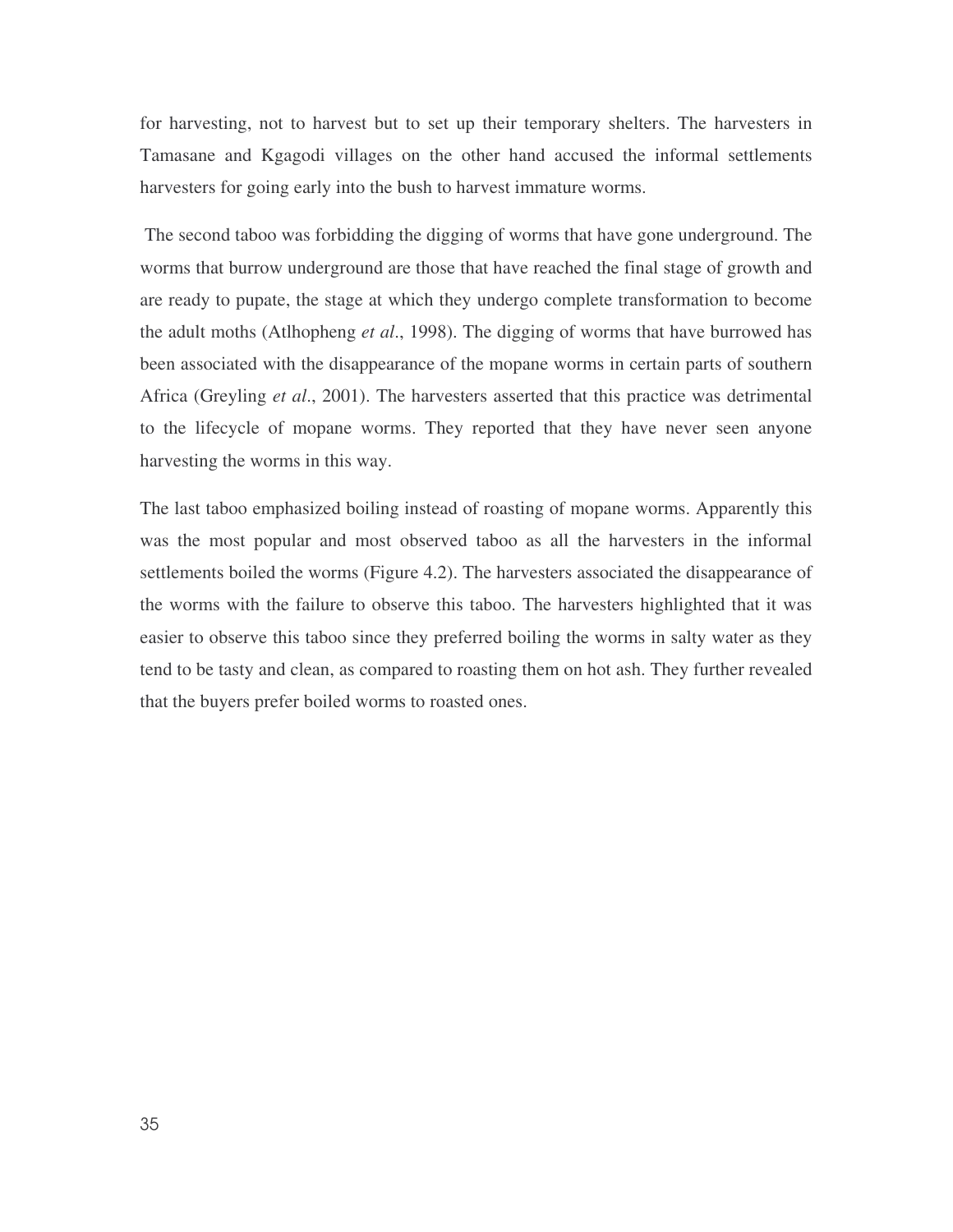for harvesting, not to harvest but to set up their temporary shelters. The harvesters in Tamasane and Kgagodi villages on the other hand accused the informal settlements harvesters for going early into the bush to harvest immature worms.

The second taboo was forbidding the digging of worms that have gone underground. The worms that burrow underground are those that have reached the final stage of growth and are ready to pupate, the stage at which they undergo complete transformation to become the adult moths (Atlhopheng *et al*., 1998). The digging of worms that have burrowed has been associated with the disappearance of the mopane worms in certain parts of southern Africa (Greyling *et al*., 2001). The harvesters asserted that this practice was detrimental to the lifecycle of mopane worms. They reported that they have never seen anyone harvesting the worms in this way.

The last taboo emphasized boiling instead of roasting of mopane worms. Apparently this was the most popular and most observed taboo as all the harvesters in the informal settlements boiled the worms (Figure 4.2). The harvesters associated the disappearance of the worms with the failure to observe this taboo. The harvesters highlighted that it was easier to observe this taboo since they preferred boiling the worms in salty water as they tend to be tasty and clean, as compared to roasting them on hot ash. They further revealed that the buyers prefer boiled worms to roasted ones.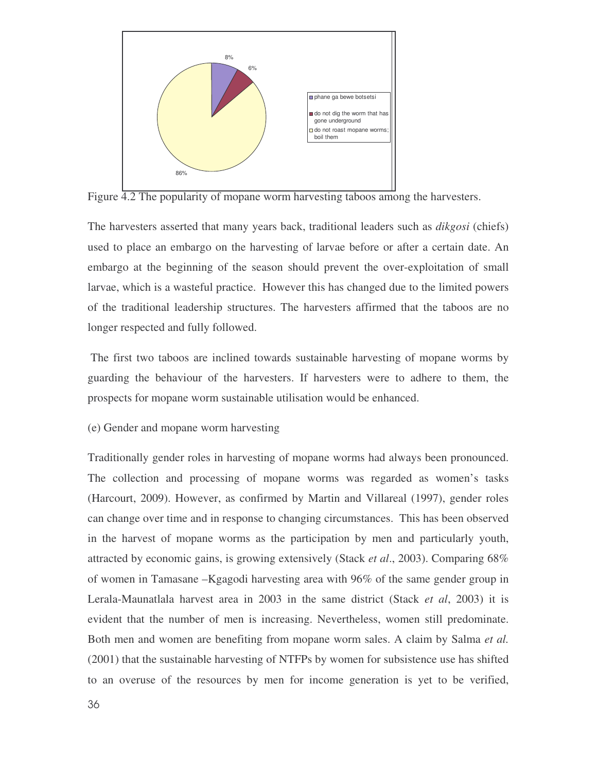Figure 4.2 The popularity of mopane worm harvesting taboos among the harvesters.

The harvesters asserted that many years back, traditional leaders such as *dikgosi* (chiefs) used to place an embargo on the harvesting of larvae before or after a certain date. An embargo at the beginning of the season should prevent the over-exploitation of small larvae, which is a wasteful practice. However this has changed due to the limited powers of the traditional leadership structures. The harvesters affirmed that the taboos are no longer respected and fully followed.

The first two taboos are inclined towards sustainable harvesting of mopane worms by guarding the behaviour of the harvesters. If harvesters were to adhere to them, the prospects for mopane worm sustainable utilisation would be enhanced.

(e) Gender and mopane worm harvesting

Traditionally gender roles in harvesting of mopane worms had always been pronounced. The collection and processing of mopane worms was regarded as women's tasks (Harcourt, 2009). However, as confirmed by Martin and Villareal (1997), gender roles can change over time and in response to changing circumstances. This has been observed in the harvest of mopane worms as the participation by men and particularly youth, attracted by economic gains, is growing extensively (Stack *et al*., 2003). Comparing 68% of women in Tamasane –Kgagodi harvesting area with 96% of the same gender group in Lerala-Maunatlala harvest area in 2003 in the same district (Stack *et al*, 2003) it is evident that the number of men is increasing. Nevertheless, women still predominate. Both men and women are benefiting from mopane worm sales. A claim by Salma *et al.* (2001) that the sustainable harvesting of NTFPs by women for subsistence use has shifted to an overuse of the resources by men for income generation is yet to be verified,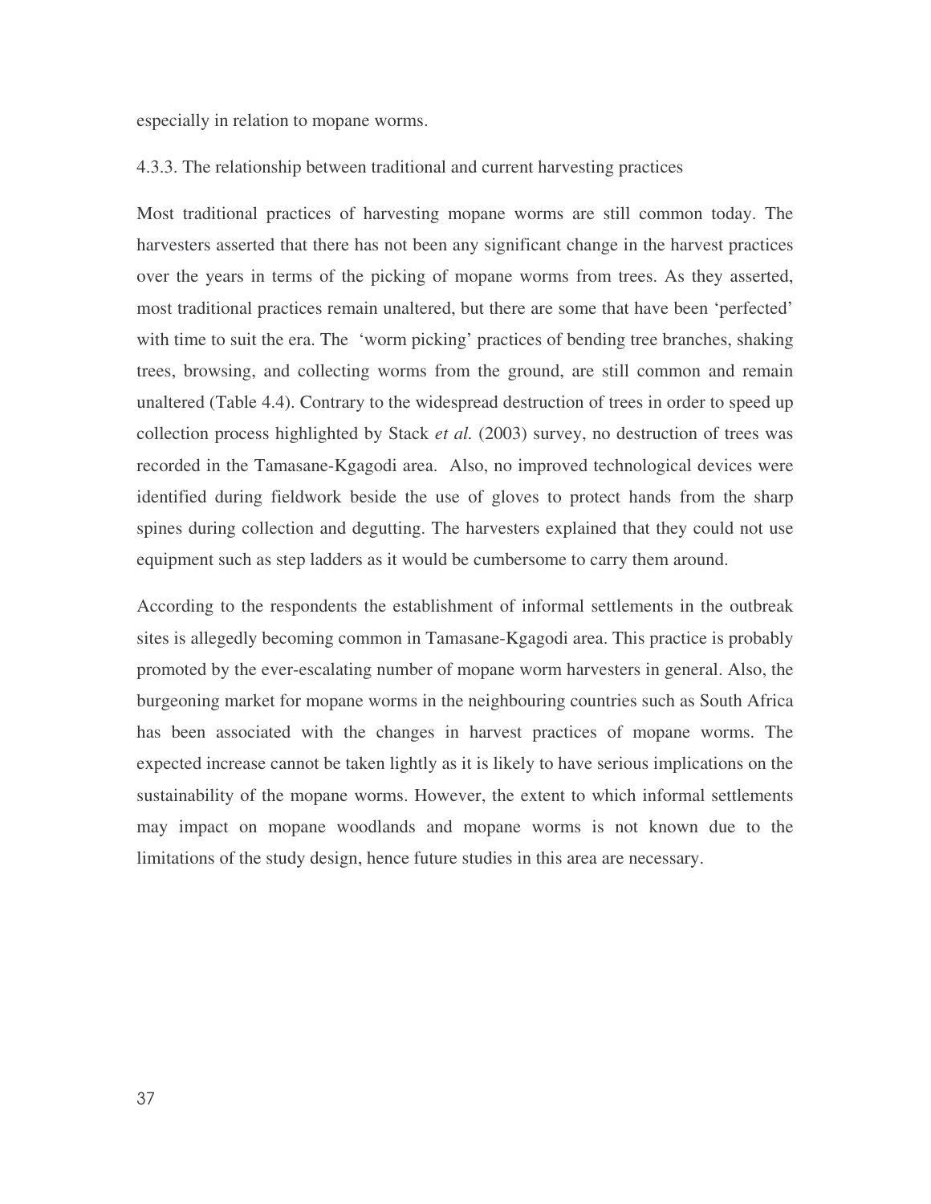especially in relation to mopane worms.

### 4.3.3. The relationship between traditional and current harvesting practices

Most traditional practices of harvesting mopane worms are still common today. The harvesters asserted that there has not been any significant change in the harvest practices over the years in terms of the picking of mopane worms from trees. As they asserted, most traditional practices remain unaltered, but there are some that have been 'perfected' with time to suit the era. The 'worm picking' practices of bending tree branches, shaking trees, browsing, and collecting worms from the ground, are still common and remain unaltered (Table 4.4). Contrary to the widespread destruction of trees in order to speed up collection process highlighted by Stack *et al.* (2003) survey, no destruction of trees was recorded in the Tamasane-Kgagodi area. Also, no improved technological devices were identified during fieldwork beside the use of gloves to protect hands from the sharp spines during collection and degutting. The harvesters explained that they could not use equipment such as step ladders as it would be cumbersome to carry them around.

According to the respondents the establishment of informal settlements in the outbreak sites is allegedly becoming common in Tamasane-Kgagodi area. This practice is probably promoted by the ever-escalating number of mopane worm harvesters in general. Also, the burgeoning market for mopane worms in the neighbouring countries such as South Africa has been associated with the changes in harvest practices of mopane worms. The expected increase cannot be taken lightly as it is likely to have serious implications on the sustainability of the mopane worms. However, the extent to which informal settlements may impact on mopane woodlands and mopane worms is not known due to the limitations of the study design, hence future studies in this area are necessary.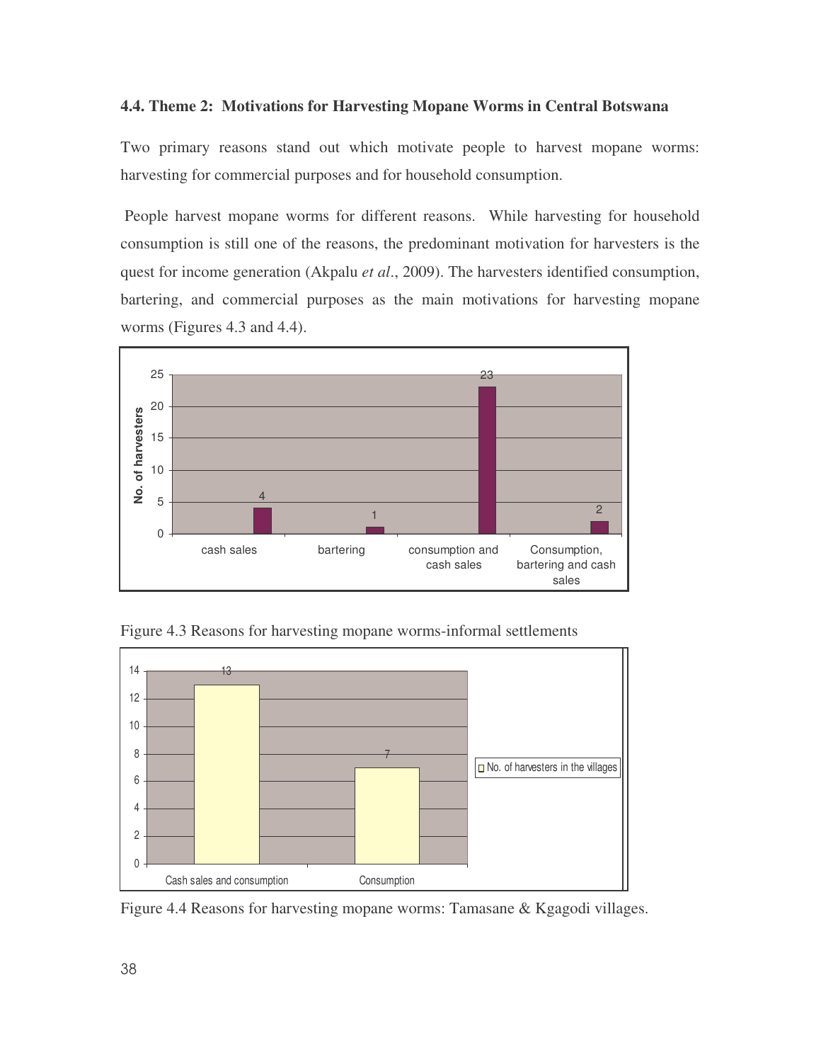### 4.4. Theme 2: Motivations for Harvesting Mopane Worms in Central Botswana

Two primary reasons stand out which motivate people to harvest mopane worms: harvesting for commercial purposes and for household consumption.

People harvest mopane worms for different reasons. While harvesting for household consumption is still one of the reasons, the predominant motivation for harvesters is the quest for income generation (Akpalu *et al*., 2009). The harvesters identified consumption, bartering, and commercial purposes as the main motivations for harvesting mopane worms (Figures 4.3 and 4.4).

| Reason | No. of harvesters |
|---|---|
| cash sales | 4 |
| bartering | 1 |
| consumption and cash sales | 23 |
| Consumption, bartering and cash sales | 2 |

Figure 4.3 Reasons for harvesting mopane worms-informal settlements

| Reason | No. of harvesters in the villages |
|---|---|
| Cash sales and consumption | 13 |
| Consumption | 7 |

Figure 4.4 Reasons for harvesting mopane worms: Tamasane & Kgagodi villages.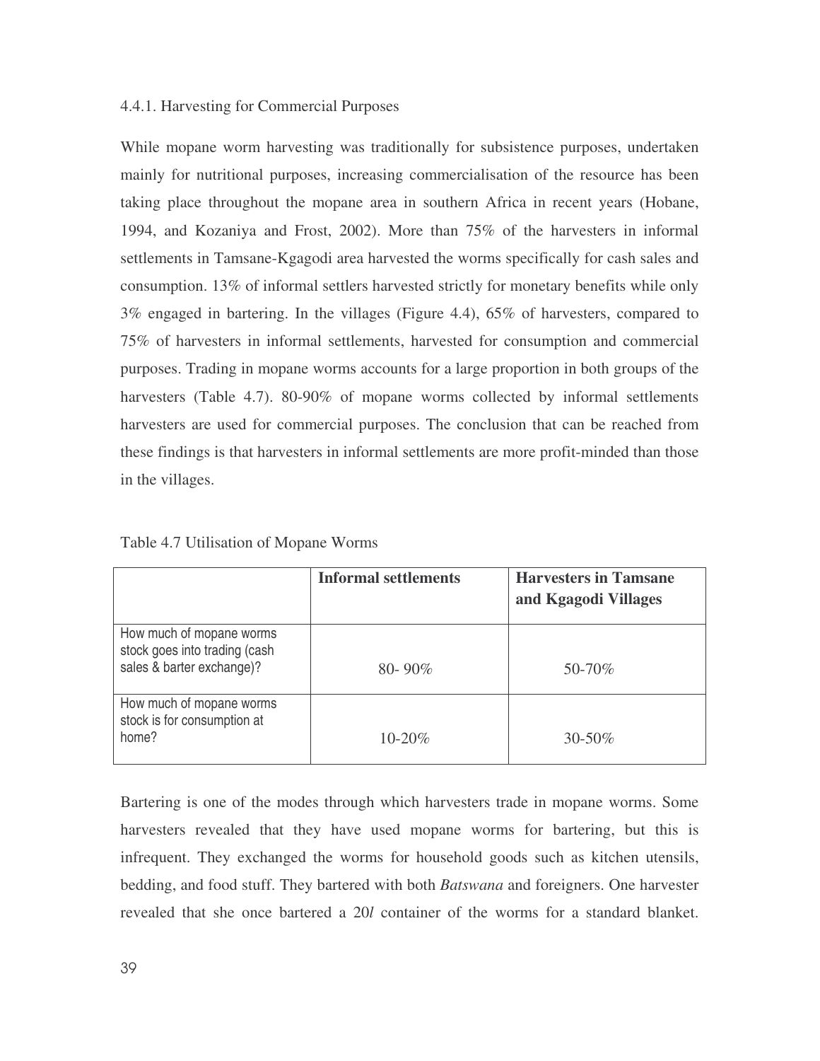### 4.4.1. Harvesting for Commercial Purposes

While mopane worm harvesting was traditionally for subsistence purposes, undertaken mainly for nutritional purposes, increasing commercialisation of the resource has been taking place throughout the mopane area in southern Africa in recent years (Hobane, 1994, and Kozaniya and Frost, 2002). More than 75% of the harvesters in informal settlements in Tamsane-Kgagodi area harvested the worms specifically for cash sales and consumption. 13% of informal settlers harvested strictly for monetary benefits while only 3% engaged in bartering. In the villages (Figure 4.4), 65% of harvesters, compared to 75% of harvesters in informal settlements, harvested for consumption and commercial purposes. Trading in mopane worms accounts for a large proportion in both groups of the harvesters (Table 4.7). 80-90% of mopane worms collected by informal settlements harvesters are used for commercial purposes. The conclusion that can be reached from these findings is that harvesters in informal settlements are more profit-minded than those in the villages.

Table 4.7 Utilisation of Mopane Worms

| | **Informal settlements** | **Harvesters in Tamsane and Kgagodi Villages** |
|---|---|---|
| How much of mopane worms stock goes into trading (cash sales & barter exchange)? | 80- 90% | 50-70% |
| How much of mopane worms stock is for consumption at home? | 10-20% | 30-50% |

Bartering is one of the modes through which harvesters trade in mopane worms. Some harvesters revealed that they have used mopane worms for bartering, but this is infrequent. They exchanged the worms for household goods such as kitchen utensils, bedding, and food stuff. They bartered with both *Batswana* and foreigners. One harvester revealed that she once bartered a 20*l* container of the worms for a standard blanket.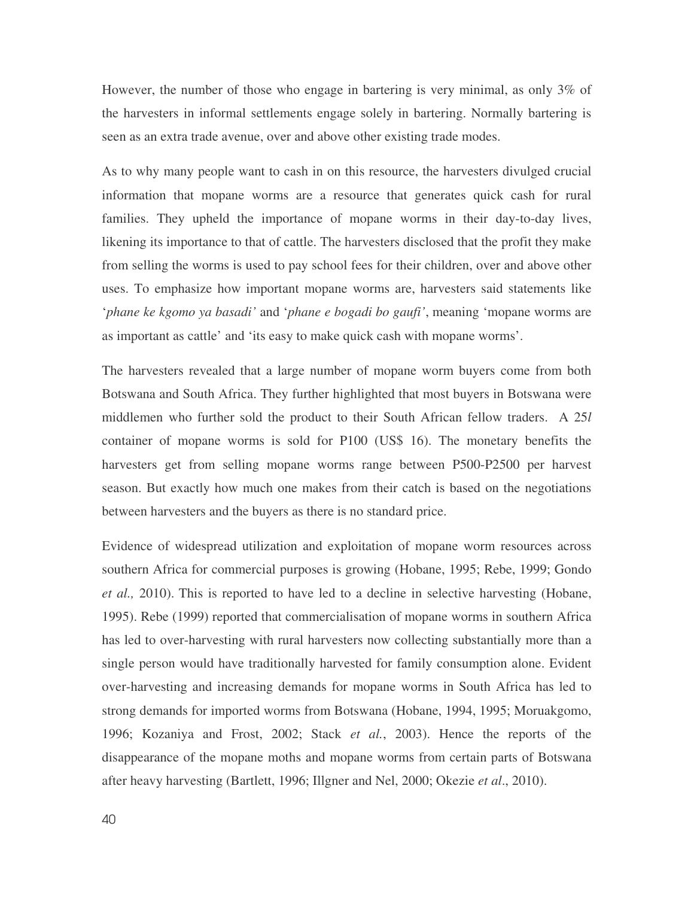However, the number of those who engage in bartering is very minimal, as only 3% of the harvesters in informal settlements engage solely in bartering. Normally bartering is seen as an extra trade avenue, over and above other existing trade modes.

As to why many people want to cash in on this resource, the harvesters divulged crucial information that mopane worms are a resource that generates quick cash for rural families. They upheld the importance of mopane worms in their day-to-day lives, likening its importance to that of cattle. The harvesters disclosed that the profit they make from selling the worms is used to pay school fees for their children, over and above other uses. To emphasize how important mopane worms are, harvesters said statements like '*phane ke kgomo ya basadi'* and '*phane e bogadi bo gaufi'*, meaning 'mopane worms are as important as cattle' and 'its easy to make quick cash with mopane worms'.

The harvesters revealed that a large number of mopane worm buyers come from both Botswana and South Africa. They further highlighted that most buyers in Botswana were middlemen who further sold the product to their South African fellow traders. A 25*l* container of mopane worms is sold for P100 (US$ 16). The monetary benefits the harvesters get from selling mopane worms range between P500-P2500 per harvest season. But exactly how much one makes from their catch is based on the negotiations between harvesters and the buyers as there is no standard price.

Evidence of widespread utilization and exploitation of mopane worm resources across southern Africa for commercial purposes is growing (Hobane, 1995; Rebe, 1999; Gondo *et al.,* 2010). This is reported to have led to a decline in selective harvesting (Hobane, 1995). Rebe (1999) reported that commercialisation of mopane worms in southern Africa has led to over-harvesting with rural harvesters now collecting substantially more than a single person would have traditionally harvested for family consumption alone. Evident over-harvesting and increasing demands for mopane worms in South Africa has led to strong demands for imported worms from Botswana (Hobane, 1994, 1995; Moruakgomo, 1996; Kozaniya and Frost, 2002; Stack *et al.*, 2003). Hence the reports of the disappearance of the mopane moths and mopane worms from certain parts of Botswana after heavy harvesting (Bartlett, 1996; Illgner and Nel, 2000; Okezie *et al*., 2010).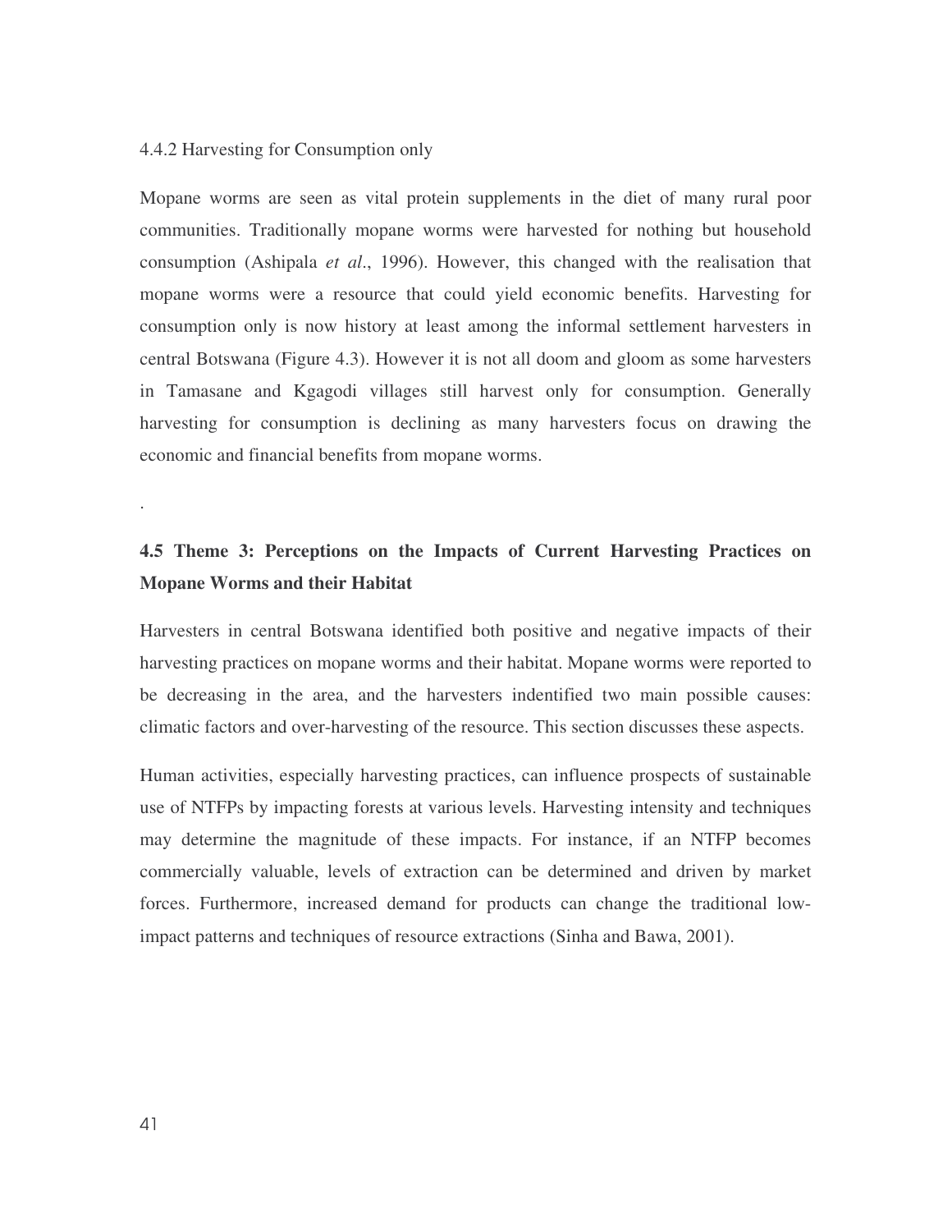### 4.4.2 Harvesting for Consumption only

Mopane worms are seen as vital protein supplements in the diet of many rural poor communities. Traditionally mopane worms were harvested for nothing but household consumption (Ashipala *et al*., 1996). However, this changed with the realisation that mopane worms were a resource that could yield economic benefits. Harvesting for consumption only is now history at least among the informal settlement harvesters in central Botswana (Figure 4.3). However it is not all doom and gloom as some harvesters in Tamasane and Kgagodi villages still harvest only for consumption. Generally harvesting for consumption is declining as many harvesters focus on drawing the economic and financial benefits from mopane worms.

.

## 4.5 Theme 3: Perceptions on the Impacts of Current Harvesting Practices on Mopane Worms and their Habitat

Harvesters in central Botswana identified both positive and negative impacts of their harvesting practices on mopane worms and their habitat. Mopane worms were reported to be decreasing in the area, and the harvesters indentified two main possible causes: climatic factors and over-harvesting of the resource. This section discusses these aspects.

Human activities, especially harvesting practices, can influence prospects of sustainable use of NTFPs by impacting forests at various levels. Harvesting intensity and techniques may determine the magnitude of these impacts. For instance, if an NTFP becomes commercially valuable, levels of extraction can be determined and driven by market forces. Furthermore, increased demand for products can change the traditional low-impact patterns and techniques of resource extractions (Sinha and Bawa, 2001).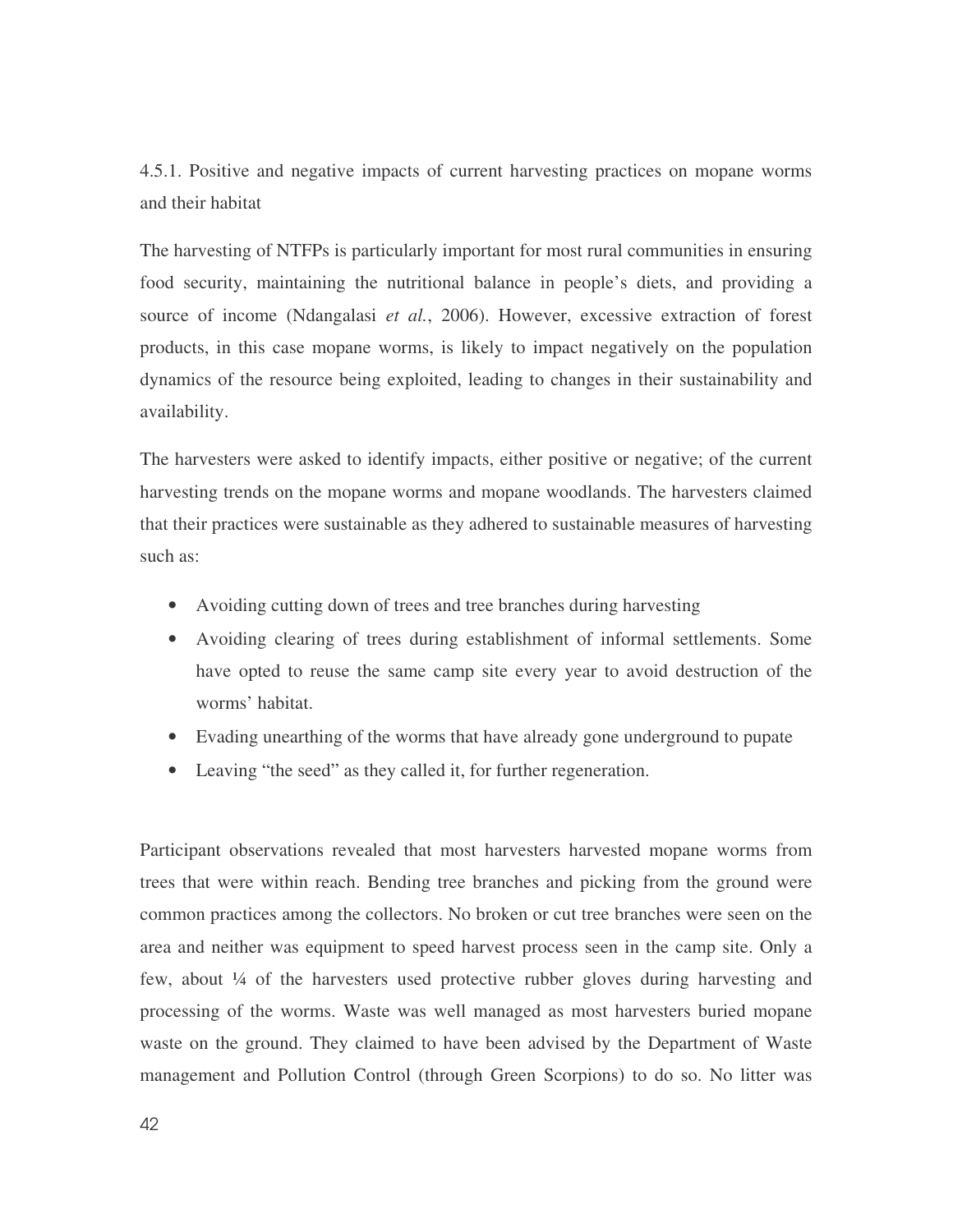### 4.5.1. Positive and negative impacts of current harvesting practices on mopane worms and their habitat

The harvesting of NTFPs is particularly important for most rural communities in ensuring food security, maintaining the nutritional balance in people's diets, and providing a source of income (Ndangalasi *et al.*, 2006). However, excessive extraction of forest products, in this case mopane worms, is likely to impact negatively on the population dynamics of the resource being exploited, leading to changes in their sustainability and availability.

The harvesters were asked to identify impacts, either positive or negative; of the current harvesting trends on the mopane worms and mopane woodlands. The harvesters claimed that their practices were sustainable as they adhered to sustainable measures of harvesting such as:

- Avoiding cutting down of trees and tree branches during harvesting
- Avoiding clearing of trees during establishment of informal settlements. Some have opted to reuse the same camp site every year to avoid destruction of the worms' habitat.
- Evading unearthing of the worms that have already gone underground to pupate
- Leaving "the seed" as they called it, for further regeneration.

Participant observations revealed that most harvesters harvested mopane worms from trees that were within reach. Bending tree branches and picking from the ground were common practices among the collectors. No broken or cut tree branches were seen on the area and neither was equipment to speed harvest process seen in the camp site. Only a few, about ¼ of the harvesters used protective rubber gloves during harvesting and processing of the worms. Waste was well managed as most harvesters buried mopane waste on the ground. They claimed to have been advised by the Department of Waste management and Pollution Control (through Green Scorpions) to do so. No litter was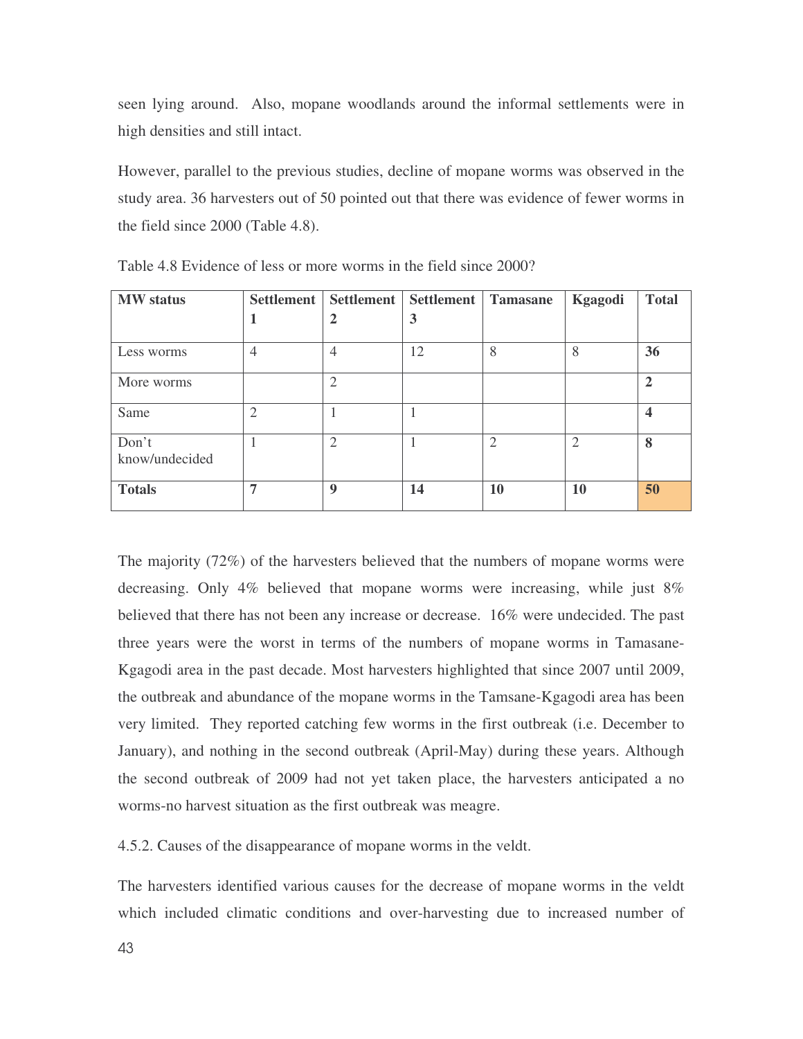seen lying around. Also, mopane woodlands around the informal settlements were in high densities and still intact.

However, parallel to the previous studies, decline of mopane worms was observed in the study area. 36 harvesters out of 50 pointed out that there was evidence of fewer worms in the field since 2000 (Table 4.8).

Table 4.8 Evidence of less or more worms in the field since 2000?

| MW status | Settlement 1 | Settlement 2 | Settlement 3 | Tamasane | Kgagodi | Total |
|---|---|---|---|---|---|---|
| Less worms | 4 | 4 | 12 | 8 | 8 | **36** |
| More worms | | 2 | | | | **2** |
| Same | 2 | 1 | 1 | | | **4** |
| Don't know/undecided | 1 | 2 | 1 | 2 | 2 | **8** |
| **Totals** | **7** | **9** | **14** | **10** | **10** | **50** |

The majority (72%) of the harvesters believed that the numbers of mopane worms were decreasing. Only 4% believed that mopane worms were increasing, while just 8% believed that there has not been any increase or decrease. 16% were undecided. The past three years were the worst in terms of the numbers of mopane worms in Tamasane-Kgagodi area in the past decade. Most harvesters highlighted that since 2007 until 2009, the outbreak and abundance of the mopane worms in the Tamsane-Kgagodi area has been very limited. They reported catching few worms in the first outbreak (i.e. December to January), and nothing in the second outbreak (April-May) during these years. Although the second outbreak of 2009 had not yet taken place, the harvesters anticipated a no worms-no harvest situation as the first outbreak was meagre.

4.5.2. Causes of the disappearance of mopane worms in the veldt.

The harvesters identified various causes for the decrease of mopane worms in the veldt which included climatic conditions and over-harvesting due to increased number of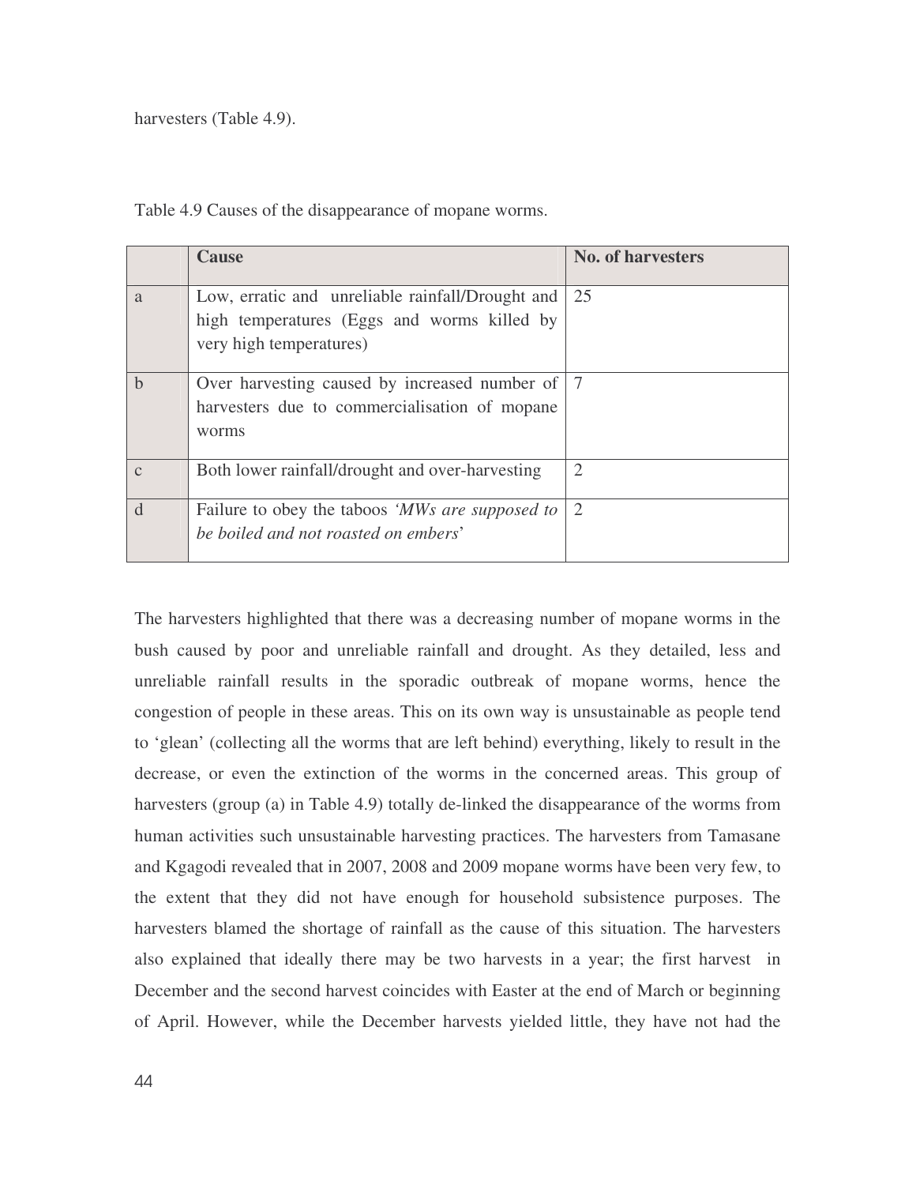harvesters (Table 4.9).

Table 4.9 Causes of the disappearance of mopane worms.

| | **Cause** | **No. of harvesters** |
|---|---|---|
| a | Low, erratic and unreliable rainfall/Drought and high temperatures (Eggs and worms killed by very high temperatures) | 25 |
| b | Over harvesting caused by increased number of harvesters due to commercialisation of mopane worms | 7 |
| c | Both lower rainfall/drought and over-harvesting | 2 |
| d | Failure to obey the taboos *'MWs are supposed to be boiled and not roasted on embers*' | 2 |

The harvesters highlighted that there was a decreasing number of mopane worms in the bush caused by poor and unreliable rainfall and drought. As they detailed, less and unreliable rainfall results in the sporadic outbreak of mopane worms, hence the congestion of people in these areas. This on its own way is unsustainable as people tend to 'glean' (collecting all the worms that are left behind) everything, likely to result in the decrease, or even the extinction of the worms in the concerned areas. This group of harvesters (group (a) in Table 4.9) totally de-linked the disappearance of the worms from human activities such unsustainable harvesting practices. The harvesters from Tamasane and Kgagodi revealed that in 2007, 2008 and 2009 mopane worms have been very few, to the extent that they did not have enough for household subsistence purposes. The harvesters blamed the shortage of rainfall as the cause of this situation. The harvesters also explained that ideally there may be two harvests in a year; the first harvest in December and the second harvest coincides with Easter at the end of March or beginning of April. However, while the December harvests yielded little, they have not had the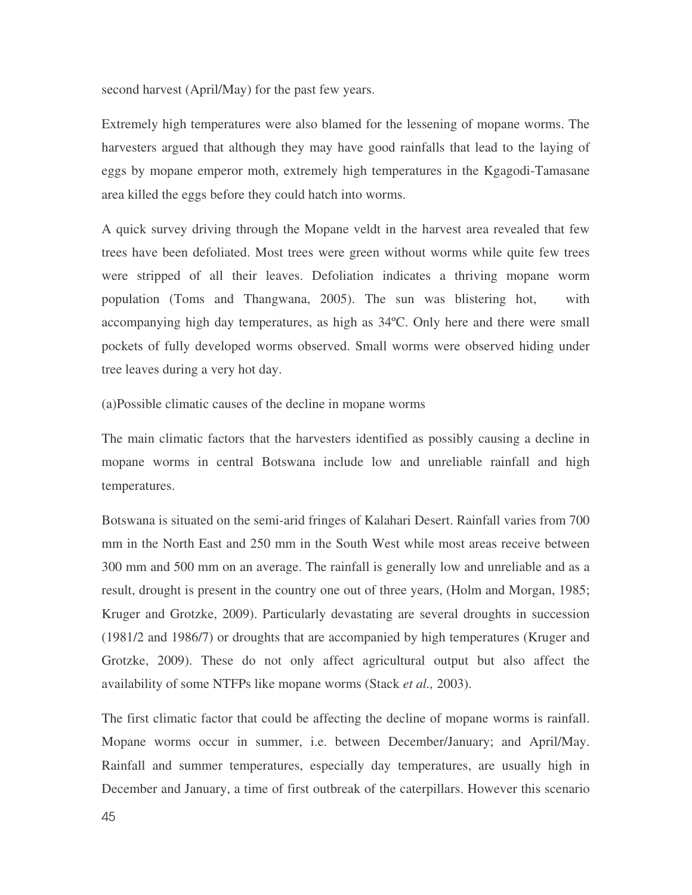second harvest (April/May) for the past few years.

Extremely high temperatures were also blamed for the lessening of mopane worms. The harvesters argued that although they may have good rainfalls that lead to the laying of eggs by mopane emperor moth, extremely high temperatures in the Kgagodi-Tamasane area killed the eggs before they could hatch into worms.

A quick survey driving through the Mopane veldt in the harvest area revealed that few trees have been defoliated. Most trees were green without worms while quite few trees were stripped of all their leaves. Defoliation indicates a thriving mopane worm population (Toms and Thangwana, 2005). The sun was blistering hot, with accompanying high day temperatures, as high as 34ºC. Only here and there were small pockets of fully developed worms observed. Small worms were observed hiding under tree leaves during a very hot day.

(a)Possible climatic causes of the decline in mopane worms

The main climatic factors that the harvesters identified as possibly causing a decline in mopane worms in central Botswana include low and unreliable rainfall and high temperatures.

Botswana is situated on the semi-arid fringes of Kalahari Desert. Rainfall varies from 700 mm in the North East and 250 mm in the South West while most areas receive between 300 mm and 500 mm on an average. The rainfall is generally low and unreliable and as a result, drought is present in the country one out of three years, (Holm and Morgan, 1985; Kruger and Grotzke, 2009). Particularly devastating are several droughts in succession (1981/2 and 1986/7) or droughts that are accompanied by high temperatures (Kruger and Grotzke, 2009). These do not only affect agricultural output but also affect the availability of some NTFPs like mopane worms (Stack *et al.,* 2003).

The first climatic factor that could be affecting the decline of mopane worms is rainfall. Mopane worms occur in summer, i.e. between December/January; and April/May. Rainfall and summer temperatures, especially day temperatures, are usually high in December and January, a time of first outbreak of the caterpillars. However this scenario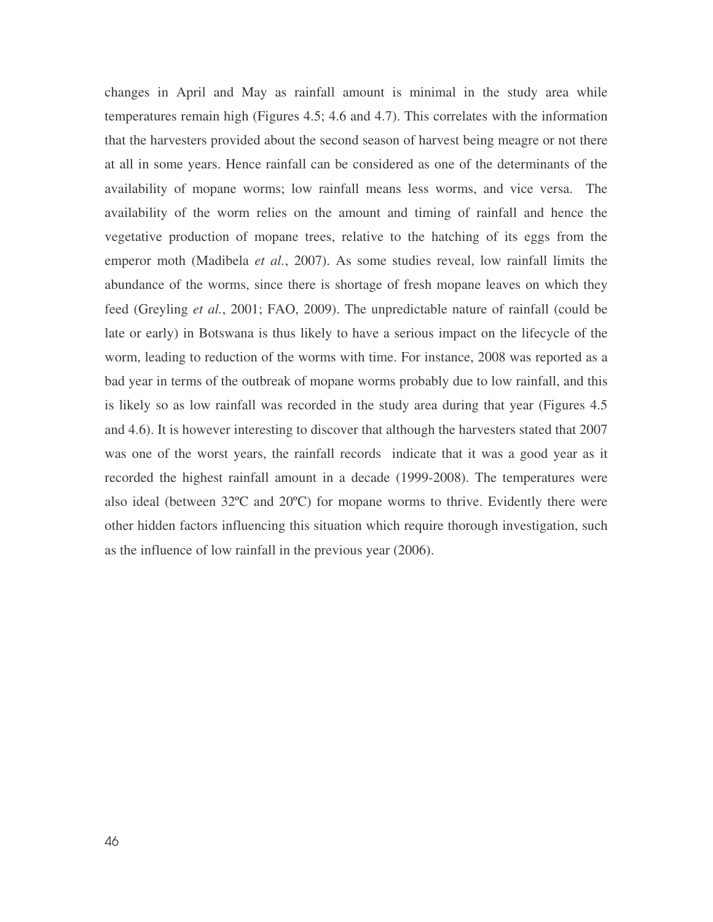changes in April and May as rainfall amount is minimal in the study area while temperatures remain high (Figures 4.5; 4.6 and 4.7). This correlates with the information that the harvesters provided about the second season of harvest being meagre or not there at all in some years. Hence rainfall can be considered as one of the determinants of the availability of mopane worms; low rainfall means less worms, and vice versa. The availability of the worm relies on the amount and timing of rainfall and hence the vegetative production of mopane trees, relative to the hatching of its eggs from the emperor moth (Madibela *et al.*, 2007). As some studies reveal, low rainfall limits the abundance of the worms, since there is shortage of fresh mopane leaves on which they feed (Greyling *et al.*, 2001; FAO, 2009). The unpredictable nature of rainfall (could be late or early) in Botswana is thus likely to have a serious impact on the lifecycle of the worm, leading to reduction of the worms with time. For instance, 2008 was reported as a bad year in terms of the outbreak of mopane worms probably due to low rainfall, and this is likely so as low rainfall was recorded in the study area during that year (Figures 4.5 and 4.6). It is however interesting to discover that although the harvesters stated that 2007 was one of the worst years, the rainfall records indicate that it was a good year as it recorded the highest rainfall amount in a decade (1999-2008). The temperatures were also ideal (between 32ºC and 20ºC) for mopane worms to thrive. Evidently there were other hidden factors influencing this situation which require thorough investigation, such as the influence of low rainfall in the previous year (2006).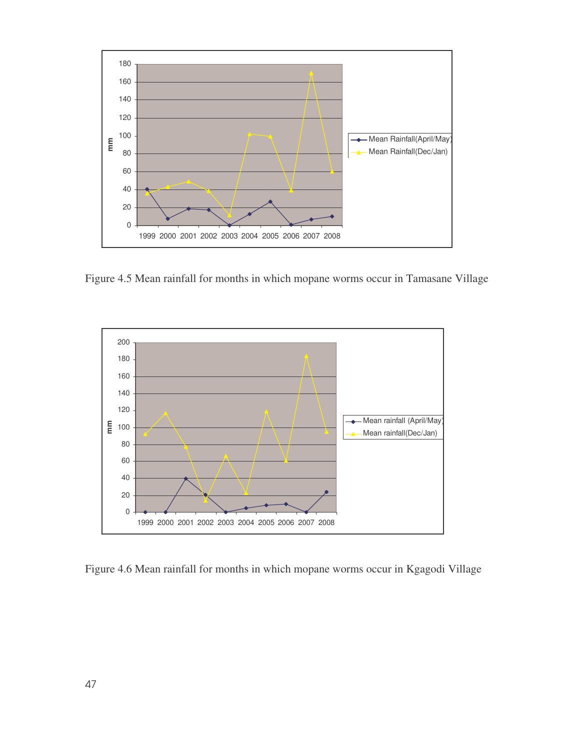Figure 4.5 Mean rainfall for months in which mopane worms occur in Tamasane Village

Figure 4.6 Mean rainfall for months in which mopane worms occur in Kgagodi Village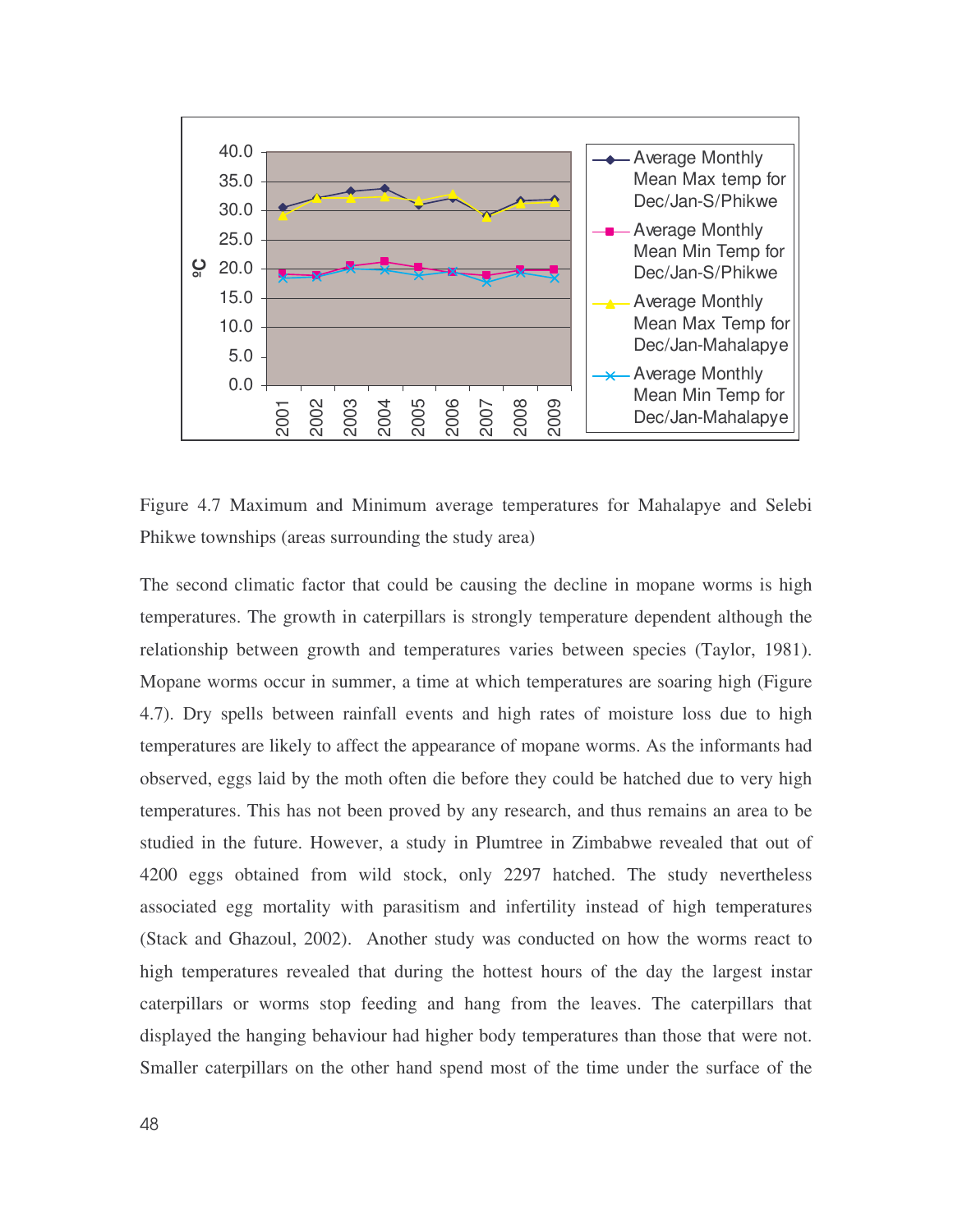Figure 4.7 Maximum and Minimum average temperatures for Mahalapye and Selebi Phikwe townships (areas surrounding the study area)

The second climatic factor that could be causing the decline in mopane worms is high temperatures. The growth in caterpillars is strongly temperature dependent although the relationship between growth and temperatures varies between species (Taylor, 1981). Mopane worms occur in summer, a time at which temperatures are soaring high (Figure 4.7). Dry spells between rainfall events and high rates of moisture loss due to high temperatures are likely to affect the appearance of mopane worms. As the informants had observed, eggs laid by the moth often die before they could be hatched due to very high temperatures. This has not been proved by any research, and thus remains an area to be studied in the future. However, a study in Plumtree in Zimbabwe revealed that out of 4200 eggs obtained from wild stock, only 2297 hatched. The study nevertheless associated egg mortality with parasitism and infertility instead of high temperatures (Stack and Ghazoul, 2002). Another study was conducted on how the worms react to high temperatures revealed that during the hottest hours of the day the largest instar caterpillars or worms stop feeding and hang from the leaves. The caterpillars that displayed the hanging behaviour had higher body temperatures than those that were not. Smaller caterpillars on the other hand spend most of the time under the surface of the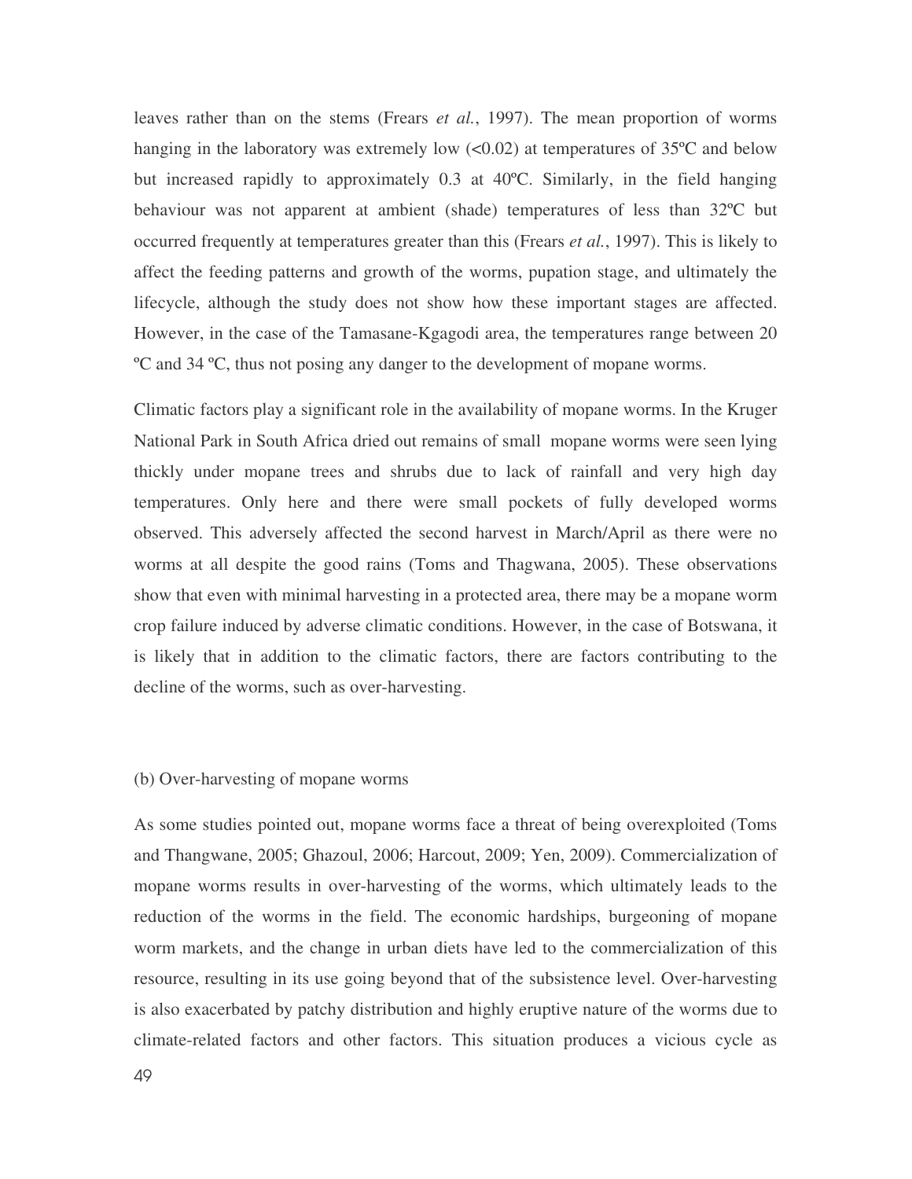leaves rather than on the stems (Frears *et al.*, 1997). The mean proportion of worms hanging in the laboratory was extremely low (<0.02) at temperatures of 35ºC and below but increased rapidly to approximately 0.3 at 40ºC. Similarly, in the field hanging behaviour was not apparent at ambient (shade) temperatures of less than 32ºC but occurred frequently at temperatures greater than this (Frears *et al.*, 1997). This is likely to affect the feeding patterns and growth of the worms, pupation stage, and ultimately the lifecycle, although the study does not show how these important stages are affected. However, in the case of the Tamasane-Kgagodi area, the temperatures range between 20 ºC and 34 ºC, thus not posing any danger to the development of mopane worms.

Climatic factors play a significant role in the availability of mopane worms. In the Kruger National Park in South Africa dried out remains of small mopane worms were seen lying thickly under mopane trees and shrubs due to lack of rainfall and very high day temperatures. Only here and there were small pockets of fully developed worms observed. This adversely affected the second harvest in March/April as there were no worms at all despite the good rains (Toms and Thagwana, 2005). These observations show that even with minimal harvesting in a protected area, there may be a mopane worm crop failure induced by adverse climatic conditions. However, in the case of Botswana, it is likely that in addition to the climatic factors, there are factors contributing to the decline of the worms, such as over-harvesting.

(b) Over-harvesting of mopane worms

As some studies pointed out, mopane worms face a threat of being overexploited (Toms and Thangwane, 2005; Ghazoul, 2006; Harcout, 2009; Yen, 2009). Commercialization of mopane worms results in over-harvesting of the worms, which ultimately leads to the reduction of the worms in the field. The economic hardships, burgeoning of mopane worm markets, and the change in urban diets have led to the commercialization of this resource, resulting in its use going beyond that of the subsistence level. Over-harvesting is also exacerbated by patchy distribution and highly eruptive nature of the worms due to climate-related factors and other factors. This situation produces a vicious cycle as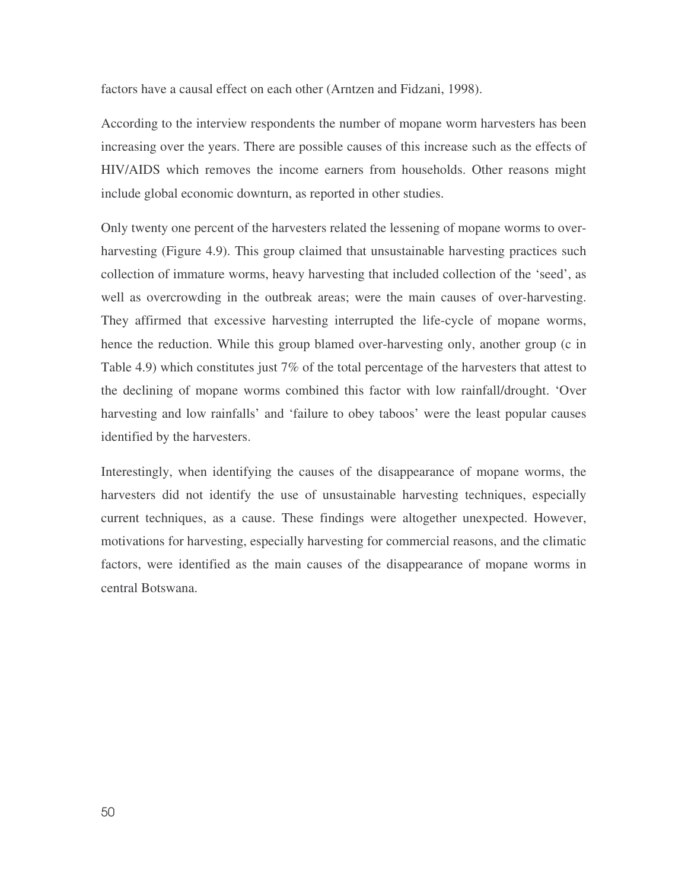factors have a causal effect on each other (Arntzen and Fidzani, 1998).

According to the interview respondents the number of mopane worm harvesters has been increasing over the years. There are possible causes of this increase such as the effects of HIV/AIDS which removes the income earners from households. Other reasons might include global economic downturn, as reported in other studies.

Only twenty one percent of the harvesters related the lessening of mopane worms to over-harvesting (Figure 4.9). This group claimed that unsustainable harvesting practices such collection of immature worms, heavy harvesting that included collection of the 'seed', as well as overcrowding in the outbreak areas; were the main causes of over-harvesting. They affirmed that excessive harvesting interrupted the life-cycle of mopane worms, hence the reduction. While this group blamed over-harvesting only, another group (c in Table 4.9) which constitutes just 7% of the total percentage of the harvesters that attest to the declining of mopane worms combined this factor with low rainfall/drought. 'Over harvesting and low rainfalls' and 'failure to obey taboos' were the least popular causes identified by the harvesters.

Interestingly, when identifying the causes of the disappearance of mopane worms, the harvesters did not identify the use of unsustainable harvesting techniques, especially current techniques, as a cause. These findings were altogether unexpected. However, motivations for harvesting, especially harvesting for commercial reasons, and the climatic factors, were identified as the main causes of the disappearance of mopane worms in central Botswana.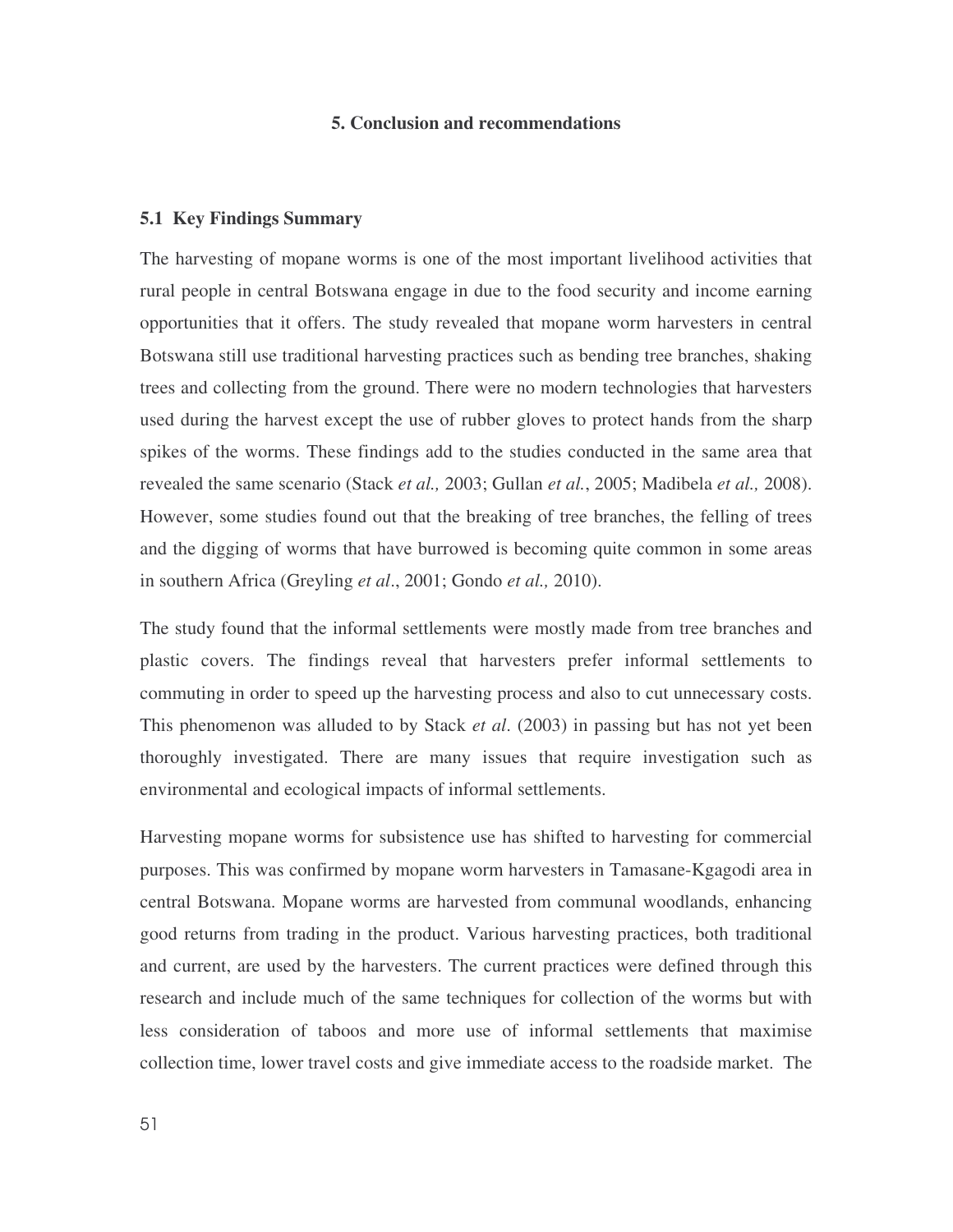## 5. Conclusion and recommendations

### 5.1 Key Findings Summary

The harvesting of mopane worms is one of the most important livelihood activities that rural people in central Botswana engage in due to the food security and income earning opportunities that it offers. The study revealed that mopane worm harvesters in central Botswana still use traditional harvesting practices such as bending tree branches, shaking trees and collecting from the ground. There were no modern technologies that harvesters used during the harvest except the use of rubber gloves to protect hands from the sharp spikes of the worms. These findings add to the studies conducted in the same area that revealed the same scenario (Stack *et al.,* 2003; Gullan *et al.*, 2005; Madibela *et al.,* 2008). However, some studies found out that the breaking of tree branches, the felling of trees and the digging of worms that have burrowed is becoming quite common in some areas in southern Africa (Greyling *et al*., 2001; Gondo *et al.,* 2010).

The study found that the informal settlements were mostly made from tree branches and plastic covers. The findings reveal that harvesters prefer informal settlements to commuting in order to speed up the harvesting process and also to cut unnecessary costs. This phenomenon was alluded to by Stack *et al*. (2003) in passing but has not yet been thoroughly investigated. There are many issues that require investigation such as environmental and ecological impacts of informal settlements.

Harvesting mopane worms for subsistence use has shifted to harvesting for commercial purposes. This was confirmed by mopane worm harvesters in Tamasane-Kgagodi area in central Botswana. Mopane worms are harvested from communal woodlands, enhancing good returns from trading in the product. Various harvesting practices, both traditional and current, are used by the harvesters. The current practices were defined through this research and include much of the same techniques for collection of the worms but with less consideration of taboos and more use of informal settlements that maximise collection time, lower travel costs and give immediate access to the roadside market. The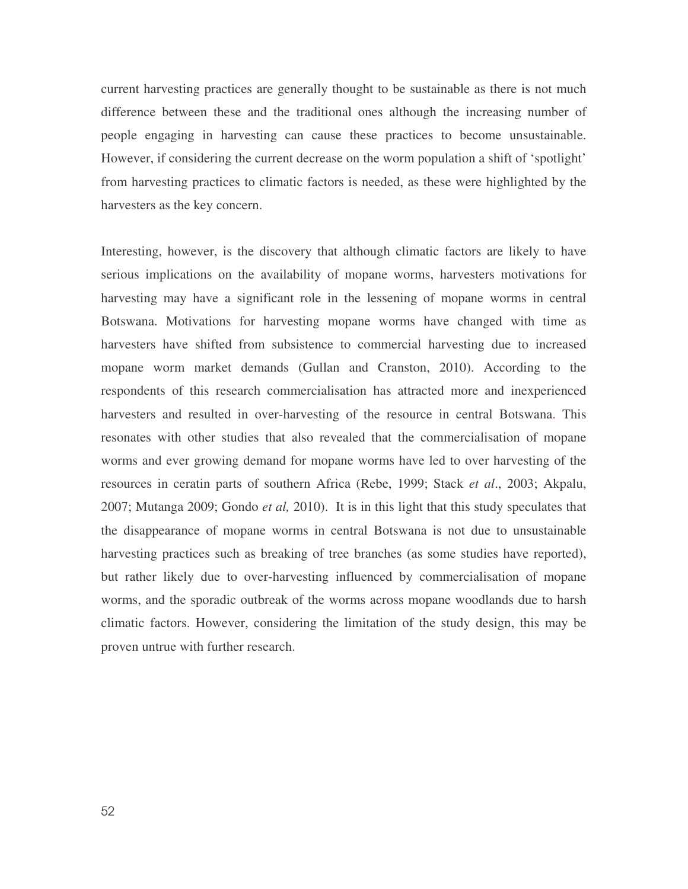current harvesting practices are generally thought to be sustainable as there is not much difference between these and the traditional ones although the increasing number of people engaging in harvesting can cause these practices to become unsustainable. However, if considering the current decrease on the worm population a shift of 'spotlight' from harvesting practices to climatic factors is needed, as these were highlighted by the harvesters as the key concern.

Interesting, however, is the discovery that although climatic factors are likely to have serious implications on the availability of mopane worms, harvesters motivations for harvesting may have a significant role in the lessening of mopane worms in central Botswana. Motivations for harvesting mopane worms have changed with time as harvesters have shifted from subsistence to commercial harvesting due to increased mopane worm market demands (Gullan and Cranston, 2010). According to the respondents of this research commercialisation has attracted more and inexperienced harvesters and resulted in over-harvesting of the resource in central Botswana. This resonates with other studies that also revealed that the commercialisation of mopane worms and ever growing demand for mopane worms have led to over harvesting of the resources in ceratin parts of southern Africa (Rebe, 1999; Stack *et al*., 2003; Akpalu, 2007; Mutanga 2009; Gondo *et al,* 2010). It is in this light that this study speculates that the disappearance of mopane worms in central Botswana is not due to unsustainable harvesting practices such as breaking of tree branches (as some studies have reported), but rather likely due to over-harvesting influenced by commercialisation of mopane worms, and the sporadic outbreak of the worms across mopane woodlands due to harsh climatic factors. However, considering the limitation of the study design, this may be proven untrue with further research.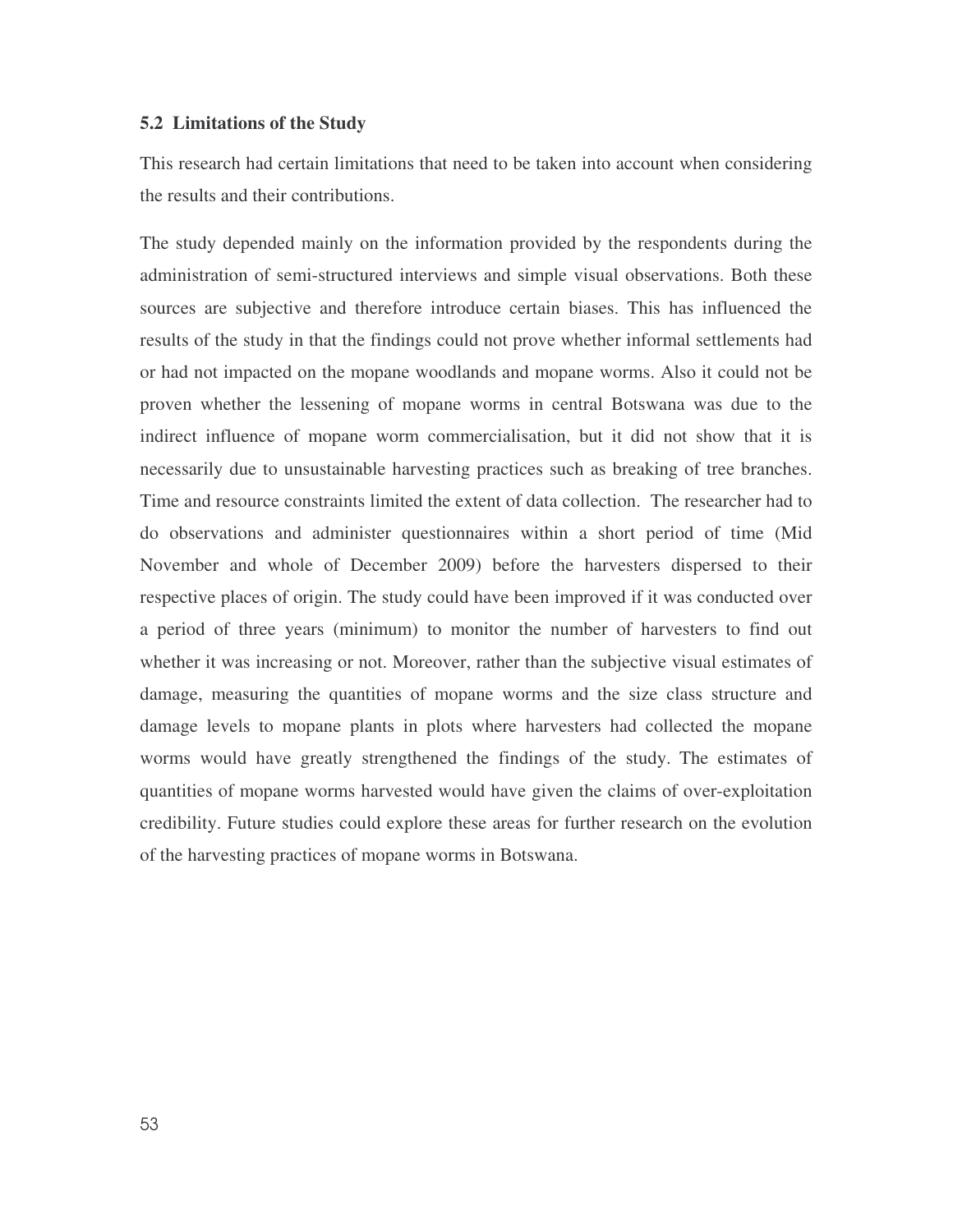### 5.2 Limitations of the Study

This research had certain limitations that need to be taken into account when considering the results and their contributions.

The study depended mainly on the information provided by the respondents during the administration of semi-structured interviews and simple visual observations. Both these sources are subjective and therefore introduce certain biases. This has influenced the results of the study in that the findings could not prove whether informal settlements had or had not impacted on the mopane woodlands and mopane worms. Also it could not be proven whether the lessening of mopane worms in central Botswana was due to the indirect influence of mopane worm commercialisation, but it did not show that it is necessarily due to unsustainable harvesting practices such as breaking of tree branches. Time and resource constraints limited the extent of data collection. The researcher had to do observations and administer questionnaires within a short period of time (Mid November and whole of December 2009) before the harvesters dispersed to their respective places of origin. The study could have been improved if it was conducted over a period of three years (minimum) to monitor the number of harvesters to find out whether it was increasing or not. Moreover, rather than the subjective visual estimates of damage, measuring the quantities of mopane worms and the size class structure and damage levels to mopane plants in plots where harvesters had collected the mopane worms would have greatly strengthened the findings of the study. The estimates of quantities of mopane worms harvested would have given the claims of over-exploitation credibility. Future studies could explore these areas for further research on the evolution of the harvesting practices of mopane worms in Botswana.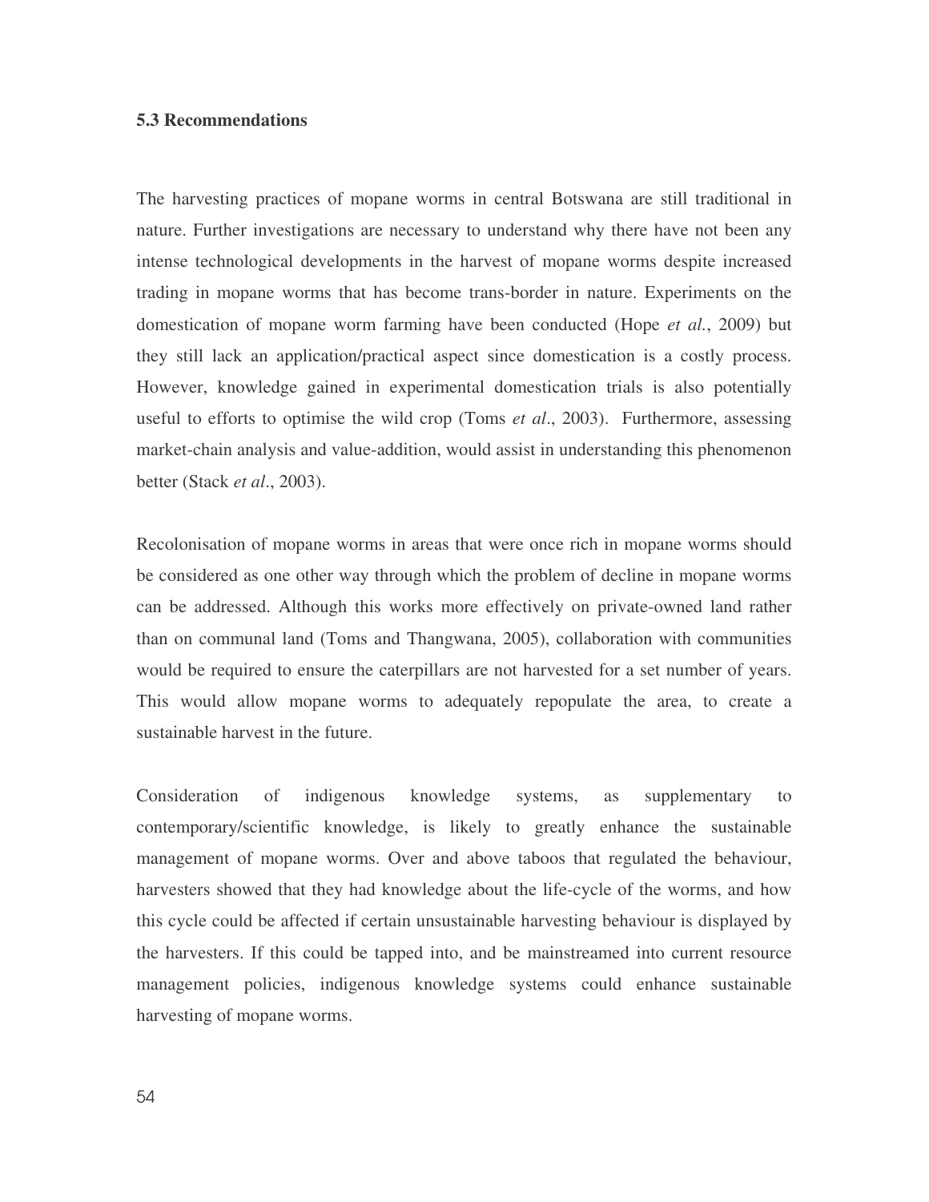### 5.3 Recommendations

The harvesting practices of mopane worms in central Botswana are still traditional in nature. Further investigations are necessary to understand why there have not been any intense technological developments in the harvest of mopane worms despite increased trading in mopane worms that has become trans-border in nature. Experiments on the domestication of mopane worm farming have been conducted (Hope *et al.*, 2009) but they still lack an application/practical aspect since domestication is a costly process. However, knowledge gained in experimental domestication trials is also potentially useful to efforts to optimise the wild crop (Toms *et al*., 2003). Furthermore, assessing market-chain analysis and value-addition, would assist in understanding this phenomenon better (Stack *et al*., 2003).

Recolonisation of mopane worms in areas that were once rich in mopane worms should be considered as one other way through which the problem of decline in mopane worms can be addressed. Although this works more effectively on private-owned land rather than on communal land (Toms and Thangwana, 2005), collaboration with communities would be required to ensure the caterpillars are not harvested for a set number of years. This would allow mopane worms to adequately repopulate the area, to create a sustainable harvest in the future.

Consideration of indigenous knowledge systems, as supplementary to contemporary/scientific knowledge, is likely to greatly enhance the sustainable management of mopane worms. Over and above taboos that regulated the behaviour, harvesters showed that they had knowledge about the life-cycle of the worms, and how this cycle could be affected if certain unsustainable harvesting behaviour is displayed by the harvesters. If this could be tapped into, and be mainstreamed into current resource management policies, indigenous knowledge systems could enhance sustainable harvesting of mopane worms.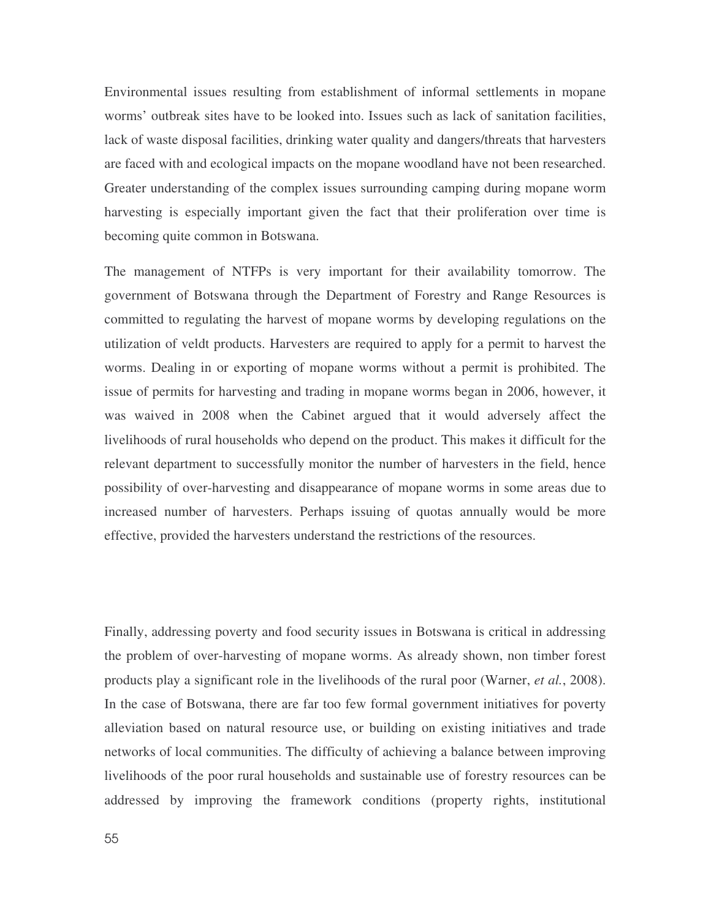Environmental issues resulting from establishment of informal settlements in mopane worms' outbreak sites have to be looked into. Issues such as lack of sanitation facilities, lack of waste disposal facilities, drinking water quality and dangers/threats that harvesters are faced with and ecological impacts on the mopane woodland have not been researched. Greater understanding of the complex issues surrounding camping during mopane worm harvesting is especially important given the fact that their proliferation over time is becoming quite common in Botswana.

The management of NTFPs is very important for their availability tomorrow. The government of Botswana through the Department of Forestry and Range Resources is committed to regulating the harvest of mopane worms by developing regulations on the utilization of veldt products. Harvesters are required to apply for a permit to harvest the worms. Dealing in or exporting of mopane worms without a permit is prohibited. The issue of permits for harvesting and trading in mopane worms began in 2006, however, it was waived in 2008 when the Cabinet argued that it would adversely affect the livelihoods of rural households who depend on the product. This makes it difficult for the relevant department to successfully monitor the number of harvesters in the field, hence possibility of over-harvesting and disappearance of mopane worms in some areas due to increased number of harvesters. Perhaps issuing of quotas annually would be more effective, provided the harvesters understand the restrictions of the resources.

Finally, addressing poverty and food security issues in Botswana is critical in addressing the problem of over-harvesting of mopane worms. As already shown, non timber forest products play a significant role in the livelihoods of the rural poor (Warner, *et al.*, 2008). In the case of Botswana, there are far too few formal government initiatives for poverty alleviation based on natural resource use, or building on existing initiatives and trade networks of local communities. The difficulty of achieving a balance between improving livelihoods of the poor rural households and sustainable use of forestry resources can be addressed by improving the framework conditions (property rights, institutional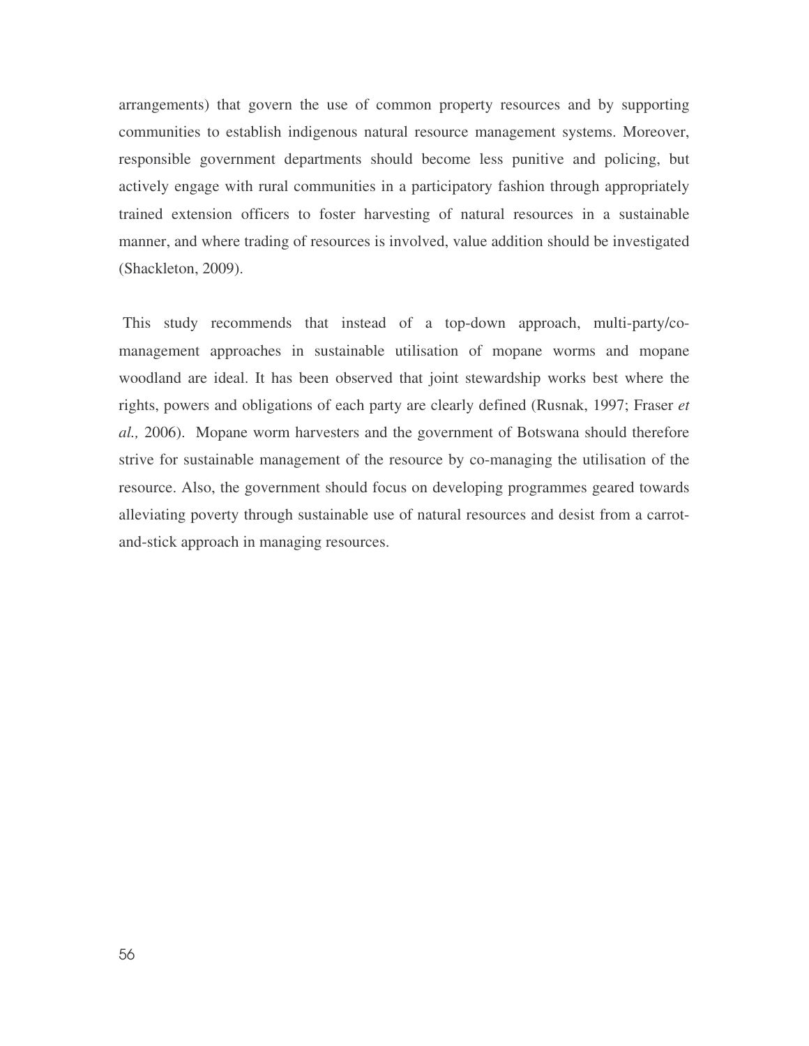arrangements) that govern the use of common property resources and by supporting communities to establish indigenous natural resource management systems. Moreover, responsible government departments should become less punitive and policing, but actively engage with rural communities in a participatory fashion through appropriately trained extension officers to foster harvesting of natural resources in a sustainable manner, and where trading of resources is involved, value addition should be investigated (Shackleton, 2009).

This study recommends that instead of a top-down approach, multi-party/co-management approaches in sustainable utilisation of mopane worms and mopane woodland are ideal. It has been observed that joint stewardship works best where the rights, powers and obligations of each party are clearly defined (Rusnak, 1997; Fraser *et al.,* 2006). Mopane worm harvesters and the government of Botswana should therefore strive for sustainable management of the resource by co-managing the utilisation of the resource. Also, the government should focus on developing programmes geared towards alleviating poverty through sustainable use of natural resources and desist from a carrot-and-stick approach in managing resources.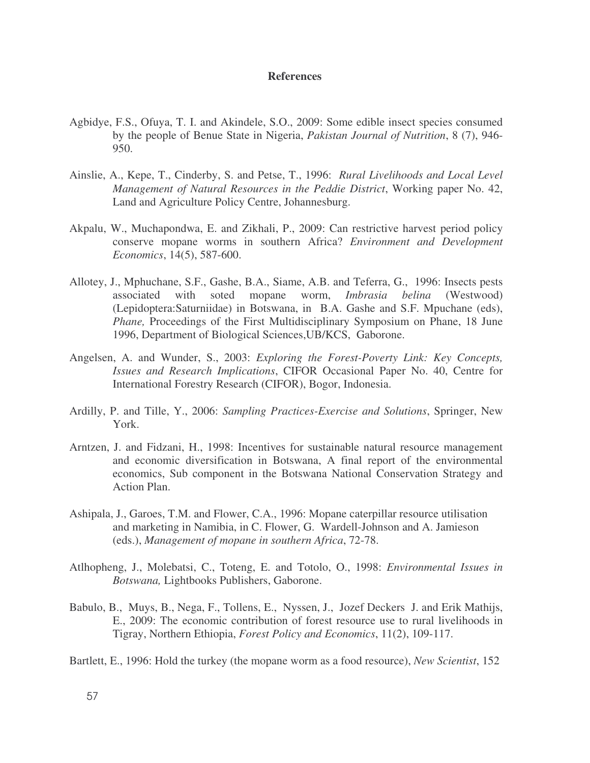**References**

Agbidye, F.S., Ofuya, T. I. and Akindele, S.O., 2009: Some edible insect species consumed by the people of Benue State in Nigeria, *Pakistan Journal of Nutrition*, 8 (7), 946-950.

Ainslie, A., Kepe, T., Cinderby, S. and Petse, T., 1996: *Rural Livelihoods and Local Level Management of Natural Resources in the Peddie District*, Working paper No. 42, Land and Agriculture Policy Centre, Johannesburg.

Akpalu, W., Muchapondwa, E. and Zikhali, P., 2009: Can restrictive harvest period policy conserve mopane worms in southern Africa? *Environment and Development Economics*, 14(5), 587-600.

Allotey, J., Mphuchane, S.F., Gashe, B.A., Siame, A.B. and Teferra, G., 1996: Insects pests associated with soted mopane worm, *Imbrasia belina* (Westwood) (Lepidoptera:Saturniidae) in Botswana, in B.A. Gashe and S.F. Mpuchane (eds), *Phane,* Proceedings of the First Multidisciplinary Symposium on Phane, 18 June 1996, Department of Biological Sciences,UB/KCS, Gaborone.

Angelsen, A. and Wunder, S., 2003: *Exploring the Forest-Poverty Link: Key Concepts, Issues and Research Implications*, CIFOR Occasional Paper No. 40, Centre for International Forestry Research (CIFOR), Bogor, Indonesia.

Ardilly, P. and Tille, Y., 2006: *Sampling Practices-Exercise and Solutions*, Springer, New York.

Arntzen, J. and Fidzani, H., 1998: Incentives for sustainable natural resource management and economic diversification in Botswana, A final report of the environmental economics, Sub component in the Botswana National Conservation Strategy and Action Plan.

Ashipala, J., Garoes, T.M. and Flower, C.A., 1996: Mopane caterpillar resource utilisation and marketing in Namibia, in C. Flower, G. Wardell-Johnson and A. Jamieson (eds.), *Management of mopane in southern Africa*, 72-78.

Atlhopheng, J., Molebatsi, C., Toteng, E. and Totolo, O., 1998: *Environmental Issues in Botswana,* Lightbooks Publishers, Gaborone.

Babulo, B., Muys, B., Nega, F., Tollens, E., Nyssen, J., Jozef Deckers J. and Erik Mathijs, E., 2009: The economic contribution of forest resource use to rural livelihoods in Tigray, Northern Ethiopia, *Forest Policy and Economics*, 11(2), 109-117.

Bartlett, E., 1996: Hold the turkey (the mopane worm as a food resource), *New Scientist*, 152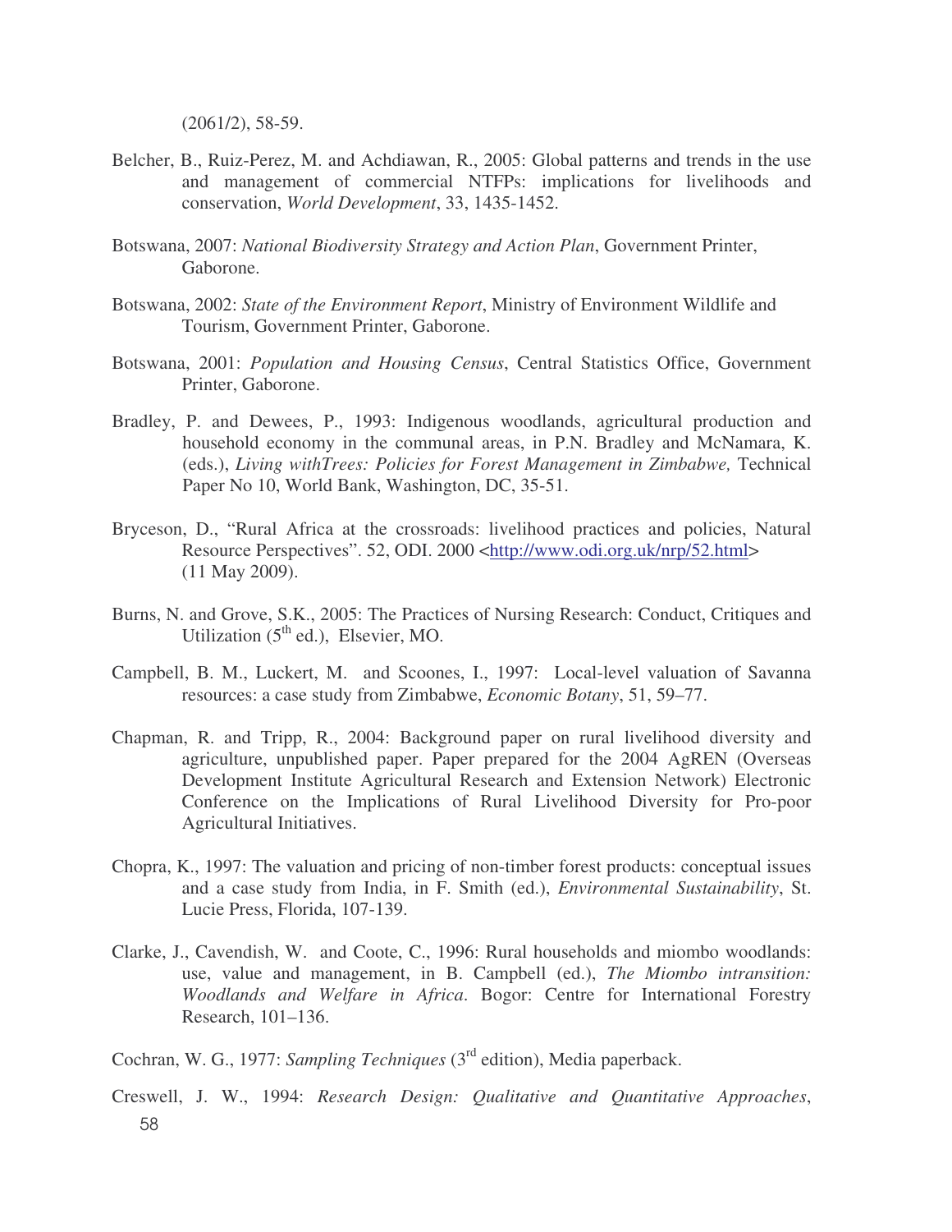(2061/2), 58-59.

Belcher, B., Ruiz-Perez, M. and Achdiawan, R., 2005: Global patterns and trends in the use and management of commercial NTFPs: implications for livelihoods and conservation, *World Development*, 33, 1435-1452.

Botswana, 2007: *National Biodiversity Strategy and Action Plan*, Government Printer, Gaborone.

Botswana, 2002: *State of the Environment Report*, Ministry of Environment Wildlife and Tourism, Government Printer, Gaborone.

Botswana, 2001: *Population and Housing Census*, Central Statistics Office, Government Printer, Gaborone.

Bradley, P. and Dewees, P., 1993: Indigenous woodlands, agricultural production and household economy in the communal areas, in P.N. Bradley and McNamara, K. (eds.), *Living withTrees: Policies for Forest Management in Zimbabwe,* Technical Paper No 10, World Bank, Washington, DC, 35-51.

Bryceson, D., "Rural Africa at the crossroads: livelihood practices and policies, Natural Resource Perspectives". 52, ODI. 2000 <http://www.odi.org.uk/nrp/52.html> (11 May 2009).

Burns, N. and Grove, S.K., 2005: The Practices of Nursing Research: Conduct, Critiques and Utilization (5th ed.), Elsevier, MO.

Campbell, B. M., Luckert, M. and Scoones, I., 1997: Local-level valuation of Savanna resources: a case study from Zimbabwe, *Economic Botany*, 51, 59–77.

Chapman, R. and Tripp, R., 2004: Background paper on rural livelihood diversity and agriculture, unpublished paper. Paper prepared for the 2004 AgREN (Overseas Development Institute Agricultural Research and Extension Network) Electronic Conference on the Implications of Rural Livelihood Diversity for Pro-poor Agricultural Initiatives.

Chopra, K., 1997: The valuation and pricing of non-timber forest products: conceptual issues and a case study from India, in F. Smith (ed.), *Environmental Sustainability*, St. Lucie Press, Florida, 107-139.

Clarke, J., Cavendish, W. and Coote, C., 1996: Rural households and miombo woodlands: use, value and management, in B. Campbell (ed.), *The Miombo intransition: Woodlands and Welfare in Africa*. Bogor: Centre for International Forestry Research, 101–136.

Cochran, W. G., 1977: *Sampling Techniques* (3rd edition), Media paperback.

Creswell, J. W., 1994: *Research Design: Qualitative and Quantitative Approaches*,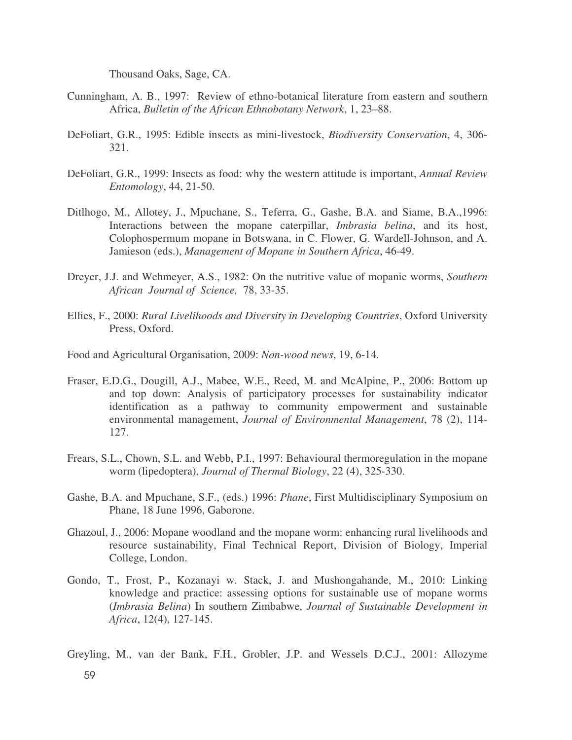Thousand Oaks, Sage, CA.

Cunningham, A. B., 1997: Review of ethno-botanical literature from eastern and southern Africa, *Bulletin of the African Ethnobotany Network*, 1, 23–88.

DeFoliart, G.R., 1995: Edible insects as mini-livestock, *Biodiversity Conservation*, 4, 306-321.

DeFoliart, G.R., 1999: Insects as food: why the western attitude is important, *Annual Review Entomology*, 44, 21-50.

Ditlhogo, M., Allotey, J., Mpuchane, S., Teferra, G., Gashe, B.A. and Siame, B.A.,1996: Interactions between the mopane caterpillar, *Imbrasia belina*, and its host, Colophospermum mopane in Botswana, in C. Flower, G. Wardell-Johnson, and A. Jamieson (eds.), *Management of Mopane in Southern Africa*, 46-49.

Dreyer, J.J. and Wehmeyer, A.S., 1982: On the nutritive value of mopanie worms, *Southern African Journal of Science,* 78, 33-35.

Ellies, F., 2000: *Rural Livelihoods and Diversity in Developing Countries*, Oxford University Press, Oxford.

Food and Agricultural Organisation, 2009: *Non-wood news*, 19, 6-14.

Fraser, E.D.G., Dougill, A.J., Mabee, W.E., Reed, M. and McAlpine, P., 2006: Bottom up and top down: Analysis of participatory processes for sustainability indicator identification as a pathway to community empowerment and sustainable environmental management, *Journal of Environmental Management*, 78 (2), 114-127.

Frears, S.L., Chown, S.L. and Webb, P.I., 1997: Behavioural thermoregulation in the mopane worm (lipedoptera), *Journal of Thermal Biology*, 22 (4), 325-330.

Gashe, B.A. and Mpuchane, S.F., (eds.) 1996: *Phane*, First Multidisciplinary Symposium on Phane, 18 June 1996, Gaborone.

Ghazoul, J., 2006: Mopane woodland and the mopane worm: enhancing rural livelihoods and resource sustainability, Final Technical Report, Division of Biology, Imperial College, London.

Gondo, T., Frost, P., Kozanayi w. Stack, J. and Mushongahande, M., 2010: Linking knowledge and practice: assessing options for sustainable use of mopane worms (*Imbrasia Belina*) In southern Zimbabwe, *Journal of Sustainable Development in Africa*, 12(4), 127-145.

Greyling, M., van der Bank, F.H., Grobler, J.P. and Wessels D.C.J., 2001: Allozyme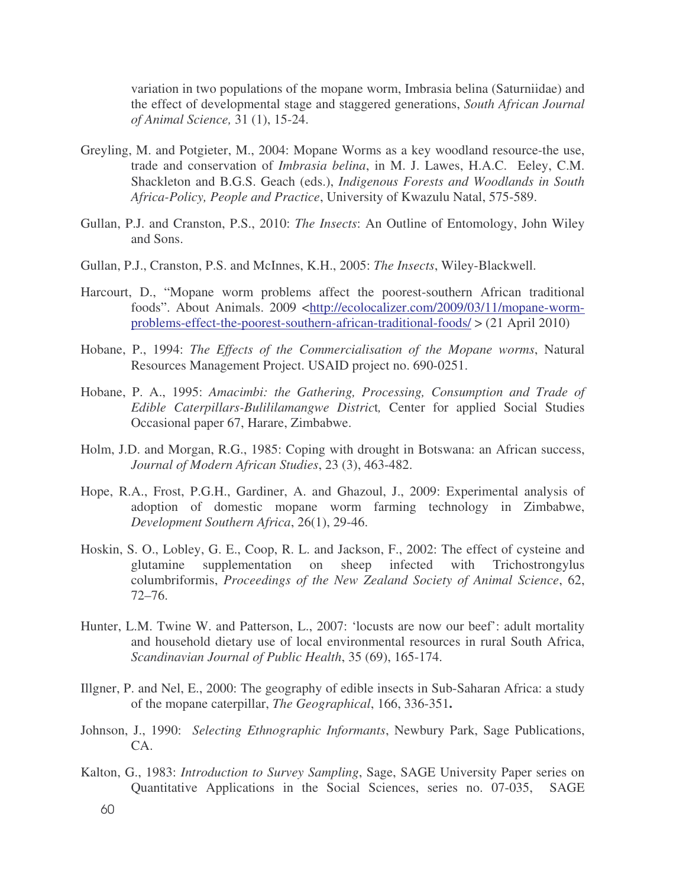variation in two populations of the mopane worm, Imbrasia belina (Saturniidae) and the effect of developmental stage and staggered generations, *South African Journal of Animal Science,* 31 (1), 15-24.

Greyling, M. and Potgieter, M., 2004: Mopane Worms as a key woodland resource-the use, trade and conservation of *Imbrasia belina*, in M. J. Lawes, H.A.C. Eeley, C.M. Shackleton and B.G.S. Geach (eds.), *Indigenous Forests and Woodlands in South Africa-Policy, People and Practice*, University of Kwazulu Natal, 575-589.

Gullan, P.J. and Cranston, P.S., 2010: *The Insects*: An Outline of Entomology, John Wiley and Sons.

Gullan, P.J., Cranston, P.S. and McInnes, K.H., 2005: *The Insects*, Wiley-Blackwell.

Harcourt, D., "Mopane worm problems affect the poorest-southern African traditional foods". About Animals. 2009 <http://ecolocalizer.com/2009/03/11/mopane-worm-problems-effect-the-poorest-southern-african-traditional-foods/ > (21 April 2010)

Hobane, P., 1994: *The Effects of the Commercialisation of the Mopane worms*, Natural Resources Management Project. USAID project no. 690-0251.

Hobane, P. A., 1995: *Amacimbi: the Gathering, Processing, Consumption and Trade of Edible Caterpillars-Bulililamangwe Distric*t*,* Center for applied Social Studies Occasional paper 67, Harare, Zimbabwe.

Holm, J.D. and Morgan, R.G., 1985: Coping with drought in Botswana: an African success, *Journal of Modern African Studies*, 23 (3), 463-482.

Hope, R.A., Frost, P.G.H., Gardiner, A. and Ghazoul, J., 2009: Experimental analysis of adoption of domestic mopane worm farming technology in Zimbabwe, *Development Southern Africa*, 26(1), 29-46.

Hoskin, S. O., Lobley, G. E., Coop, R. L. and Jackson, F., 2002: The effect of cysteine and glutamine supplementation on sheep infected with Trichostrongylus columbriformis, *Proceedings of the New Zealand Society of Animal Science*, 62, 72–76.

Hunter, L.M. Twine W. and Patterson, L., 2007: 'locusts are now our beef': adult mortality and household dietary use of local environmental resources in rural South Africa, *Scandinavian Journal of Public Health*, 35 (69), 165-174.

Illgner, P. and Nel, E., 2000: The geography of edible insects in Sub-Saharan Africa: a study of the mopane caterpillar, *The Geographical*, 166, 336-351**.**

Johnson, J., 1990: *Selecting Ethnographic Informants*, Newbury Park, Sage Publications, CA.

Kalton, G., 1983: *Introduction to Survey Sampling*, Sage, SAGE University Paper series on Quantitative Applications in the Social Sciences, series no. 07-035, SAGE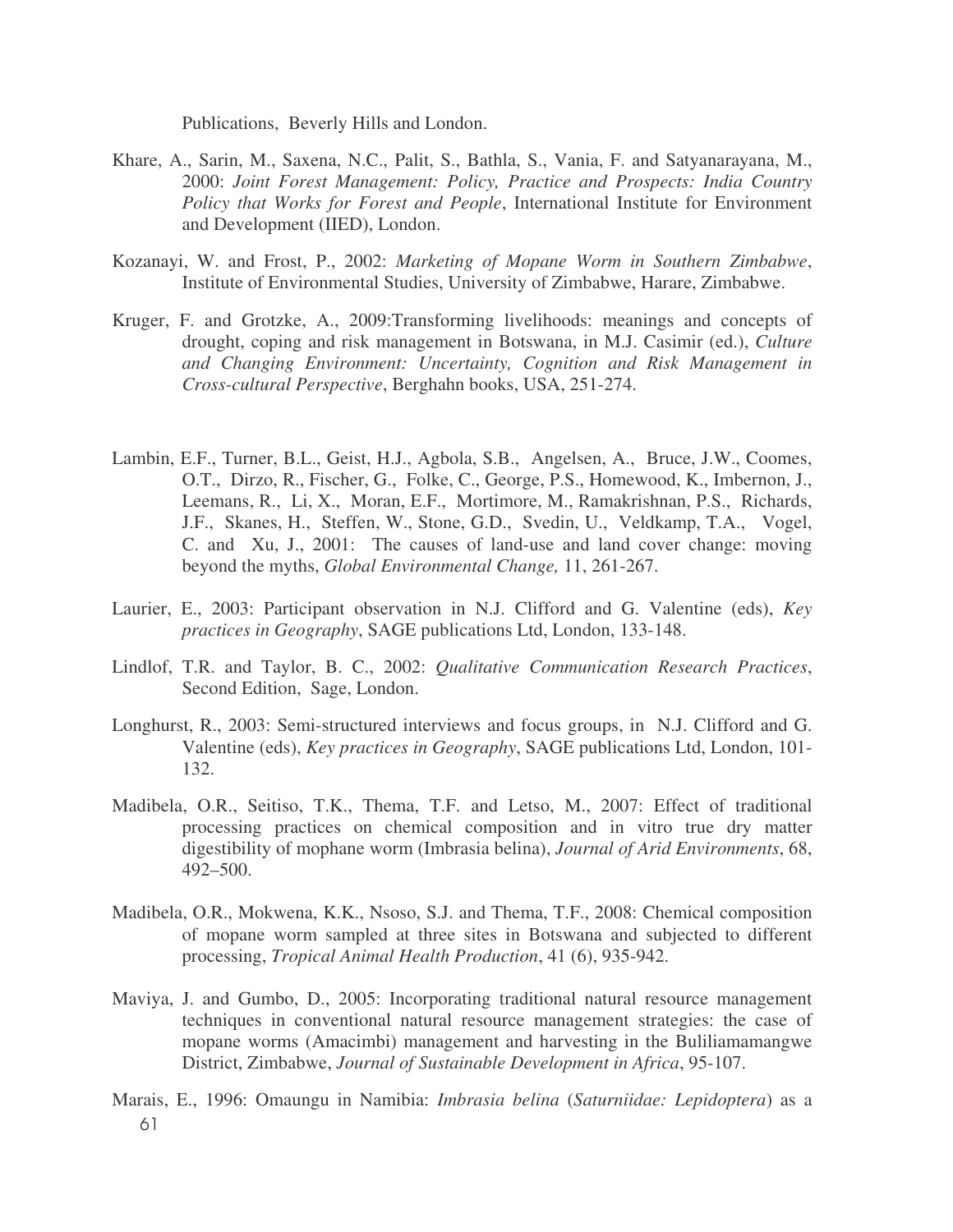Publications, Beverly Hills and London.

Khare, A., Sarin, M., Saxena, N.C., Palit, S., Bathla, S., Vania, F. and Satyanarayana, M., 2000: *Joint Forest Management: Policy, Practice and Prospects: India Country Policy that Works for Forest and People*, International Institute for Environment and Development (IIED), London.

Kozanayi, W. and Frost, P., 2002: *Marketing of Mopane Worm in Southern Zimbabwe*, Institute of Environmental Studies, University of Zimbabwe, Harare, Zimbabwe.

Kruger, F. and Grotzke, A., 2009:Transforming livelihoods: meanings and concepts of drought, coping and risk management in Botswana, in M.J. Casimir (ed.), *Culture and Changing Environment: Uncertainty, Cognition and Risk Management in Cross-cultural Perspective*, Berghahn books, USA, 251-274.

Lambin, E.F., Turner, B.L., Geist, H.J., Agbola, S.B., Angelsen, A., Bruce, J.W., Coomes, O.T., Dirzo, R., Fischer, G., Folke, C., George, P.S., Homewood, K., Imbernon, J., Leemans, R., Li, X., Moran, E.F., Mortimore, M., Ramakrishnan, P.S., Richards, J.F., Skanes, H., Steffen, W., Stone, G.D., Svedin, U., Veldkamp, T.A., Vogel, C. and Xu, J., 2001: The causes of land-use and land cover change: moving beyond the myths, *Global Environmental Change,* 11, 261-267.

Laurier, E., 2003: Participant observation in N.J. Clifford and G. Valentine (eds), *Key practices in Geography*, SAGE publications Ltd, London, 133-148.

Lindlof, T.R. and Taylor, B. C., 2002: *Qualitative Communication Research Practices*, Second Edition, Sage, London.

Longhurst, R., 2003: Semi-structured interviews and focus groups, in N.J. Clifford and G. Valentine (eds), *Key practices in Geography*, SAGE publications Ltd, London, 101-132.

Madibela, O.R., Seitiso, T.K., Thema, T.F. and Letso, M., 2007: Effect of traditional processing practices on chemical composition and in vitro true dry matter digestibility of mophane worm (Imbrasia belina), *Journal of Arid Environments*, 68, 492–500.

Madibela, O.R., Mokwena, K.K., Nsoso, S.J. and Thema, T.F., 2008: Chemical composition of mopane worm sampled at three sites in Botswana and subjected to different processing, *Tropical Animal Health Production*, 41 (6), 935-942.

Maviya, J. and Gumbo, D., 2005: Incorporating traditional natural resource management techniques in conventional natural resource management strategies: the case of mopane worms (Amacimbi) management and harvesting in the Buliliamamangwe District, Zimbabwe, *Journal of Sustainable Development in Africa*, 95-107.

Marais, E., 1996: Omaungu in Namibia: *Imbrasia belina* (*Saturniidae: Lepidoptera*) as a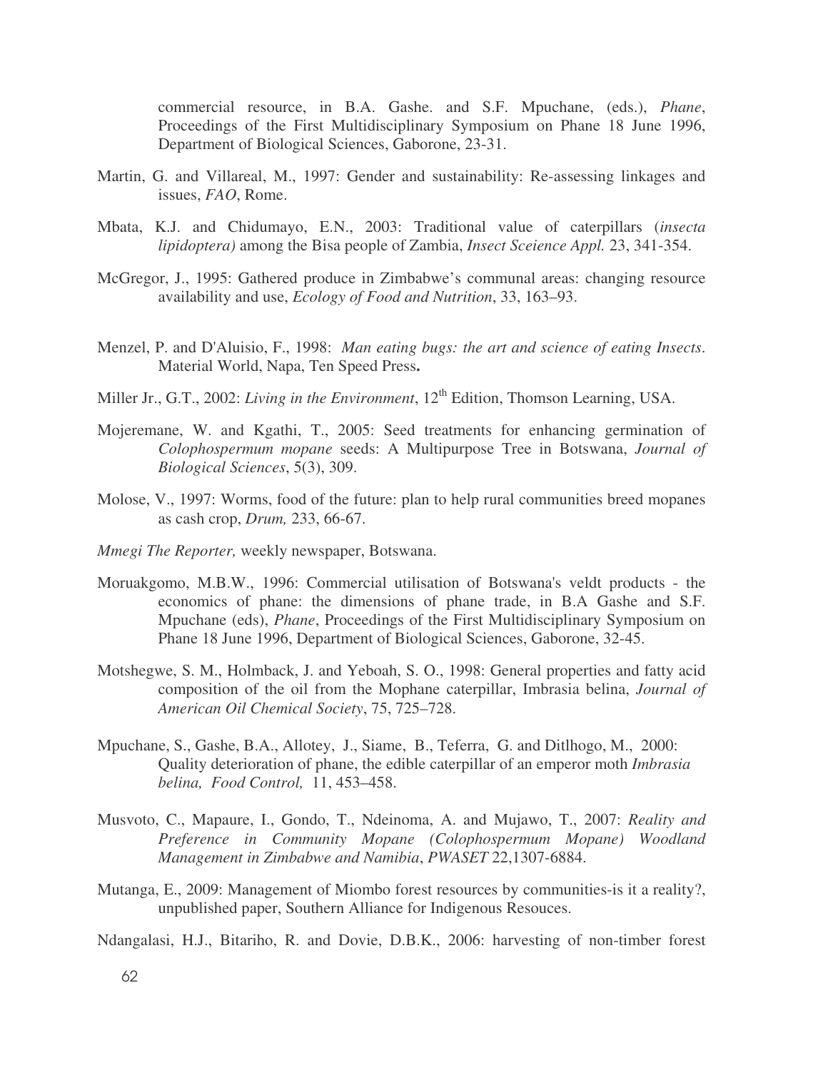commercial resource, in B.A. Gashe. and S.F. Mpuchane, (eds.), *Phane*, Proceedings of the First Multidisciplinary Symposium on Phane 18 June 1996, Department of Biological Sciences, Gaborone, 23-31.

Martin, G. and Villareal, M., 1997: Gender and sustainability: Re-assessing linkages and issues, *FAO*, Rome.

Mbata, K.J. and Chidumayo, E.N., 2003: Traditional value of caterpillars (*insecta lipidoptera)* among the Bisa people of Zambia, *Insect Sceience Appl.* 23, 341-354.

McGregor, J., 1995: Gathered produce in Zimbabwe's communal areas: changing resource availability and use, *Ecology of Food and Nutrition*, 33, 163–93.

Menzel, P. and D'Aluisio, F., 1998: *Man eating bugs: the art and science of eating Insects*. Material World, Napa, Ten Speed Press**.**

Miller Jr., G.T., 2002: *Living in the Environment*, 12th Edition, Thomson Learning, USA.

Mojeremane, W. and Kgathi, T., 2005: Seed treatments for enhancing germination of *Colophospermum mopane* seeds: A Multipurpose Tree in Botswana, *Journal of Biological Sciences*, 5(3), 309.

Molose, V., 1997: Worms, food of the future: plan to help rural communities breed mopanes as cash crop, *Drum,* 233, 66-67.

*Mmegi The Reporter,* weekly newspaper, Botswana.

Moruakgomo, M.B.W., 1996: Commercial utilisation of Botswana's veldt products - the economics of phane: the dimensions of phane trade, in B.A Gashe and S.F. Mpuchane (eds), *Phane*, Proceedings of the First Multidisciplinary Symposium on Phane 18 June 1996, Department of Biological Sciences, Gaborone, 32-45.

Motshegwe, S. M., Holmback, J. and Yeboah, S. O., 1998: General properties and fatty acid composition of the oil from the Mophane caterpillar, Imbrasia belina, *Journal of American Oil Chemical Society*, 75, 725–728.

Mpuchane, S., Gashe, B.A., Allotey, J., Siame, B., Teferra, G. and Ditlhogo, M., 2000: Quality deterioration of phane, the edible caterpillar of an emperor moth *Imbrasia belina, Food Control,* 11, 453–458.

Musvoto, C., Mapaure, I., Gondo, T., Ndeinoma, A. and Mujawo, T., 2007: *Reality and Preference in Community Mopane (Colophospermum Mopane) Woodland Management in Zimbabwe and Namibia*, *PWASET* 22,1307-6884.

Mutanga, E., 2009: Management of Miombo forest resources by communities-is it a reality?, unpublished paper, Southern Alliance for Indigenous Resouces.

Ndangalasi, H.J., Bitariho, R. and Dovie, D.B.K., 2006: harvesting of non-timber forest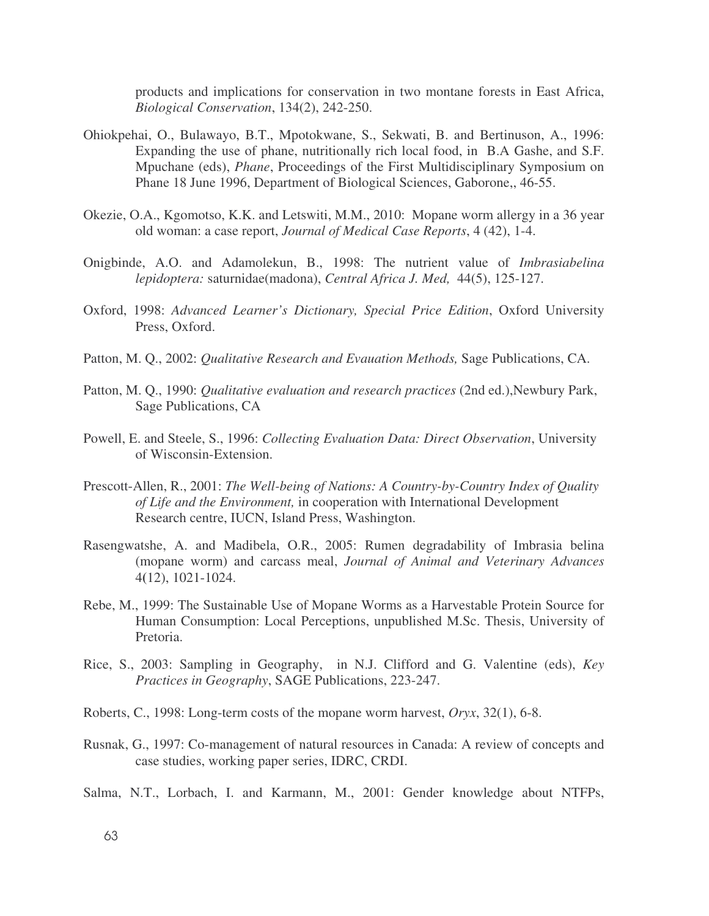products and implications for conservation in two montane forests in East Africa, *Biological Conservation*, 134(2), 242-250.

Ohiokpehai, O., Bulawayo, B.T., Mpotokwane, S., Sekwati, B. and Bertinuson, A., 1996: Expanding the use of phane, nutritionally rich local food, in B.A Gashe, and S.F. Mpuchane (eds), *Phane*, Proceedings of the First Multidisciplinary Symposium on Phane 18 June 1996, Department of Biological Sciences, Gaborone,, 46-55.

Okezie, O.A., Kgomotso, K.K. and Letswiti, M.M., 2010: Mopane worm allergy in a 36 year old woman: a case report, *Journal of Medical Case Reports*, 4 (42), 1-4.

Onigbinde, A.O. and Adamolekun, B., 1998: The nutrient value of *Imbrasiabelina lepidoptera:* saturnidae(madona), *Central Africa J. Med,* 44(5), 125-127.

Oxford, 1998: *Advanced Learner's Dictionary, Special Price Edition*, Oxford University Press, Oxford.

Patton, M. Q., 2002: *Qualitative Research and Evauation Methods,* Sage Publications, CA.

Patton, M. Q., 1990: *Qualitative evaluation and research practices* (2nd ed.),Newbury Park, Sage Publications, CA

Powell, E. and Steele, S., 1996: *Collecting Evaluation Data: Direct Observation*, University of Wisconsin-Extension.

Prescott-Allen, R., 2001: *The Well-being of Nations: A Country-by-Country Index of Quality of Life and the Environment,* in cooperation with International Development Research centre, IUCN, Island Press, Washington.

Rasengwatshe, A. and Madibela, O.R., 2005: Rumen degradability of Imbrasia belina (mopane worm) and carcass meal, *Journal of Animal and Veterinary Advances* 4(12), 1021-1024.

Rebe, M., 1999: The Sustainable Use of Mopane Worms as a Harvestable Protein Source for Human Consumption: Local Perceptions, unpublished M.Sc. Thesis, University of Pretoria.

Rice, S., 2003: Sampling in Geography, in N.J. Clifford and G. Valentine (eds), *Key Practices in Geography*, SAGE Publications, 223-247.

Roberts, C., 1998: Long-term costs of the mopane worm harvest, *Oryx*, 32(1), 6-8.

Rusnak, G., 1997: Co-management of natural resources in Canada: A review of concepts and case studies, working paper series, IDRC, CRDI.

Salma, N.T., Lorbach, I. and Karmann, M., 2001: Gender knowledge about NTFPs,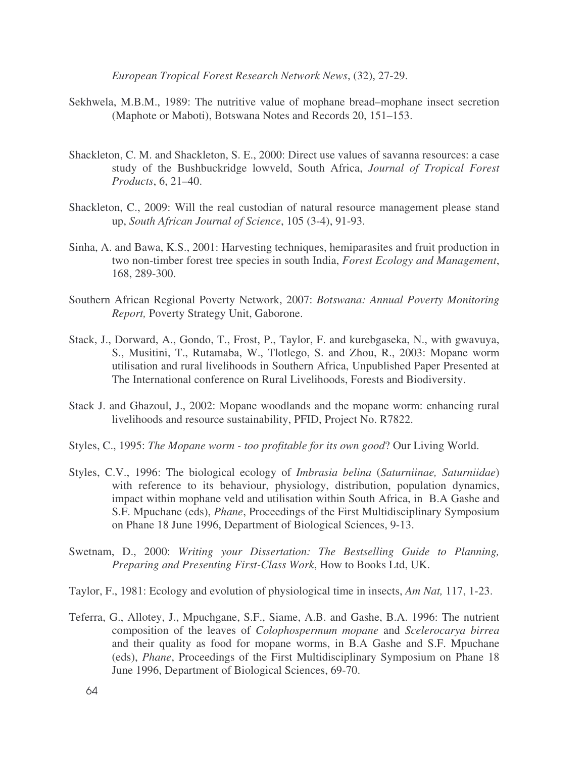*European Tropical Forest Research Network News*, (32), 27-29.

Sekhwela, M.B.M., 1989: The nutritive value of mophane bread–mophane insect secretion (Maphote or Maboti), Botswana Notes and Records 20, 151–153.

Shackleton, C. M. and Shackleton, S. E., 2000: Direct use values of savanna resources: a case study of the Bushbuckridge lowveld, South Africa, *Journal of Tropical Forest Products*, 6, 21–40.

Shackleton, C., 2009: Will the real custodian of natural resource management please stand up, *South African Journal of Science*, 105 (3-4), 91-93.

Sinha, A. and Bawa, K.S., 2001: Harvesting techniques, hemiparasites and fruit production in two non-timber forest tree species in south India, *Forest Ecology and Management*, 168, 289-300.

Southern African Regional Poverty Network, 2007: *Botswana: Annual Poverty Monitoring Report,* Poverty Strategy Unit, Gaborone.

Stack, J., Dorward, A., Gondo, T., Frost, P., Taylor, F. and kurebgaseka, N., with gwavuya, S., Musitini, T., Rutamaba, W., Tlotlego, S. and Zhou, R., 2003: Mopane worm utilisation and rural livelihoods in Southern Africa, Unpublished Paper Presented at The International conference on Rural Livelihoods, Forests and Biodiversity.

Stack J. and Ghazoul, J., 2002: Mopane woodlands and the mopane worm: enhancing rural livelihoods and resource sustainability, PFID, Project No. R7822.

Styles, C., 1995: *The Mopane worm - too profitable for its own good*? Our Living World.

Styles, C.V., 1996: The biological ecology of *Imbrasia belina* (*Saturniinae, Saturniidae*) with reference to its behaviour, physiology, distribution, population dynamics, impact within mophane veld and utilisation within South Africa, in B.A Gashe and S.F. Mpuchane (eds), *Phane*, Proceedings of the First Multidisciplinary Symposium on Phane 18 June 1996, Department of Biological Sciences, 9-13.

Swetnam, D., 2000: *Writing your Dissertation: The Bestselling Guide to Planning, Preparing and Presenting First-Class Work*, How to Books Ltd, UK.

Taylor, F., 1981: Ecology and evolution of physiological time in insects, *Am Nat,* 117, 1-23.

Teferra, G., Allotey, J., Mpuchgane, S.F., Siame, A.B. and Gashe, B.A. 1996: The nutrient composition of the leaves of *Colophospermum mopane* and *Scelerocarya birrea* and their quality as food for mopane worms, in B.A Gashe and S.F. Mpuchane (eds), *Phane*, Proceedings of the First Multidisciplinary Symposium on Phane 18 June 1996, Department of Biological Sciences, 69-70.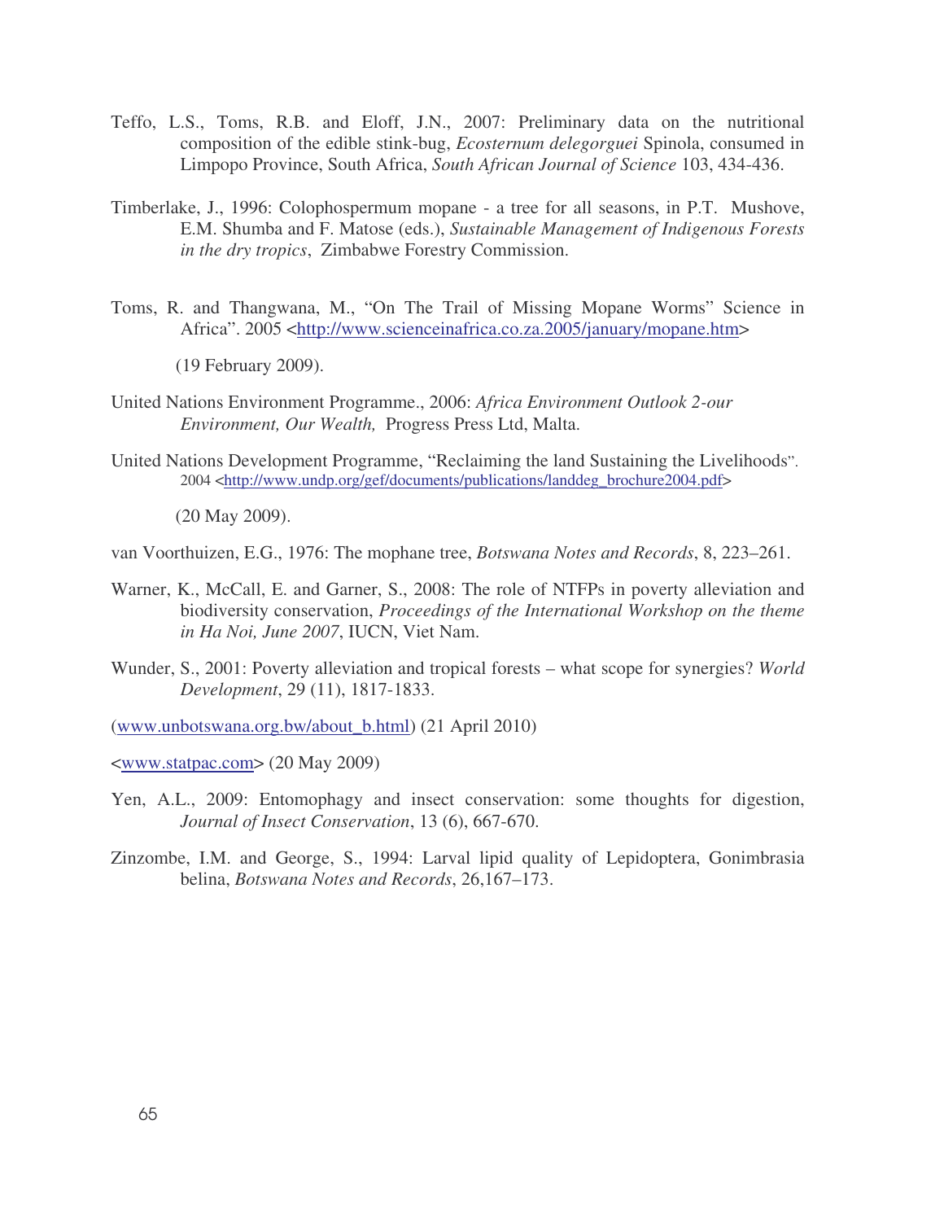Teffo, L.S., Toms, R.B. and Eloff, J.N., 2007: Preliminary data on the nutritional composition of the edible stink-bug, *Ecosternum delegorguei* Spinola, consumed in Limpopo Province, South Africa, *South African Journal of Science* 103, 434-436.

Timberlake, J., 1996: Colophospermum mopane - a tree for all seasons, in P.T. Mushove, E.M. Shumba and F. Matose (eds.), *Sustainable Management of Indigenous Forests in the dry tropics*, Zimbabwe Forestry Commission.

Toms, R. and Thangwana, M., "On The Trail of Missing Mopane Worms" Science in Africa". 2005 <http://www.scienceinafrica.co.za.2005/january/mopane.htm>

(19 February 2009).

United Nations Environment Programme., 2006: *Africa Environment Outlook 2-our Environment, Our Wealth,* Progress Press Ltd, Malta.

United Nations Development Programme, "Reclaiming the land Sustaining the Livelihoods". 2004 <http://www.undp.org/gef/documents/publications/landdeg_brochure2004.pdf>

(20 May 2009).

van Voorthuizen, E.G., 1976: The mophane tree, *Botswana Notes and Records*, 8, 223–261.

Warner, K., McCall, E. and Garner, S., 2008: The role of NTFPs in poverty alleviation and biodiversity conservation, *Proceedings of the International Workshop on the theme in Ha Noi, June 2007*, IUCN, Viet Nam.

Wunder, S., 2001: Poverty alleviation and tropical forests – what scope for synergies? *World Development*, 29 (11), 1817-1833.

(www.unbotswana.org.bw/about_b.html) (21 April 2010)

<www.statpac.com> (20 May 2009)

Yen, A.L., 2009: Entomophagy and insect conservation: some thoughts for digestion, *Journal of Insect Conservation*, 13 (6), 667-670.

Zinzombe, I.M. and George, S., 1994: Larval lipid quality of Lepidoptera, Gonimbrasia belina, *Botswana Notes and Records*, 26,167–173.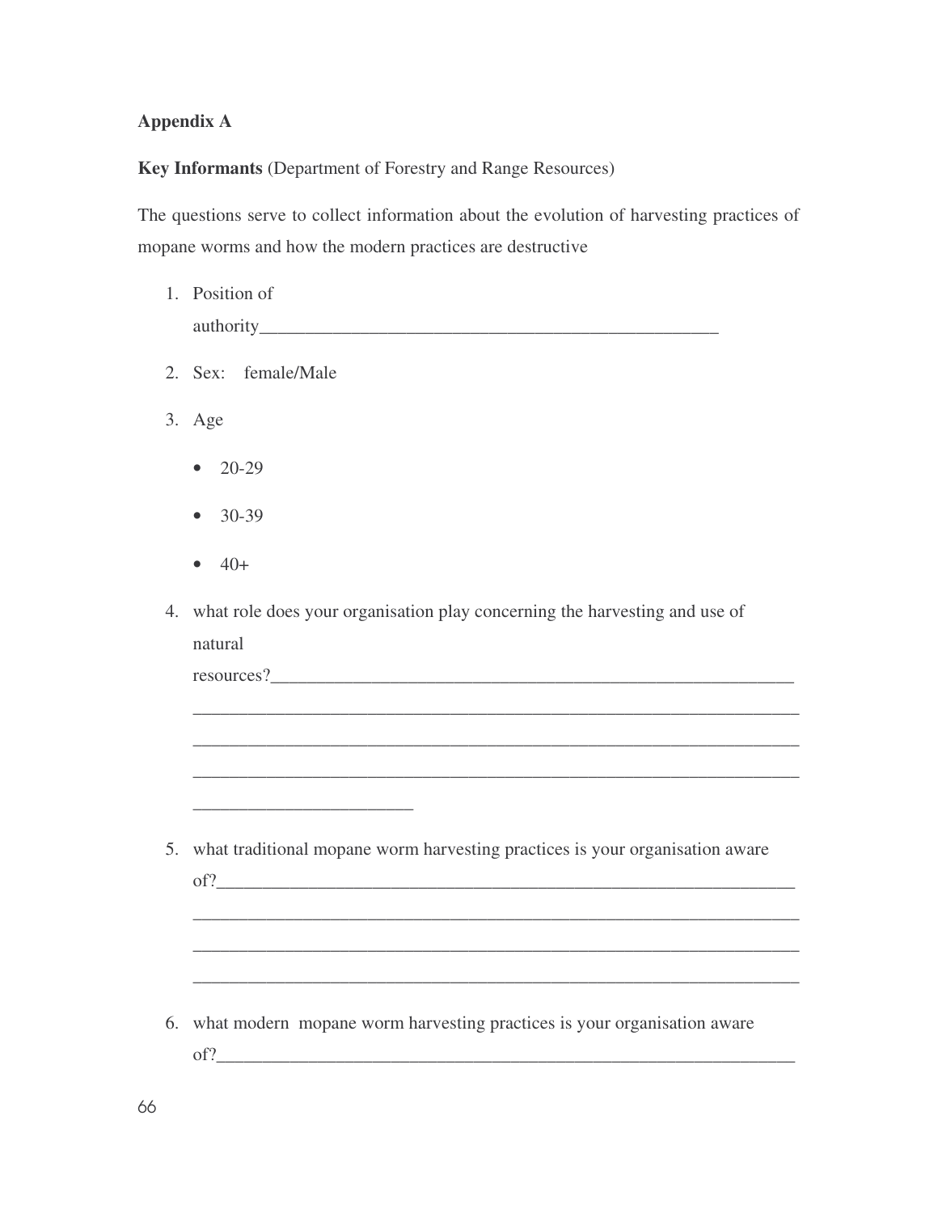**Appendix A**

**Key Informants** (Department of Forestry and Range Resources)

The questions serve to collect information about the evolution of harvesting practices of mopane worms and how the modern practices are destructive

1. Position of authority___________________________________________________

2. Sex: female/Male

3. Age

   - 20-29
   - 30-39
   - 40+

4. what role does your organisation play concerning the harvesting and use of natural resources?___________________________________________________________
   ______________________________________________________________________
   ______________________________________________________________________
   ______________________________________________________________________
   ________________________

5. what traditional mopane worm harvesting practices is your organisation aware of?_________________________________________________________________
   ______________________________________________________________________
   ______________________________________________________________________
   ______________________________________________________________________

6. what modern mopane worm harvesting practices is your organisation aware of?_________________________________________________________________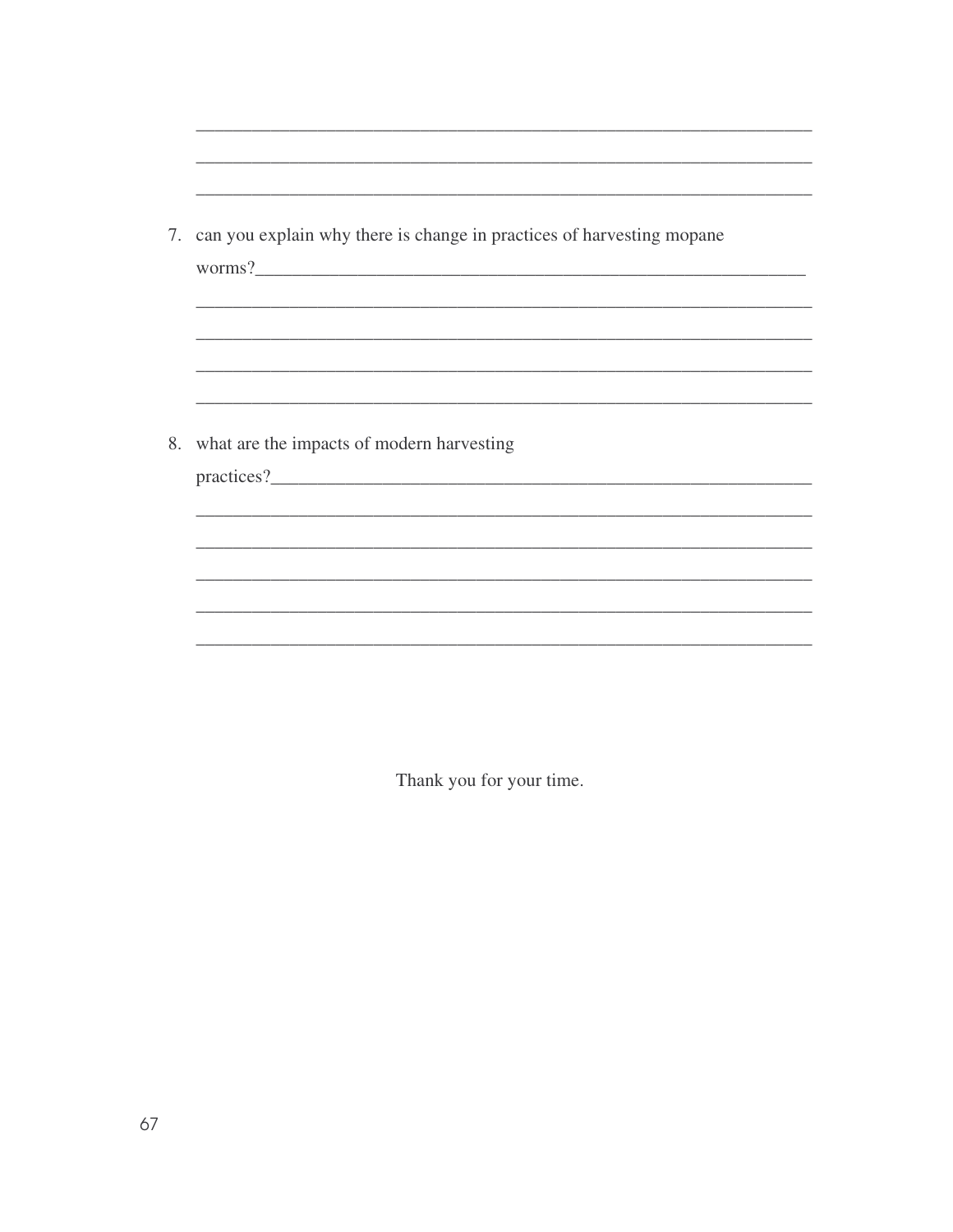_______________________________________________________________

_______________________________________________________________

_______________________________________________________________

7. can you explain why there is change in practices of harvesting mopane worms?___________________________________________________________

   _______________________________________________________________

   _______________________________________________________________

   _______________________________________________________________

   _______________________________________________________________

8. what are the impacts of modern harvesting practices?___________________________________________________________

   _______________________________________________________________

   _______________________________________________________________

   _______________________________________________________________

   _______________________________________________________________

   _______________________________________________________________

Thank you for your time.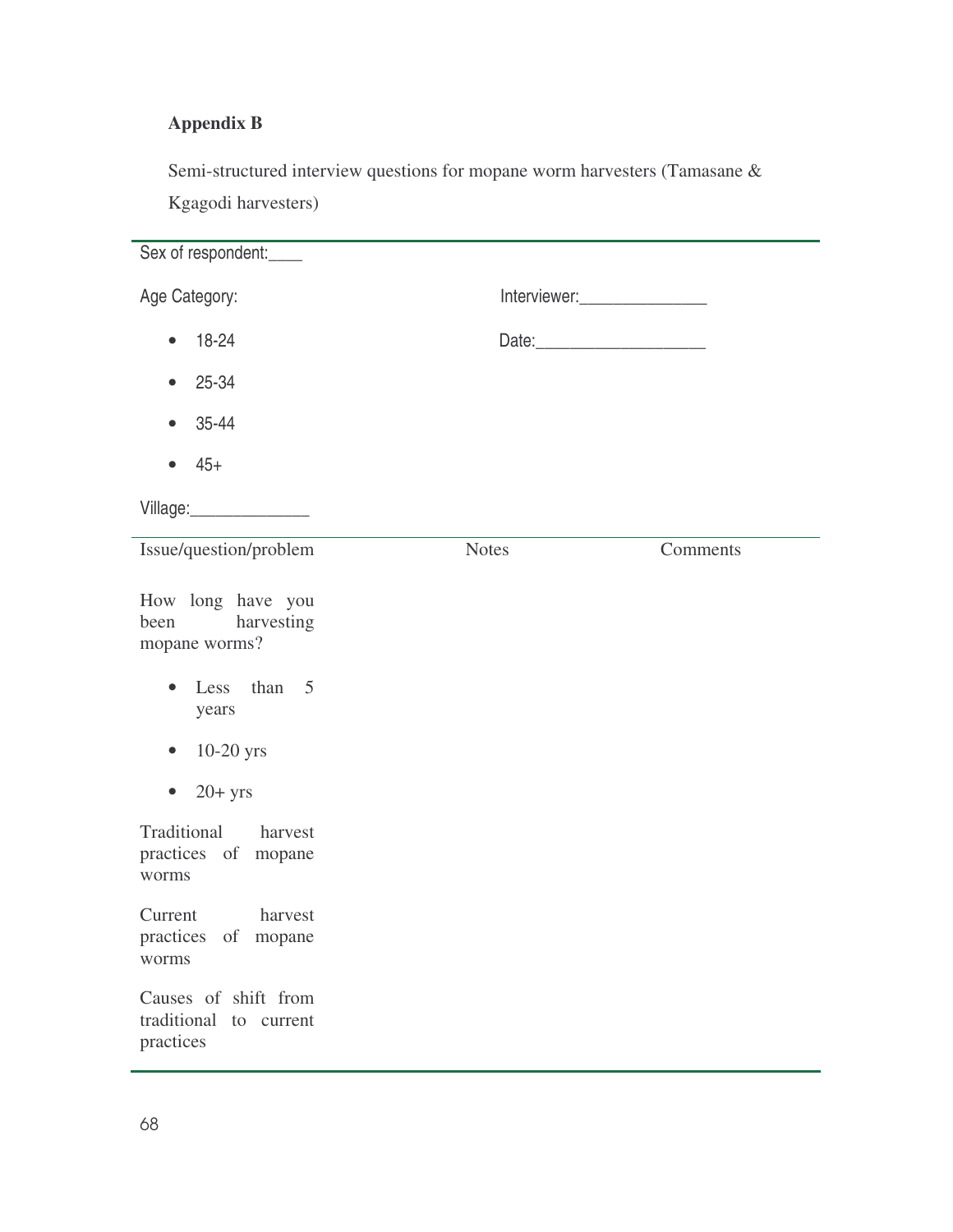**Appendix B**

Semi-structured interview questions for mopane worm harvesters (Tamasane & Kgagodi harvesters)

Sex of respondent:____

Age Category:

- 18-24
- 25-34
- 35-44
- 45+

Interviewer:_______________

Date:____________________

Village:______________

| Issue/question/problem | Notes | Comments |
|---|---|---|
| How long have you been harvesting mopane worms?<br>• Less than 5 years<br>• 10-20 yrs<br>• 20+ yrs | | |
| Traditional harvest practices of mopane worms | | |
| Current harvest practices of mopane worms | | |
| Causes of shift from traditional to current practices | | |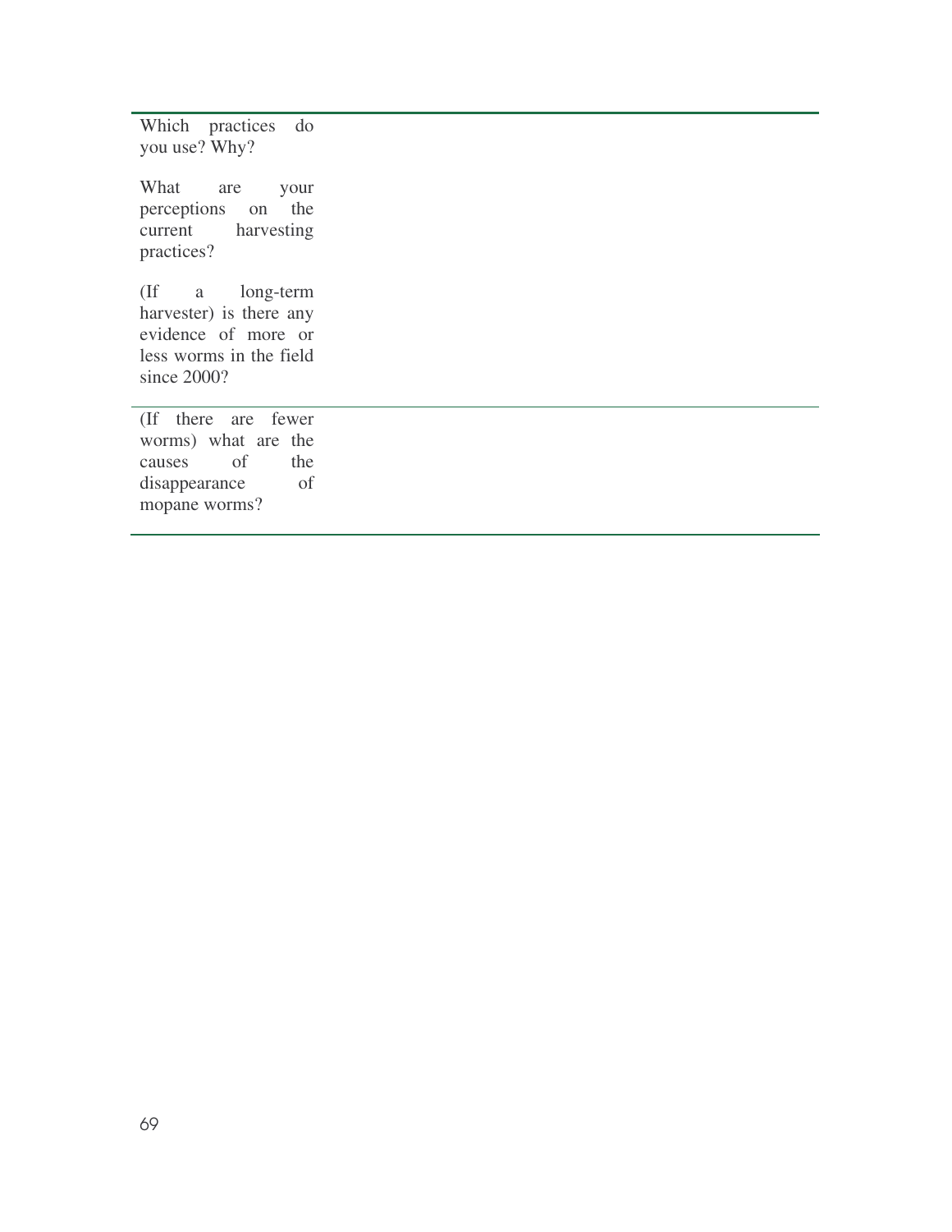| | |
|---|---|
| Which practices do you use? Why?<br><br>What are your perceptions on the current harvesting practices?<br><br>(If a long-term harvester) is there any evidence of more or less worms in the field since 2000? | |
| (If there are fewer worms) what are the causes of the disappearance of mopane worms? | |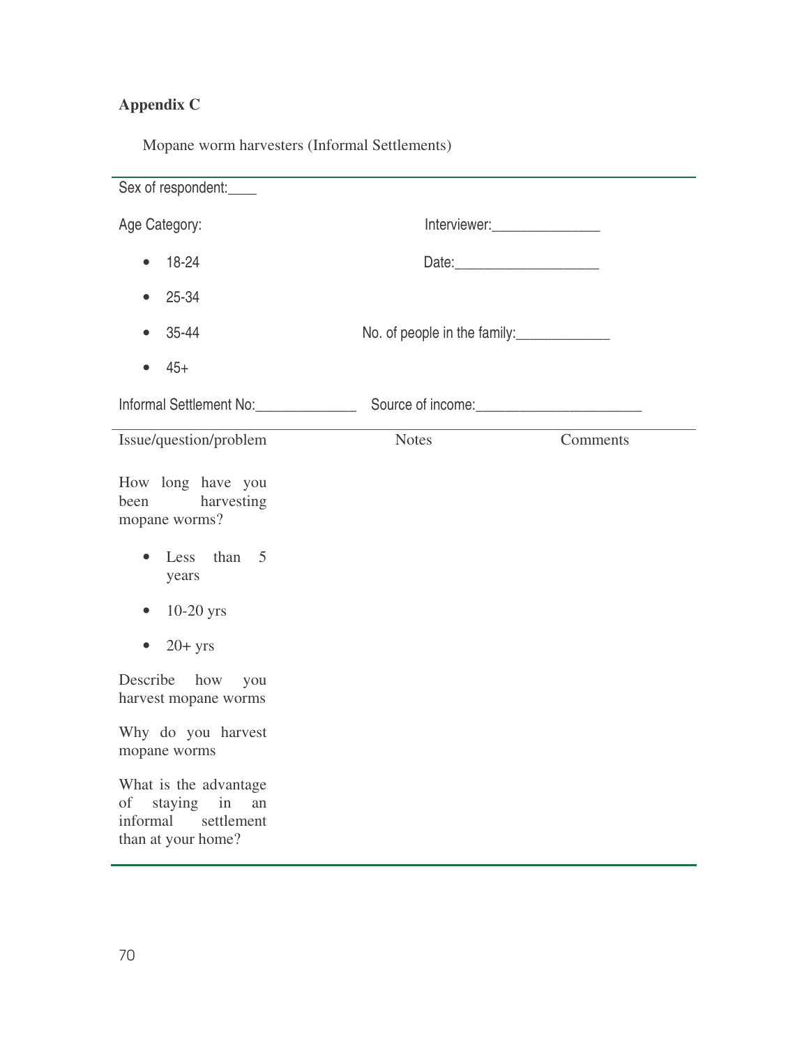**Appendix C**

Mopane worm harvesters (Informal Settlements)

Sex of respondent:____

Age Category:

- 18-24
- 25-34
- 35-44
- 45+

Interviewer:______________

Date:___________________

No. of people in the family:____________

Informal Settlement No:_____________ Source of income:______________________

| Issue/question/problem | Notes | Comments |
|---|---|---|
| How long have you been harvesting mopane worms?<br>• Less than 5 years<br>• 10-20 yrs<br>• 20+ yrs | | |
| Describe how you harvest mopane worms | | |
| Why do you harvest mopane worms | | |
| What is the advantage of staying in an informal settlement than at your home? | | |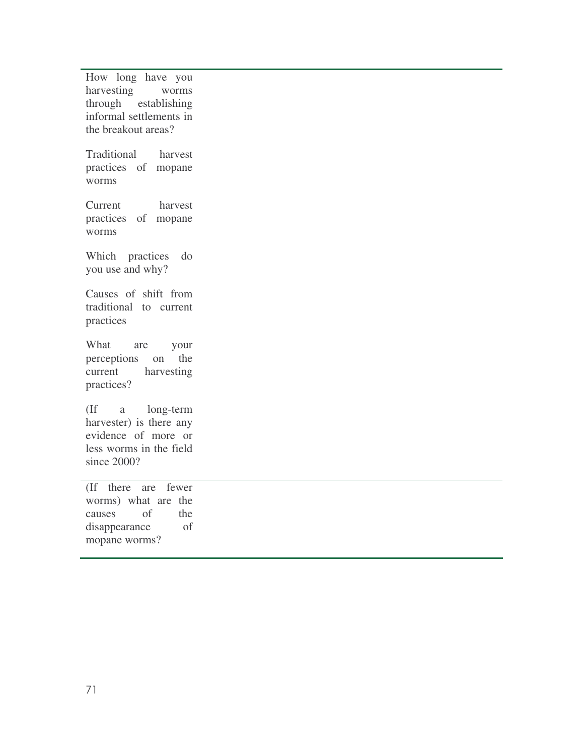| | |
|---|---|
| How long have you harvesting worms through establishing informal settlements in the breakout areas? | |
| Traditional harvest practices of mopane worms | |
| Current harvest practices of mopane worms | |
| Which practices do you use and why? | |
| Causes of shift from traditional to current practices | |
| What are your perceptions on the current harvesting practices? | |
| (If a long-term harvester) is there any evidence of more or less worms in the field since 2000? | |
| (If there are fewer worms) what are the causes of the disappearance of mopane worms? | |